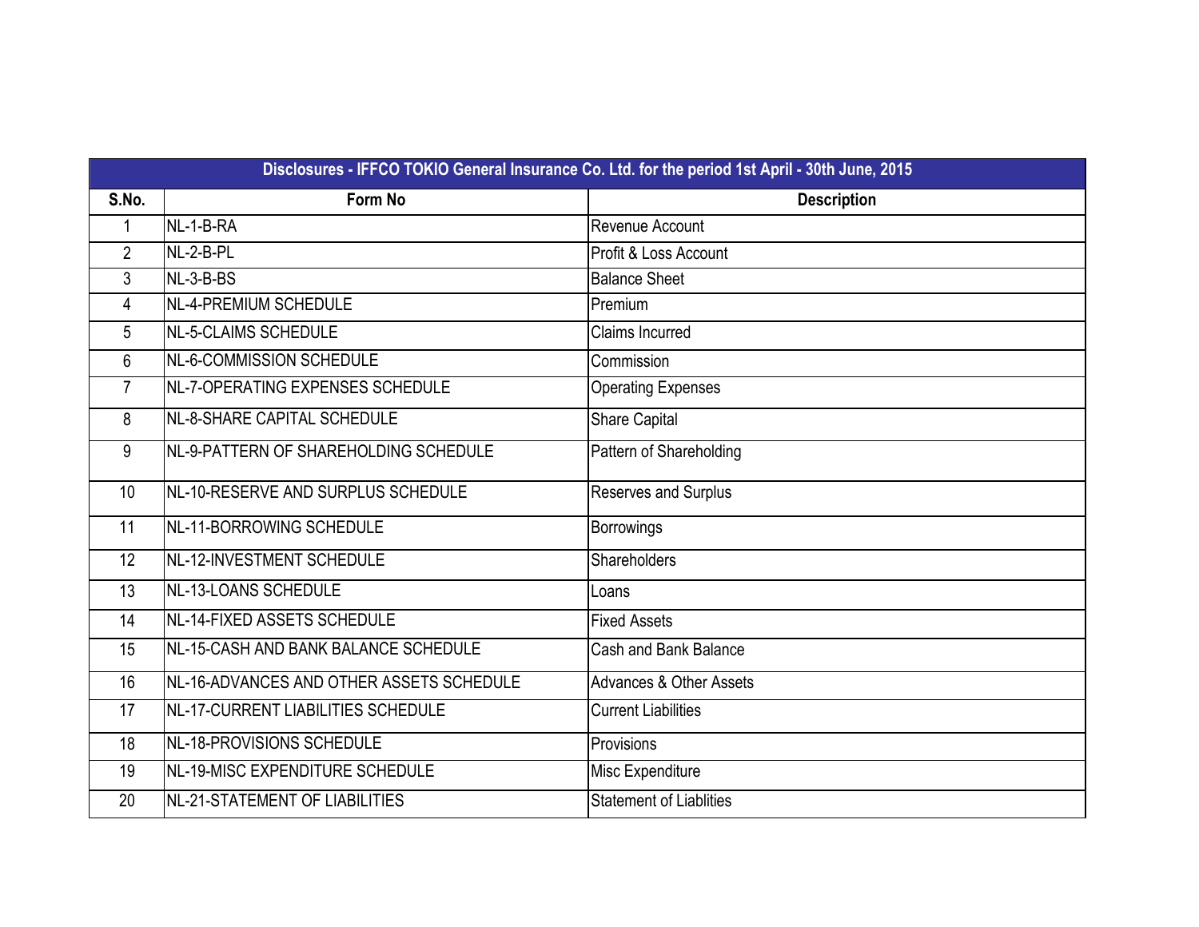| Disclosures - IFFCO TOKIO General Insurance Co. Ltd. for the period 1st April - 30th June, 2015 | | |
|---|---|---|
| S.No. | Form No | Description |
| 1 | NL-1-B-RA | Revenue Account |
| 2 | NL-2-B-PL | Profit & Loss Account |
| 3 | NL-3-B-BS | Balance Sheet |
| 4 | NL-4-PREMIUM SCHEDULE | Premium |
| 5 | NL-5-CLAIMS SCHEDULE | Claims Incurred |
| 6 | NL-6-COMMISSION SCHEDULE | Commission |
| 7 | NL-7-OPERATING EXPENSES SCHEDULE | Operating Expenses |
| 8 | NL-8-SHARE CAPITAL SCHEDULE | Share Capital |
| 9 | NL-9-PATTERN OF SHAREHOLDING SCHEDULE | Pattern of Shareholding |
| 10 | NL-10-RESERVE AND SURPLUS SCHEDULE | Reserves and Surplus |
| 11 | NL-11-BORROWING SCHEDULE | Borrowings |
| 12 | NL-12-INVESTMENT SCHEDULE | Shareholders |
| 13 | NL-13-LOANS SCHEDULE | Loans |
| 14 | NL-14-FIXED ASSETS SCHEDULE | Fixed Assets |
| 15 | NL-15-CASH AND BANK BALANCE SCHEDULE | Cash and Bank Balance |
| 16 | NL-16-ADVANCES AND OTHER ASSETS SCHEDULE | Advances & Other Assets |
| 17 | NL-17-CURRENT LIABILITIES SCHEDULE | Current Liabilities |
| 18 | NL-18-PROVISIONS SCHEDULE | Provisions |
| 19 | NL-19-MISC EXPENDITURE SCHEDULE | Misc Expenditure |
| 20 | NL-21-STATEMENT OF LIABILITIES | Statement of Liablities |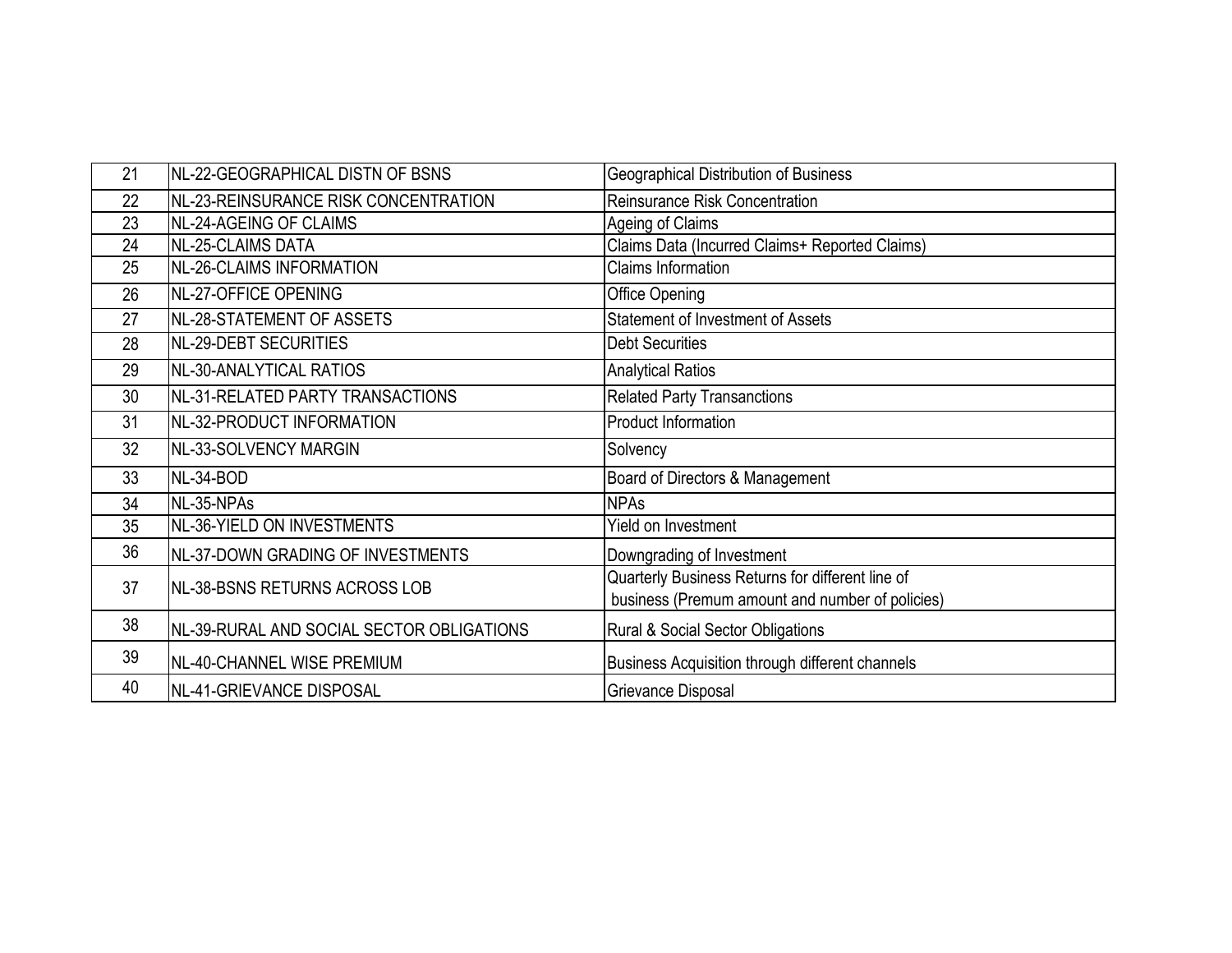| 21 | NL-22-GEOGRAPHICAL DISTN OF BSNS | Geographical Distribution of Business |
|---|---|---|
| 22 | NL-23-REINSURANCE RISK CONCENTRATION | Reinsurance Risk Concentration |
| 23 | NL-24-AGEING OF CLAIMS | Ageing of Claims |
| 24 | NL-25-CLAIMS DATA | Claims Data (Incurred Claims+ Reported Claims) |
| 25 | NL-26-CLAIMS INFORMATION | Claims Information |
| 26 | NL-27-OFFICE OPENING | Office Opening |
| 27 | NL-28-STATEMENT OF ASSETS | Statement of Investment of Assets |
| 28 | NL-29-DEBT SECURITIES | Debt Securities |
| 29 | NL-30-ANALYTICAL RATIOS | Analytical Ratios |
| 30 | NL-31-RELATED PARTY TRANSACTIONS | Related Party Transactions |
| 31 | NL-32-PRODUCT INFORMATION | Product Information |
| 32 | NL-33-SOLVENCY MARGIN | Solvency |
| 33 | NL-34-BOD | Board of Directors & Management |
| 34 | NL-35-NPAs | NPAs |
| 35 | NL-36-YIELD ON INVESTMENTS | Yield on Investment |
| 36 | NL-37-DOWN GRADING OF INVESTMENTS | Downgrading of Investment |
| 37 | NL-38-BSNS RETURNS ACROSS LOB | Quarterly Business Returns for different line of business (Premum amount and number of policies) |
| 38 | NL-39-RURAL AND SOCIAL SECTOR OBLIGATIONS | Rural & Social Sector Obligations |
| 39 | NL-40-CHANNEL WISE PREMIUM | Business Acquisition through different channels |
| 40 | NL-41-GRIEVANCE DISPOSAL | Grievance Disposal |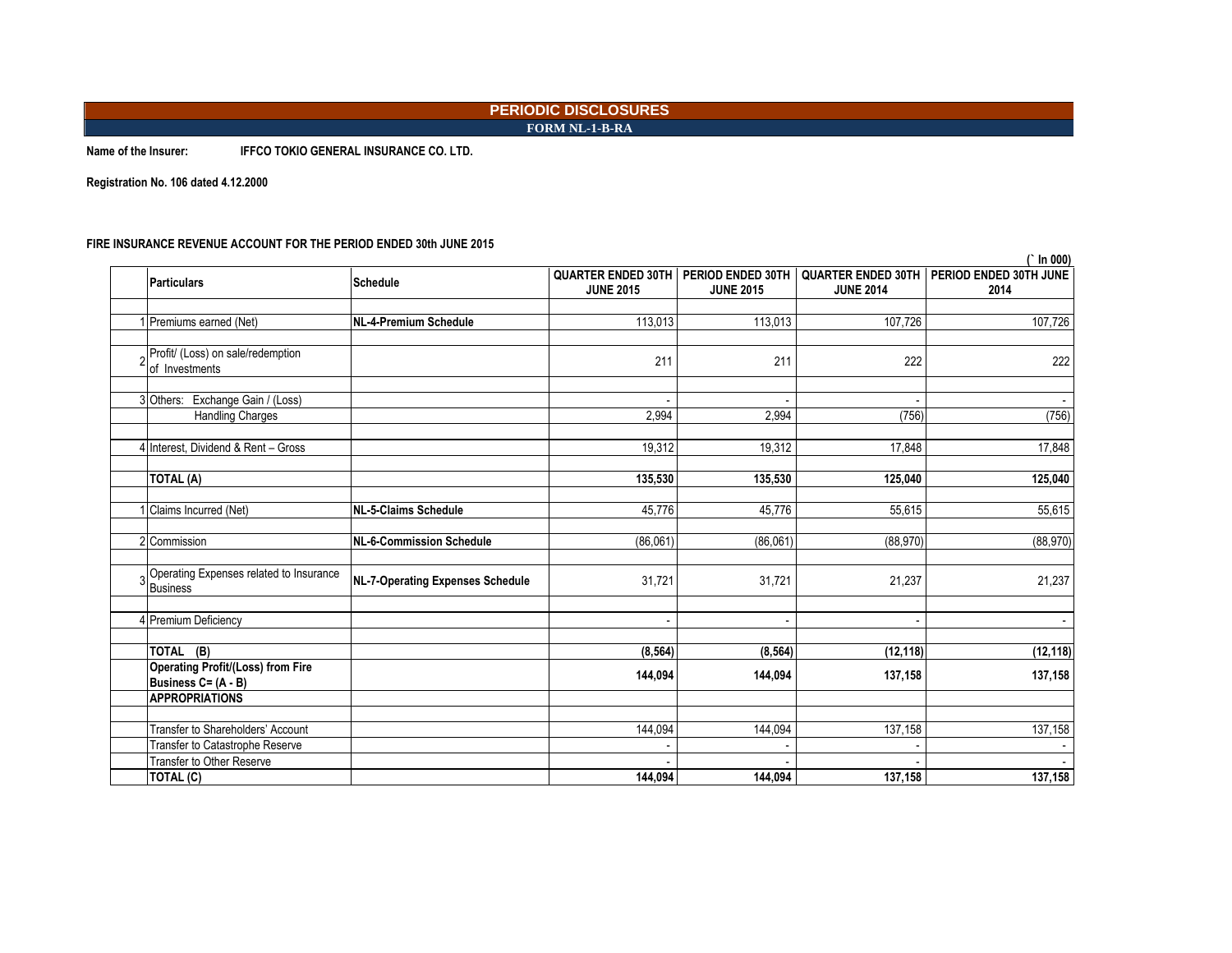# PERIODIC DISCLOSURES

## FORM NL-1-B-RA

**Name of the Insurer:** **IFFCO TOKIO GENERAL INSURANCE CO. LTD.**

**Registration No. 106 dated 4.12.2000**

**FIRE INSURANCE REVENUE ACCOUNT FOR THE PERIOD ENDED 30th JUNE 2015**

(` In 000)

| | Particulars | Schedule | QUARTER ENDED 30TH JUNE 2015 | PERIOD ENDED 30TH JUNE 2015 | QUARTER ENDED 30TH JUNE 2014 | PERIOD ENDED 30TH JUNE 2014 |
|---|---|---|---|---|---|---|
| 1 | Premiums earned (Net) | **NL-4-Premium Schedule** | 113,013 | 113,013 | 107,726 | 107,726 |
| 2 | Profit/ (Loss) on sale/redemption of Investments | | 211 | 211 | 222 | 222 |
| 3 | Others: Exchange Gain / (Loss) | | - | - | - | - |
| | Handling Charges | | 2,994 | 2,994 | (756) | (756) |
| 4 | Interest, Dividend & Rent – Gross | | 19,312 | 19,312 | 17,848 | 17,848 |
| | **TOTAL (A)** | | **135,530** | **135,530** | **125,040** | **125,040** |
| 1 | Claims Incurred (Net) | **NL-5-Claims Schedule** | 45,776 | 45,776 | 55,615 | 55,615 |
| 2 | Commission | **NL-6-Commission Schedule** | (86,061) | (86,061) | (88,970) | (88,970) |
| 3 | Operating Expenses related to Insurance Business | **NL-7-Operating Expenses Schedule** | 31,721 | 31,721 | 21,237 | 21,237 |
| 4 | Premium Deficiency | | - | - | - | - |
| | **TOTAL (B)** | | **(8,564)** | **(8,564)** | **(12,118)** | **(12,118)** |
| | **Operating Profit/(Loss) from Fire Business C= (A - B)** | | **144,094** | **144,094** | **137,158** | **137,158** |
| | **APPROPRIATIONS** | | | | | |
| | Transfer to Shareholders' Account | | 144,094 | 144,094 | 137,158 | 137,158 |
| | Transfer to Catastrophe Reserve | | - | - | - | - |
| | Transfer to Other Reserve | | - | - | - | - |
| | **TOTAL (C)** | | **144,094** | **144,094** | **137,158** | **137,158** |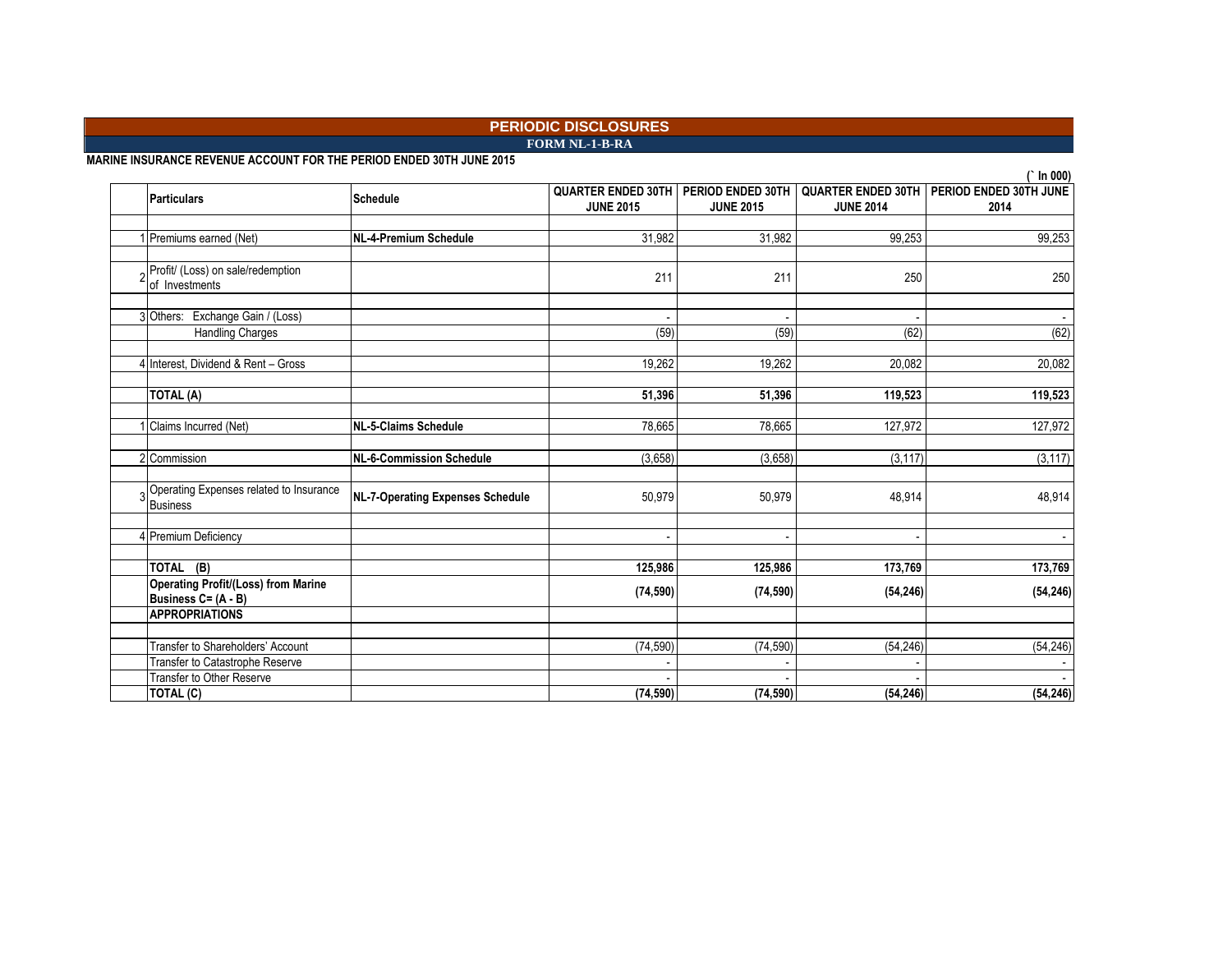# PERIODIC DISCLOSURES

## FORM NL-1-B-RA

**MARINE INSURANCE REVENUE ACCOUNT FOR THE PERIOD ENDED 30TH JUNE 2015**

(` In 000)

| | Particulars | Schedule | QUARTER ENDED 30TH JUNE 2015 | PERIOD ENDED 30TH JUNE 2015 | QUARTER ENDED 30TH JUNE 2014 | PERIOD ENDED 30TH JUNE 2014 |
|---|---|---|---|---|---|---|
| 1 | Premiums earned (Net) | **NL-4-Premium Schedule** | 31,982 | 31,982 | 99,253 | 99,253 |
| 2 | Profit/ (Loss) on sale/redemption of Investments | | 211 | 211 | 250 | 250 |
| 3 | Others: Exchange Gain / (Loss) | | - | - | - | - |
| | Handling Charges | | (59) | (59) | (62) | (62) |
| 4 | Interest, Dividend & Rent – Gross | | 19,262 | 19,262 | 20,082 | 20,082 |
| | **TOTAL (A)** | | **51,396** | **51,396** | **119,523** | **119,523** |
| 1 | Claims Incurred (Net) | **NL-5-Claims Schedule** | 78,665 | 78,665 | 127,972 | 127,972 |
| 2 | Commission | **NL-6-Commission Schedule** | (3,658) | (3,658) | (3,117) | (3,117) |
| 3 | Operating Expenses related to Insurance Business | **NL-7-Operating Expenses Schedule** | 50,979 | 50,979 | 48,914 | 48,914 |
| 4 | Premium Deficiency | | - | - | - | - |
| | **TOTAL (B)** | | **125,986** | **125,986** | **173,769** | **173,769** |
| | **Operating Profit/(Loss) from Marine Business C= (A - B)** | | **(74,590)** | **(74,590)** | **(54,246)** | **(54,246)** |
| | **APPROPRIATIONS** | | | | | |
| | Transfer to Shareholders' Account | | (74,590) | (74,590) | (54,246) | (54,246) |
| | Transfer to Catastrophe Reserve | | - | - | - | - |
| | Transfer to Other Reserve | | - | - | - | - |
| | **TOTAL (C)** | | **(74,590)** | **(74,590)** | **(54,246)** | **(54,246)** |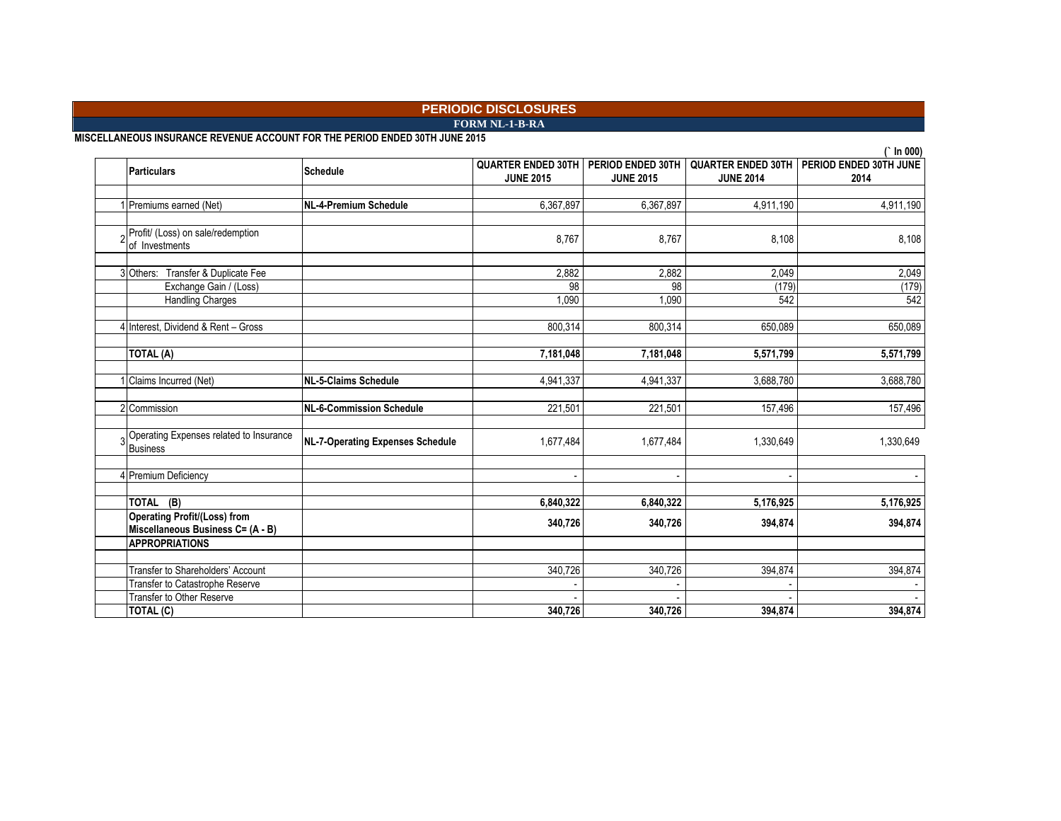# PERIODIC DISCLOSURES

## FORM NL-1-B-RA

**MISCELLANEOUS INSURANCE REVENUE ACCOUNT FOR THE PERIOD ENDED 30TH JUNE 2015**

(` In 000)

| | Particulars | Schedule | QUARTER ENDED 30TH JUNE 2015 | PERIOD ENDED 30TH JUNE 2015 | QUARTER ENDED 30TH JUNE 2014 | PERIOD ENDED 30TH JUNE 2014 |
|---|---|---|---|---|---|---|
| 1 | Premiums earned (Net) | **NL-4-Premium Schedule** | 6,367,897 | 6,367,897 | 4,911,190 | 4,911,190 |
| 2 | Profit/ (Loss) on sale/redemption of Investments | | 8,767 | 8,767 | 8,108 | 8,108 |
| 3 | Others: Transfer & Duplicate Fee | | 2,882 | 2,882 | 2,049 | 2,049 |
| | Exchange Gain / (Loss) | | 98 | 98 | (179) | (179) |
| | Handling Charges | | 1,090 | 1,090 | 542 | 542 |
| 4 | Interest, Dividend & Rent – Gross | | 800,314 | 800,314 | 650,089 | 650,089 |
| | **TOTAL (A)** | | **7,181,048** | **7,181,048** | **5,571,799** | **5,571,799** |
| 1 | Claims Incurred (Net) | **NL-5-Claims Schedule** | 4,941,337 | 4,941,337 | 3,688,780 | 3,688,780 |
| 2 | Commission | **NL-6-Commission Schedule** | 221,501 | 221,501 | 157,496 | 157,496 |
| 3 | Operating Expenses related to Insurance Business | **NL-7-Operating Expenses Schedule** | 1,677,484 | 1,677,484 | 1,330,649 | 1,330,649 |
| 4 | Premium Deficiency | | - | - | - | - |
| | **TOTAL (B)** | | **6,840,322** | **6,840,322** | **5,176,925** | **5,176,925** |
| | **Operating Profit/(Loss) from Miscellaneous Business C= (A - B)** | | **340,726** | **340,726** | **394,874** | **394,874** |
| | **APPROPRIATIONS** | | | | | |
| | Transfer to Shareholders' Account | | 340,726 | 340,726 | 394,874 | 394,874 |
| | Transfer to Catastrophe Reserve | | - | - | - | - |
| | Transfer to Other Reserve | | - | - | - | - |
| | **TOTAL (C)** | | **340,726** | **340,726** | **394,874** | **394,874** |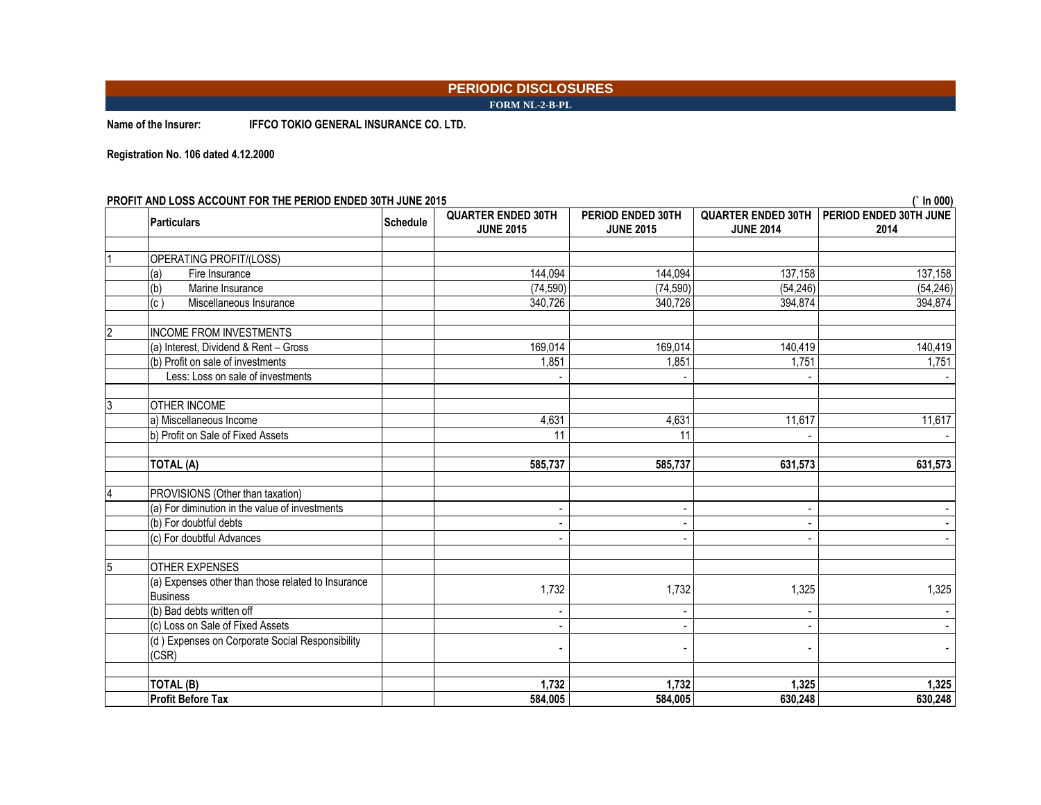# PERIODIC DISCLOSURES

**FORM NL-2-B-PL**

**Name of the Insurer:** **IFFCO TOKIO GENERAL INSURANCE CO. LTD.**

**Registration No. 106 dated 4.12.2000**

**PROFIT AND LOSS ACCOUNT FOR THE PERIOD ENDED 30TH JUNE 2015**

(` In 000)

| | Particulars | Schedule | QUARTER ENDED 30TH JUNE 2015 | PERIOD ENDED 30TH JUNE 2015 | QUARTER ENDED 30TH JUNE 2014 | PERIOD ENDED 30TH JUNE 2014 |
|---|---|---|---|---|---|---|
| 1 | OPERATING PROFIT/(LOSS) | | | | | |
| | (a) Fire Insurance | | 144,094 | 144,094 | 137,158 | 137,158 |
| | (b) Marine Insurance | | (74,590) | (74,590) | (54,246) | (54,246) |
| | (c ) Miscellaneous Insurance | | 340,726 | 340,726 | 394,874 | 394,874 |
| 2 | INCOME FROM INVESTMENTS | | | | | |
| | (a) Interest, Dividend & Rent – Gross | | 169,014 | 169,014 | 140,419 | 140,419 |
| | (b) Profit on sale of investments | | 1,851 | 1,851 | 1,751 | 1,751 |
| | Less: Loss on sale of investments | | - | - | - | - |
| 3 | OTHER INCOME | | | | | |
| | a) Miscellaneous Income | | 4,631 | 4,631 | 11,617 | 11,617 |
| | b) Profit on Sale of Fixed Assets | | 11 | 11 | - | - |
| | **TOTAL (A)** | | **585,737** | **585,737** | **631,573** | **631,573** |
| 4 | PROVISIONS (Other than taxation) | | | | | |
| | (a) For diminution in the value of investments | | - | - | - | - |
| | (b) For doubtful debts | | - | - | - | - |
| | (c) For doubtful Advances | | - | - | - | - |
| 5 | OTHER EXPENSES | | | | | |
| | (a) Expenses other than those related to Insurance Business | | 1,732 | 1,732 | 1,325 | 1,325 |
| | (b) Bad debts written off | | - | - | - | - |
| | (c) Loss on Sale of Fixed Assets | | - | - | - | - |
| | (d ) Expenses on Corporate Social Responsibility (CSR) | | - | - | - | - |
| | **TOTAL (B)** | | **1,732** | **1,732** | **1,325** | **1,325** |
| | **Profit Before Tax** | | **584,005** | **584,005** | **630,248** | **630,248** |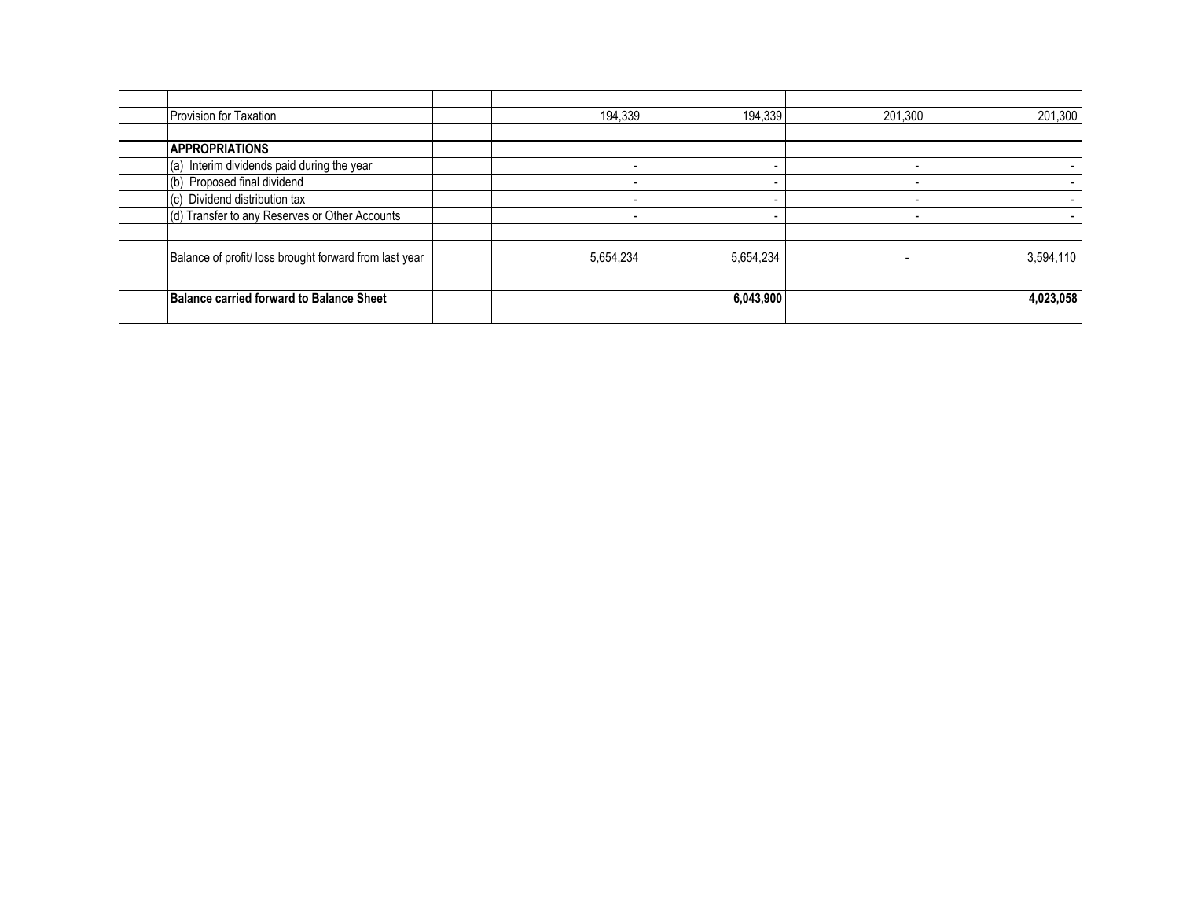| | | | | | | |
|---|---|---|---|---|---|---|
| | | | | | | |
| | Provision for Taxation | | 194,339 | 194,339 | 201,300 | 201,300 |
| | | | | | | |
| | **APPROPRIATIONS** | | | | | |
| | (a) Interim dividends paid during the year | | - | - | - | - |
| | (b) Proposed final dividend | | - | - | - | - |
| | (c) Dividend distribution tax | | - | - | - | - |
| | (d) Transfer to any Reserves or Other Accounts | | - | - | - | - |
| | | | | | | |
| | Balance of profit/ loss brought forward from last year | | 5,654,234 | 5,654,234 | - | 3,594,110 |
| | | | | | | |
| | **Balance carried forward to Balance Sheet** | | | **6,043,900** | | **4,023,058** |
| | | | | | | |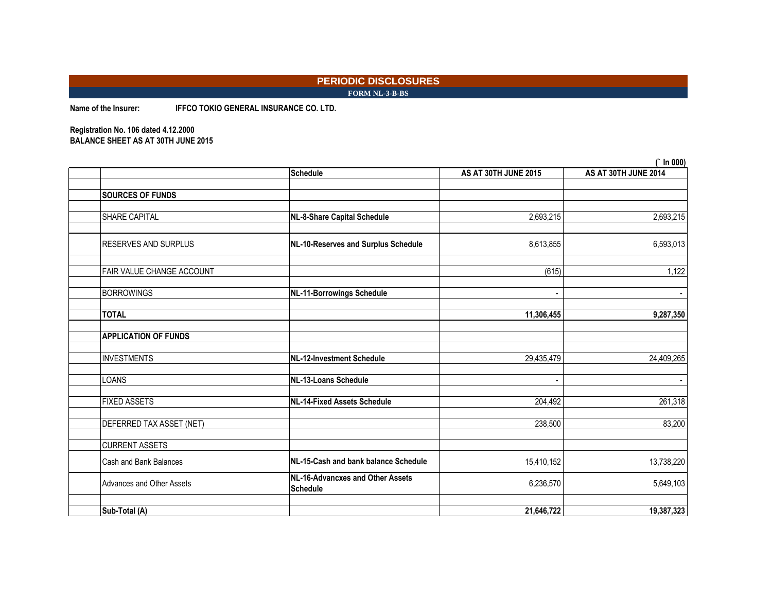# PERIODIC DISCLOSURES

**FORM NL-3-B-BS**

**Name of the Insurer:** **IFFCO TOKIO GENERAL INSURANCE CO. LTD.**

**Registration No. 106 dated 4.12.2000**

**BALANCE SHEET AS AT 30TH JUNE 2015**

(` In 000)

| | Schedule | AS AT 30TH JUNE 2015 | AS AT 30TH JUNE 2014 |
|---|---|---|---|
| **SOURCES OF FUNDS** | | | |
| SHARE CAPITAL | **NL-8-Share Capital Schedule** | 2,693,215 | 2,693,215 |
| RESERVES AND SURPLUS | **NL-10-Reserves and Surplus Schedule** | 8,613,855 | 6,593,013 |
| FAIR VALUE CHANGE ACCOUNT | | (615) | 1,122 |
| BORROWINGS | **NL-11-Borrowings Schedule** | - | - |
| **TOTAL** | | **11,306,455** | **9,287,350** |
| **APPLICATION OF FUNDS** | | | |
| INVESTMENTS | **NL-12-Investment Schedule** | 29,435,479 | 24,409,265 |
| LOANS | **NL-13-Loans Schedule** | - | - |
| FIXED ASSETS | **NL-14-Fixed Assets Schedule** | 204,492 | 261,318 |
| DEFERRED TAX ASSET (NET) | | 238,500 | 83,200 |
| CURRENT ASSETS | | | |
| Cash and Bank Balances | **NL-15-Cash and bank balance Schedule** | 15,410,152 | 13,738,220 |
| Advances and Other Assets | **NL-16-Advancxes and Other Assets Schedule** | 6,236,570 | 5,649,103 |
| **Sub-Total (A)** | | **21,646,722** | **19,387,323** |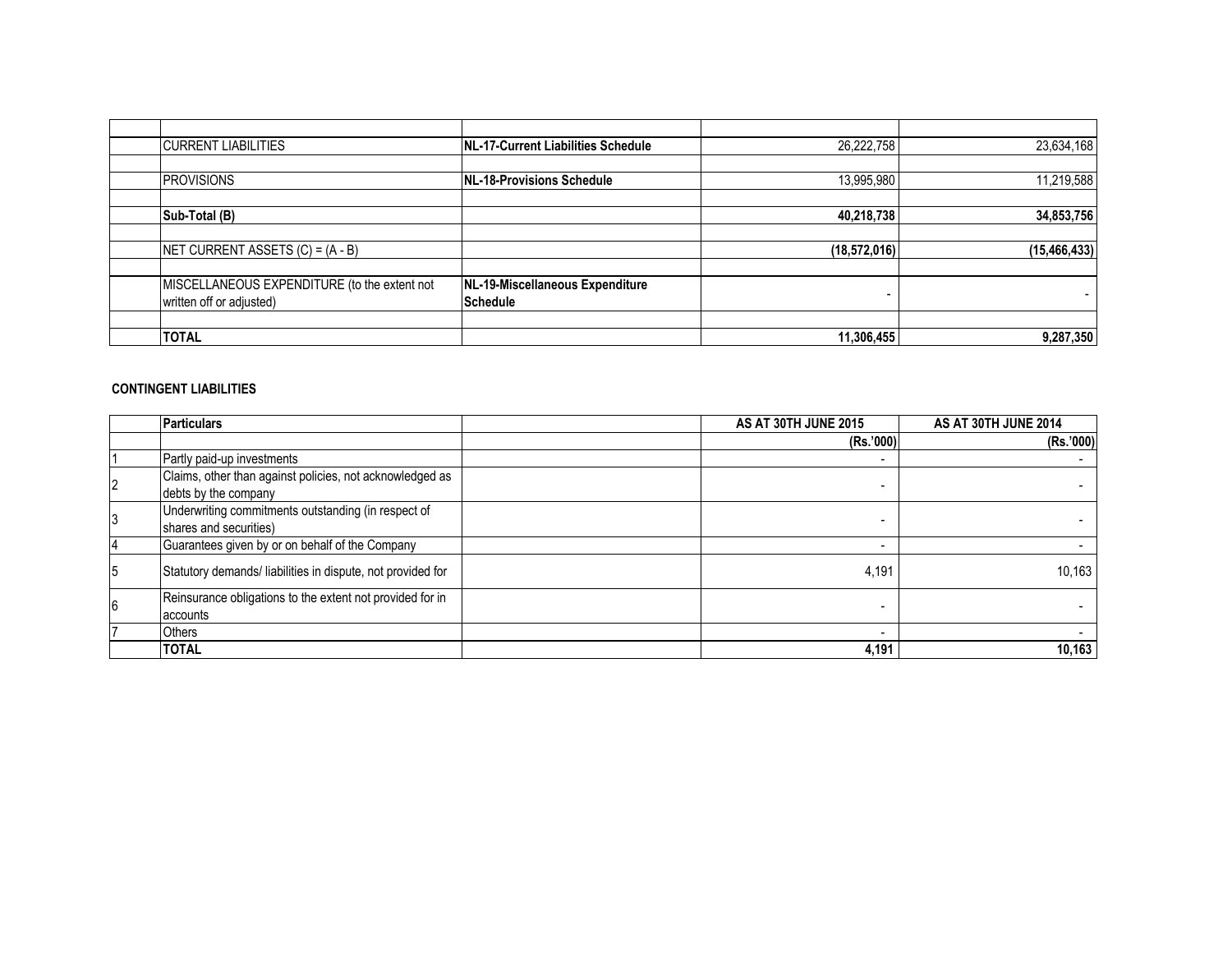| | | | | |
|---|---|---|---|---|
| | CURRENT LIABILITIES | **NL-17-Current Liabilities Schedule** | 26,222,758 | 23,634,168 |
| | | | | |
| | PROVISIONS | **NL-18-Provisions Schedule** | 13,995,980 | 11,219,588 |
| | | | | |
| | **Sub-Total (B)** | | **40,218,738** | **34,853,756** |
| | | | | |
| | NET CURRENT ASSETS (C) = (A - B) | | **(18,572,016)** | **(15,466,433)** |
| | | | | |
| | MISCELLANEOUS EXPENDITURE (to the extent not written off or adjusted) | **NL-19-Miscellaneous Expenditure Schedule** | - | - |
| | | | | |
| | **TOTAL** | | **11,306,455** | **9,287,350** |

**CONTINGENT LIABILITIES**

| | **Particulars** | | **AS AT 30TH JUNE 2015** | **AS AT 30TH JUNE 2014** |
|---|---|---|---|---|
| | | | **(Rs.'000)** | **(Rs.'000)** |
| 1 | Partly paid-up investments | | - | - |
| 2 | Claims, other than against policies, not acknowledged as debts by the company | | - | - |
| 3 | Underwriting commitments outstanding (in respect of shares and securities) | | - | - |
| 4 | Guarantees given by or on behalf of the Company | | - | - |
| 5 | Statutory demands/ liabilities in dispute, not provided for | | 4,191 | 10,163 |
| 6 | Reinsurance obligations to the extent not provided for in accounts | | - | - |
| 7 | Others | | - | - |
| | **TOTAL** | | **4,191** | **10,163** |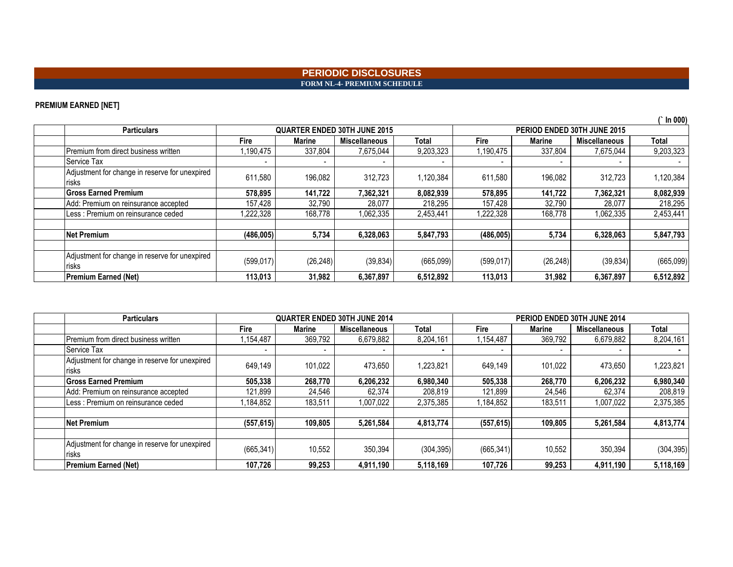# PERIODIC DISCLOSURES

## FORM NL-4- PREMIUM SCHEDULE

**PREMIUM EARNED [NET]**

(` In 000)

| | Particulars | QUARTER ENDED 30TH JUNE 2015 | | | | PERIOD ENDED 30TH JUNE 2015 | | | |
|---|---|---|---|---|---|---|---|---|---|
| | | Fire | Marine | Miscellaneous | Total | Fire | Marine | Miscellaneous | Total |
| | Premium from direct business written | 1,190,475 | 337,804 | 7,675,044 | 9,203,323 | 1,190,475 | 337,804 | 7,675,044 | 9,203,323 |
| | Service Tax | - | - | - | - | - | - | - | - |
| | Adjustment for change in reserve for unexpired risks | 611,580 | 196,082 | 312,723 | 1,120,384 | 611,580 | 196,082 | 312,723 | 1,120,384 |
| | **Gross Earned Premium** | **578,895** | **141,722** | **7,362,321** | **8,082,939** | **578,895** | **141,722** | **7,362,321** | **8,082,939** |
| | Add: Premium on reinsurance accepted | 157,428 | 32,790 | 28,077 | 218,295 | 157,428 | 32,790 | 28,077 | 218,295 |
| | Less : Premium on reinsurance ceded | 1,222,328 | 168,778 | 1,062,335 | 2,453,441 | 1,222,328 | 168,778 | 1,062,335 | 2,453,441 |
| | | | | | | | | | |
| | **Net Premium** | **(486,005)** | **5,734** | **6,328,063** | **5,847,793** | **(486,005)** | **5,734** | **6,328,063** | **5,847,793** |
| | | | | | | | | | |
| | Adjustment for change in reserve for unexpired risks | (599,017) | (26,248) | (39,834) | (665,099) | (599,017) | (26,248) | (39,834) | (665,099) |
| | **Premium Earned (Net)** | **113,013** | **31,982** | **6,367,897** | **6,512,892** | **113,013** | **31,982** | **6,367,897** | **6,512,892** |

| | Particulars | QUARTER ENDED 30TH JUNE 2014 | | | | PERIOD ENDED 30TH JUNE 2014 | | | |
|---|---|---|---|---|---|---|---|---|---|
| | | Fire | Marine | Miscellaneous | Total | Fire | Marine | Miscellaneous | Total |
| | Premium from direct business written | 1,154,487 | 369,792 | 6,679,882 | 8,204,161 | 1,154,487 | 369,792 | 6,679,882 | 8,204,161 |
| | Service Tax | - | - | - | - | - | - | - | - |
| | Adjustment for change in reserve for unexpired risks | 649,149 | 101,022 | 473,650 | 1,223,821 | 649,149 | 101,022 | 473,650 | 1,223,821 |
| | **Gross Earned Premium** | **505,338** | **268,770** | **6,206,232** | **6,980,340** | **505,338** | **268,770** | **6,206,232** | **6,980,340** |
| | Add: Premium on reinsurance accepted | 121,899 | 24,546 | 62,374 | 208,819 | 121,899 | 24,546 | 62,374 | 208,819 |
| | Less : Premium on reinsurance ceded | 1,184,852 | 183,511 | 1,007,022 | 2,375,385 | 1,184,852 | 183,511 | 1,007,022 | 2,375,385 |
| | | | | | | | | | |
| | **Net Premium** | **(557,615)** | **109,805** | **5,261,584** | **4,813,774** | **(557,615)** | **109,805** | **5,261,584** | **4,813,774** |
| | | | | | | | | | |
| | Adjustment for change in reserve for unexpired risks | (665,341) | 10,552 | 350,394 | (304,395) | (665,341) | 10,552 | 350,394 | (304,395) |
| | **Premium Earned (Net)** | **107,726** | **99,253** | **4,911,190** | **5,118,169** | **107,726** | **99,253** | **4,911,190** | **5,118,169** |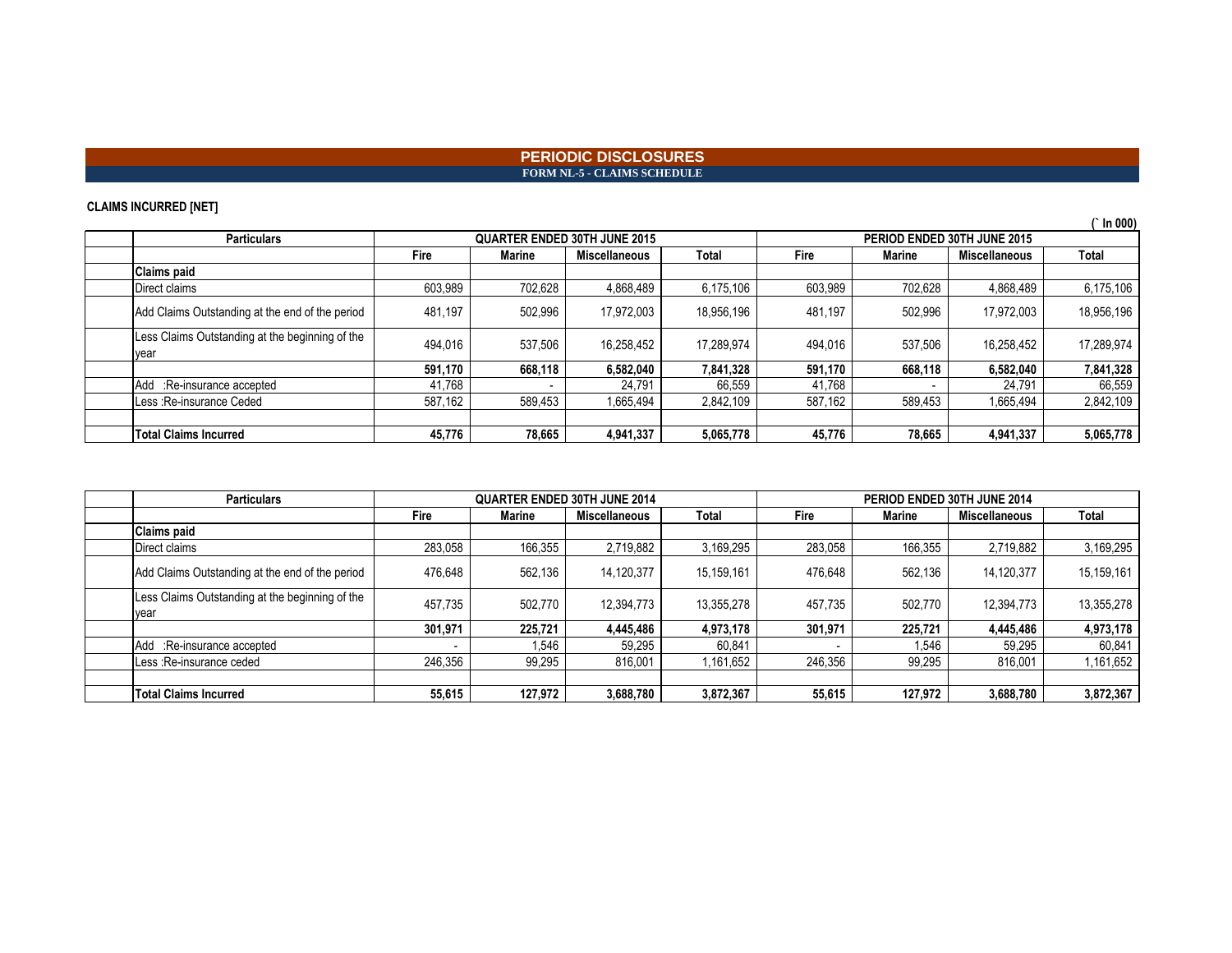# PERIODIC DISCLOSURES

## FORM NL-5 - CLAIMS SCHEDULE

**CLAIMS INCURRED [NET]**

(` In 000)

| Particulars | QUARTER ENDED 30TH JUNE 2015 | | | | PERIOD ENDED 30TH JUNE 2015 | | | |
|---|---|---|---|---|---|---|---|---|
| | Fire | Marine | Miscellaneous | Total | Fire | Marine | Miscellaneous | Total |
| **Claims paid** | | | | | | | | |
| Direct claims | 603,989 | 702,628 | 4,868,489 | 6,175,106 | 603,989 | 702,628 | 4,868,489 | 6,175,106 |
| Add Claims Outstanding at the end of the period | 481,197 | 502,996 | 17,972,003 | 18,956,196 | 481,197 | 502,996 | 17,972,003 | 18,956,196 |
| Less Claims Outstanding at the beginning of the year | 494,016 | 537,506 | 16,258,452 | 17,289,974 | 494,016 | 537,506 | 16,258,452 | 17,289,974 |
| | **591,170** | **668,118** | **6,582,040** | **7,841,328** | **591,170** | **668,118** | **6,582,040** | **7,841,328** |
| Add :Re-insurance accepted | 41,768 | - | 24,791 | 66,559 | 41,768 | - | 24,791 | 66,559 |
| Less :Re-insurance Ceded | 587,162 | 589,453 | 1,665,494 | 2,842,109 | 587,162 | 589,453 | 1,665,494 | 2,842,109 |
| | | | | | | | | |
| **Total Claims Incurred** | **45,776** | **78,665** | **4,941,337** | **5,065,778** | **45,776** | **78,665** | **4,941,337** | **5,065,778** |

| Particulars | QUARTER ENDED 30TH JUNE 2014 | | | | PERIOD ENDED 30TH JUNE 2014 | | | |
|---|---|---|---|---|---|---|---|---|
| | Fire | Marine | Miscellaneous | Total | Fire | Marine | Miscellaneous | Total |
| **Claims paid** | | | | | | | | |
| Direct claims | 283,058 | 166,355 | 2,719,882 | 3,169,295 | 283,058 | 166,355 | 2,719,882 | 3,169,295 |
| Add Claims Outstanding at the end of the period | 476,648 | 562,136 | 14,120,377 | 15,159,161 | 476,648 | 562,136 | 14,120,377 | 15,159,161 |
| Less Claims Outstanding at the beginning of the year | 457,735 | 502,770 | 12,394,773 | 13,355,278 | 457,735 | 502,770 | 12,394,773 | 13,355,278 |
| | **301,971** | **225,721** | **4,445,486** | **4,973,178** | **301,971** | **225,721** | **4,445,486** | **4,973,178** |
| Add :Re-insurance accepted | - | 1,546 | 59,295 | 60,841 | - | 1,546 | 59,295 | 60,841 |
| Less :Re-insurance ceded | 246,356 | 99,295 | 816,001 | 1,161,652 | 246,356 | 99,295 | 816,001 | 1,161,652 |
| | | | | | | | | |
| **Total Claims Incurred** | **55,615** | **127,972** | **3,688,780** | **3,872,367** | **55,615** | **127,972** | **3,688,780** | **3,872,367** |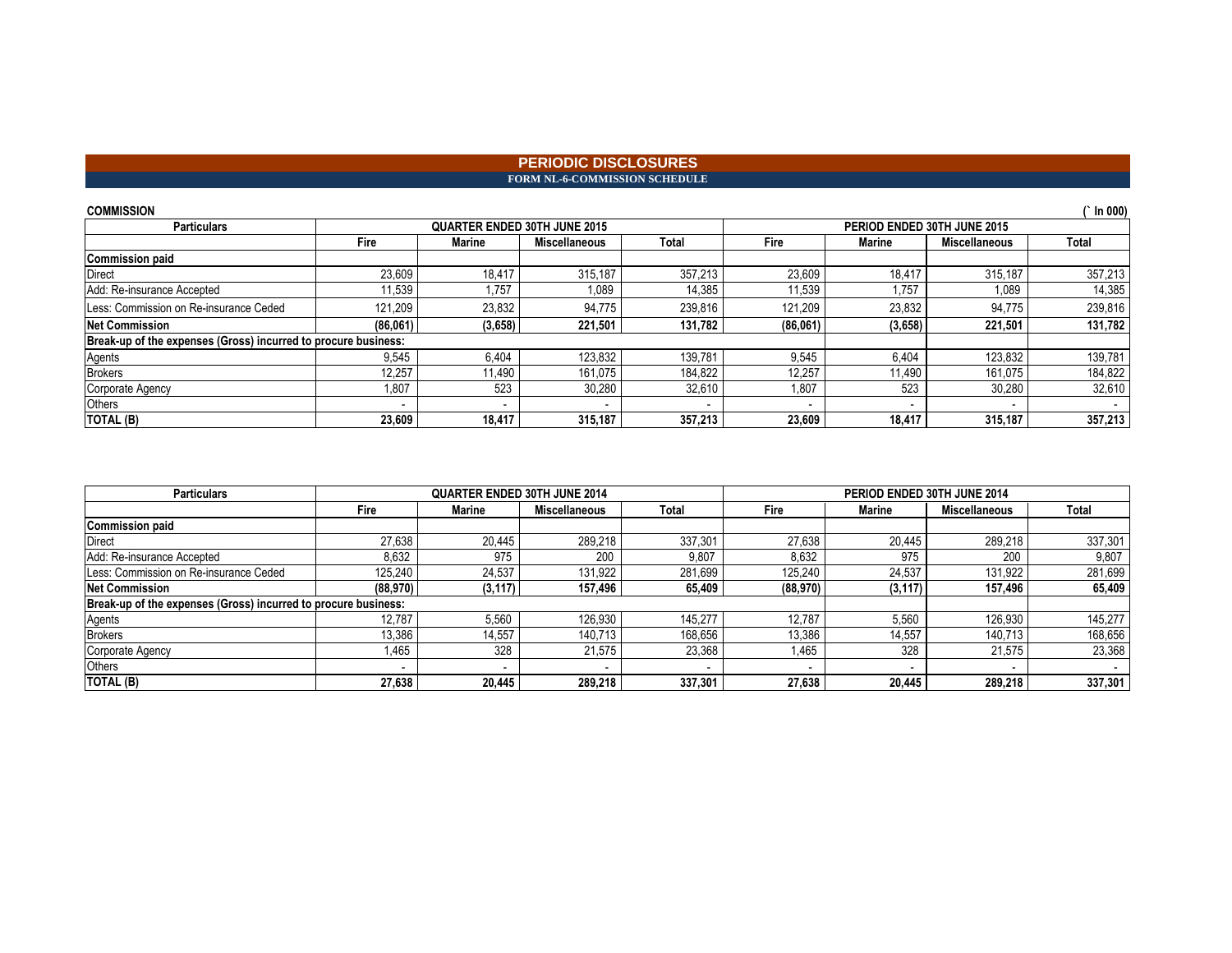# PERIODIC DISCLOSURES

## FORM NL-6-COMMISSION SCHEDULE

**COMMISSION** (` In 000)

| Particulars | QUARTER ENDED 30TH JUNE 2015 | | | | PERIOD ENDED 30TH JUNE 2015 | | | |
|---|---|---|---|---|---|---|---|---|
| | Fire | Marine | Miscellaneous | Total | Fire | Marine | Miscellaneous | Total |
| **Commission paid** | | | | | | | | |
| Direct | 23,609 | 18,417 | 315,187 | 357,213 | 23,609 | 18,417 | 315,187 | 357,213 |
| Add: Re-insurance Accepted | 11,539 | 1,757 | 1,089 | 14,385 | 11,539 | 1,757 | 1,089 | 14,385 |
| Less: Commission on Re-insurance Ceded | 121,209 | 23,832 | 94,775 | 239,816 | 121,209 | 23,832 | 94,775 | 239,816 |
| **Net Commission** | **(86,061)** | **(3,658)** | **221,501** | **131,782** | **(86,061)** | **(3,658)** | **221,501** | **131,782** |
| **Break-up of the expenses (Gross) incurred to procure business:** | | | | | | | | |
| Agents | 9,545 | 6,404 | 123,832 | 139,781 | 9,545 | 6,404 | 123,832 | 139,781 |
| Brokers | 12,257 | 11,490 | 161,075 | 184,822 | 12,257 | 11,490 | 161,075 | 184,822 |
| Corporate Agency | 1,807 | 523 | 30,280 | 32,610 | 1,807 | 523 | 30,280 | 32,610 |
| Others | - | - | - | - | - | - | - | - |
| **TOTAL (B)** | **23,609** | **18,417** | **315,187** | **357,213** | **23,609** | **18,417** | **315,187** | **357,213** |

| Particulars | QUARTER ENDED 30TH JUNE 2014 | | | | PERIOD ENDED 30TH JUNE 2014 | | | |
|---|---|---|---|---|---|---|---|---|
| | Fire | Marine | Miscellaneous | Total | Fire | Marine | Miscellaneous | Total |
| **Commission paid** | | | | | | | | |
| Direct | 27,638 | 20,445 | 289,218 | 337,301 | 27,638 | 20,445 | 289,218 | 337,301 |
| Add: Re-insurance Accepted | 8,632 | 975 | 200 | 9,807 | 8,632 | 975 | 200 | 9,807 |
| Less: Commission on Re-insurance Ceded | 125,240 | 24,537 | 131,922 | 281,699 | 125,240 | 24,537 | 131,922 | 281,699 |
| **Net Commission** | **(88,970)** | **(3,117)** | **157,496** | **65,409** | **(88,970)** | **(3,117)** | **157,496** | **65,409** |
| **Break-up of the expenses (Gross) incurred to procure business:** | | | | | | | | |
| Agents | 12,787 | 5,560 | 126,930 | 145,277 | 12,787 | 5,560 | 126,930 | 145,277 |
| Brokers | 13,386 | 14,557 | 140,713 | 168,656 | 13,386 | 14,557 | 140,713 | 168,656 |
| Corporate Agency | 1,465 | 328 | 21,575 | 23,368 | 1,465 | 328 | 21,575 | 23,368 |
| Others | - | - | - | - | - | - | - | - |
| **TOTAL (B)** | **27,638** | **20,445** | **289,218** | **337,301** | **27,638** | **20,445** | **289,218** | **337,301** |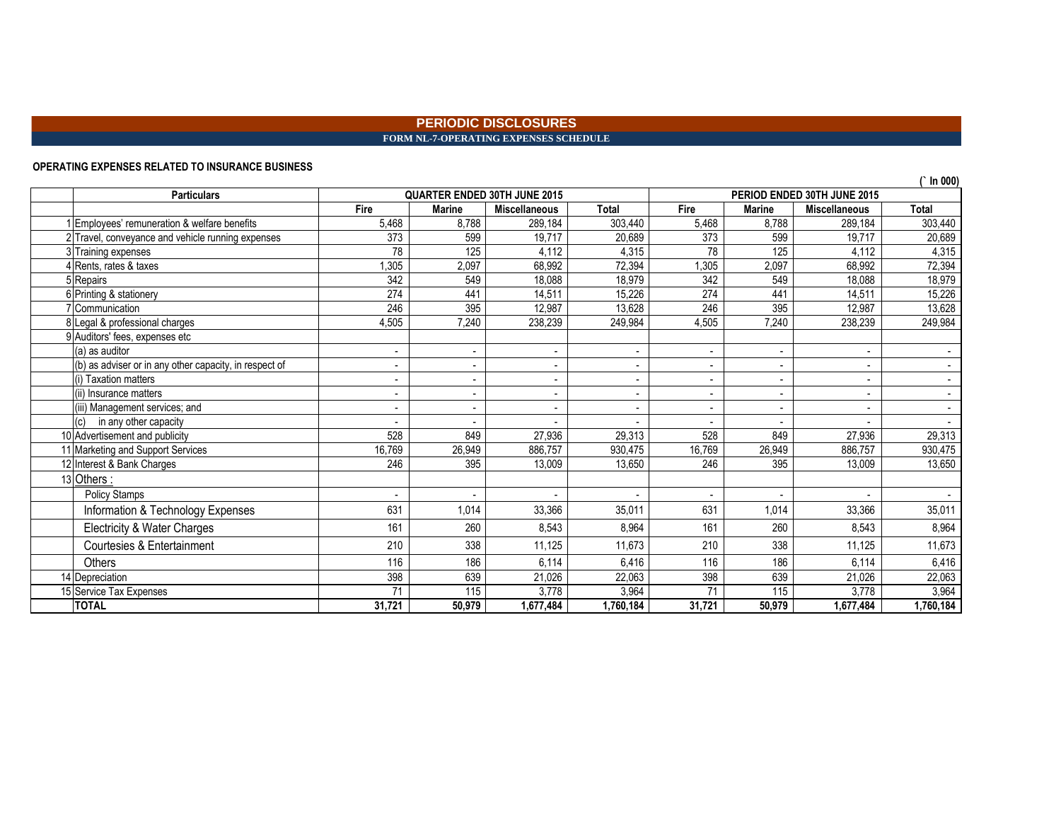## PERIODIC DISCLOSURES

### FORM NL-7-OPERATING EXPENSES SCHEDULE

**OPERATING EXPENSES RELATED TO INSURANCE BUSINESS**

(` In 000)

| | Particulars | QUARTER ENDED 30TH JUNE 2015 | | | | PERIOD ENDED 30TH JUNE 2015 | | | |
|---|---|---|---|---|---|---|---|---|---|
| | | Fire | Marine | Miscellaneous | Total | Fire | Marine | Miscellaneous | Total |
| 1 | Employees' remuneration & welfare benefits | 5,468 | 8,788 | 289,184 | 303,440 | 5,468 | 8,788 | 289,184 | 303,440 |
| 2 | Travel, conveyance and vehicle running expenses | 373 | 599 | 19,717 | 20,689 | 373 | 599 | 19,717 | 20,689 |
| 3 | Training expenses | 78 | 125 | 4,112 | 4,315 | 78 | 125 | 4,112 | 4,315 |
| 4 | Rents, rates & taxes | 1,305 | 2,097 | 68,992 | 72,394 | 1,305 | 2,097 | 68,992 | 72,394 |
| 5 | Repairs | 342 | 549 | 18,088 | 18,979 | 342 | 549 | 18,088 | 18,979 |
| 6 | Printing & stationery | 274 | 441 | 14,511 | 15,226 | 274 | 441 | 14,511 | 15,226 |
| 7 | Communication | 246 | 395 | 12,987 | 13,628 | 246 | 395 | 12,987 | 13,628 |
| 8 | Legal & professional charges | 4,505 | 7,240 | 238,239 | 249,984 | 4,505 | 7,240 | 238,239 | 249,984 |
| 9 | Auditors' fees, expenses etc | | | | | | | | |
| | (a) as auditor | - | - | - | - | - | - | - | - |
| | (b) as adviser or in any other capacity, in respect of | - | - | - | - | - | - | - | - |
| | (i) Taxation matters | - | - | - | - | - | - | - | - |
| | (ii) Insurance matters | - | - | - | - | - | - | - | - |
| | (iii) Management services; and | - | - | - | - | - | - | - | - |
| | (c) in any other capacity | - | - | - | - | - | - | - | - |
| 10 | Advertisement and publicity | 528 | 849 | 27,936 | 29,313 | 528 | 849 | 27,936 | 29,313 |
| 11 | Marketing and Support Services | 16,769 | 26,949 | 886,757 | 930,475 | 16,769 | 26,949 | 886,757 | 930,475 |
| 12 | Interest & Bank Charges | 246 | 395 | 13,009 | 13,650 | 246 | 395 | 13,009 | 13,650 |
| 13 | Others : | | | | | | | | |
| | Policy Stamps | - | - | - | - | - | - | - | - |
| | Information & Technology Expenses | 631 | 1,014 | 33,366 | 35,011 | 631 | 1,014 | 33,366 | 35,011 |
| | Electricity & Water Charges | 161 | 260 | 8,543 | 8,964 | 161 | 260 | 8,543 | 8,964 |
| | Courtesies & Entertainment | 210 | 338 | 11,125 | 11,673 | 210 | 338 | 11,125 | 11,673 |
| | Others | 116 | 186 | 6,114 | 6,416 | 116 | 186 | 6,114 | 6,416 |
| 14 | Depreciation | 398 | 639 | 21,026 | 22,063 | 398 | 639 | 21,026 | 22,063 |
| 15 | Service Tax Expenses | 71 | 115 | 3,778 | 3,964 | 71 | 115 | 3,778 | 3,964 |
| | **TOTAL** | **31,721** | **50,979** | **1,677,484** | **1,760,184** | **31,721** | **50,979** | **1,677,484** | **1,760,184** |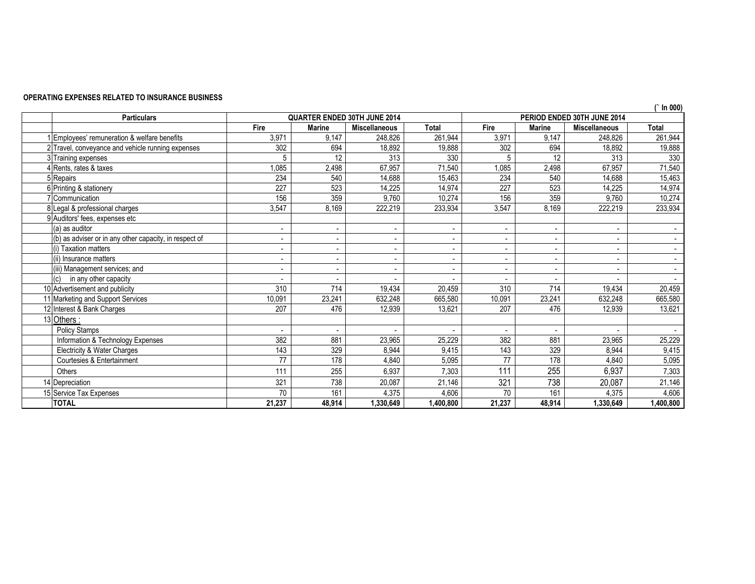**OPERATING EXPENSES RELATED TO INSURANCE BUSINESS**

(` In 000)

| | Particulars | QUARTER ENDED 30TH JUNE 2014 | | | | PERIOD ENDED 30TH JUNE 2014 | | | |
|---|---|---|---|---|---|---|---|---|---|
| | | Fire | Marine | Miscellaneous | Total | Fire | Marine | Miscellaneous | Total |
| 1 | Employees' remuneration & welfare benefits | 3,971 | 9,147 | 248,826 | 261,944 | 3,971 | 9,147 | 248,826 | 261,944 |
| 2 | Travel, conveyance and vehicle running expenses | 302 | 694 | 18,892 | 19,888 | 302 | 694 | 18,892 | 19,888 |
| 3 | Training expenses | 5 | 12 | 313 | 330 | 5 | 12 | 313 | 330 |
| 4 | Rents, rates & taxes | 1,085 | 2,498 | 67,957 | 71,540 | 1,085 | 2,498 | 67,957 | 71,540 |
| 5 | Repairs | 234 | 540 | 14,688 | 15,463 | 234 | 540 | 14,688 | 15,463 |
| 6 | Printing & stationery | 227 | 523 | 14,225 | 14,974 | 227 | 523 | 14,225 | 14,974 |
| 7 | Communication | 156 | 359 | 9,760 | 10,274 | 156 | 359 | 9,760 | 10,274 |
| 8 | Legal & professional charges | 3,547 | 8,169 | 222,219 | 233,934 | 3,547 | 8,169 | 222,219 | 233,934 |
| 9 | Auditors' fees, expenses etc | | | | | | | | |
| | (a) as auditor | - | - | - | - | - | - | - | - |
| | (b) as adviser or in any other capacity, in respect of | - | - | - | - | - | - | - | - |
| | (i) Taxation matters | - | - | - | - | - | - | - | - |
| | (ii) Insurance matters | - | - | - | - | - | - | - | - |
| | (iii) Management services; and | - | - | - | - | - | - | - | - |
| | (c) in any other capacity | - | - | - | - | - | - | - | - |
| 10 | Advertisement and publicity | 310 | 714 | 19,434 | 20,459 | 310 | 714 | 19,434 | 20,459 |
| 11 | Marketing and Support Services | 10,091 | 23,241 | 632,248 | 665,580 | 10,091 | 23,241 | 632,248 | 665,580 |
| 12 | Interest & Bank Charges | 207 | 476 | 12,939 | 13,621 | 207 | 476 | 12,939 | 13,621 |
| 13 | Others : | | | | | | | | |
| | Policy Stamps | - | - | - | - | - | - | - | - |
| | Information & Technology Expenses | 382 | 881 | 23,965 | 25,229 | 382 | 881 | 23,965 | 25,229 |
| | Electricity & Water Charges | 143 | 329 | 8,944 | 9,415 | 143 | 329 | 8,944 | 9,415 |
| | Courtesies & Entertainment | 77 | 178 | 4,840 | 5,095 | 77 | 178 | 4,840 | 5,095 |
| | Others | 111 | 255 | 6,937 | 7,303 | 111 | 255 | 6,937 | 7,303 |
| 14 | Depreciation | 321 | 738 | 20,087 | 21,146 | 321 | 738 | 20,087 | 21,146 |
| 15 | Service Tax Expenses | 70 | 161 | 4,375 | 4,606 | 70 | 161 | 4,375 | 4,606 |
| | **TOTAL** | **21,237** | **48,914** | **1,330,649** | **1,400,800** | **21,237** | **48,914** | **1,330,649** | **1,400,800** |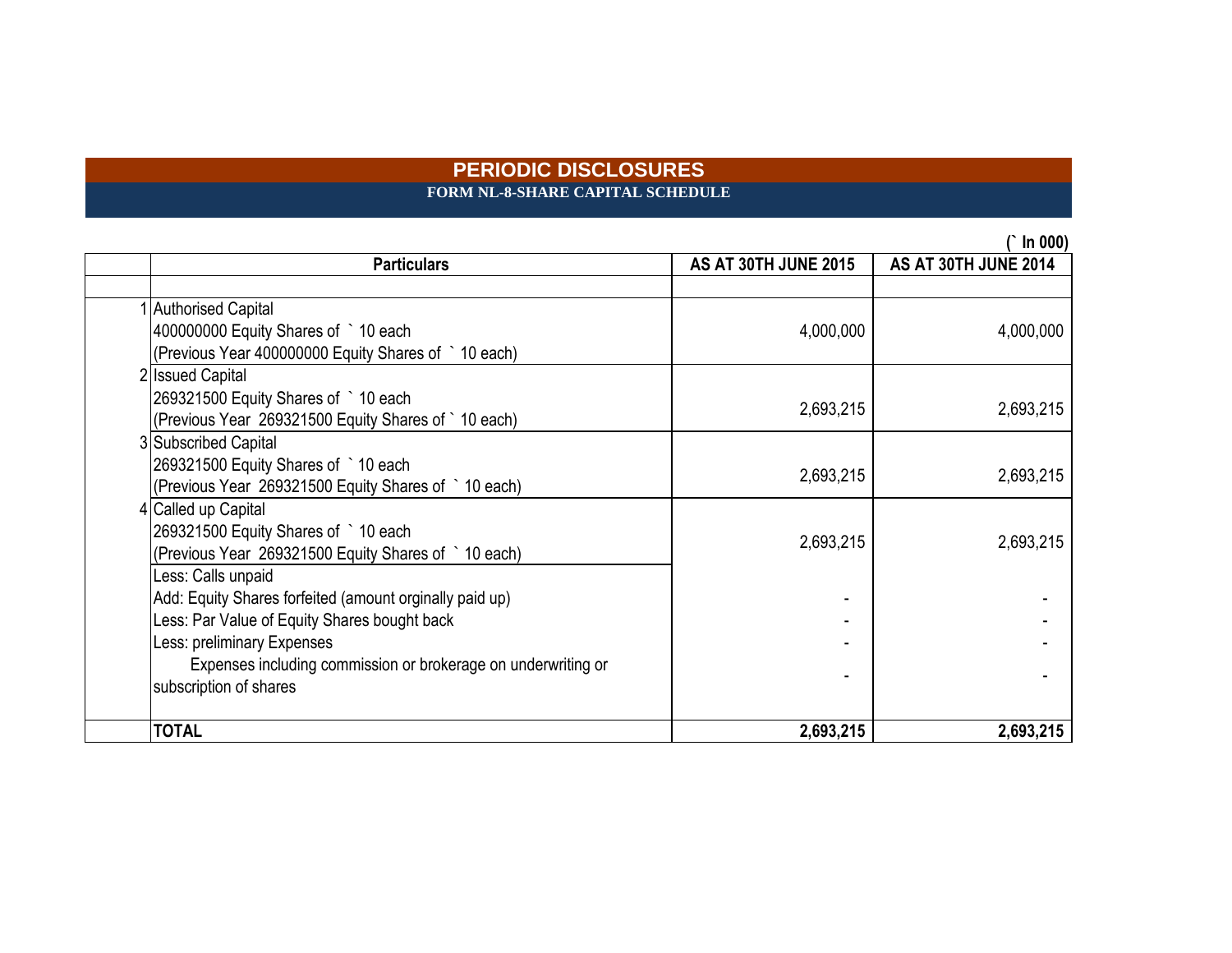# PERIODIC DISCLOSURES

## FORM NL-8-SHARE CAPITAL SCHEDULE

(` In 000)

| | Particulars | AS AT 30TH JUNE 2015 | AS AT 30TH JUNE 2014 |
|---|---|---|---|
| | | | |
| 1 | Authorised Capital<br>400000000 Equity Shares of ` 10 each<br>(Previous Year 400000000 Equity Shares of ` 10 each) | 4,000,000 | 4,000,000 |
| 2 | Issued Capital<br>269321500 Equity Shares of ` 10 each<br>(Previous Year 269321500 Equity Shares of ` 10 each) | 2,693,215 | 2,693,215 |
| 3 | Subscribed Capital<br>269321500 Equity Shares of ` 10 each<br>(Previous Year 269321500 Equity Shares of ` 10 each) | 2,693,215 | 2,693,215 |
| 4 | Called up Capital<br>269321500 Equity Shares of ` 10 each<br>(Previous Year 269321500 Equity Shares of ` 10 each) | 2,693,215 | 2,693,215 |
| | Less: Calls unpaid | | |
| | Add: Equity Shares forfeited (amount orginally paid up) | - | - |
| | Less: Par Value of Equity Shares bought back | - | - |
| | Less: preliminary Expenses | - | - |
| | Expenses including commission or brokerage on underwriting or subscription of shares | - | - |
| | **TOTAL** | **2,693,215** | **2,693,215** |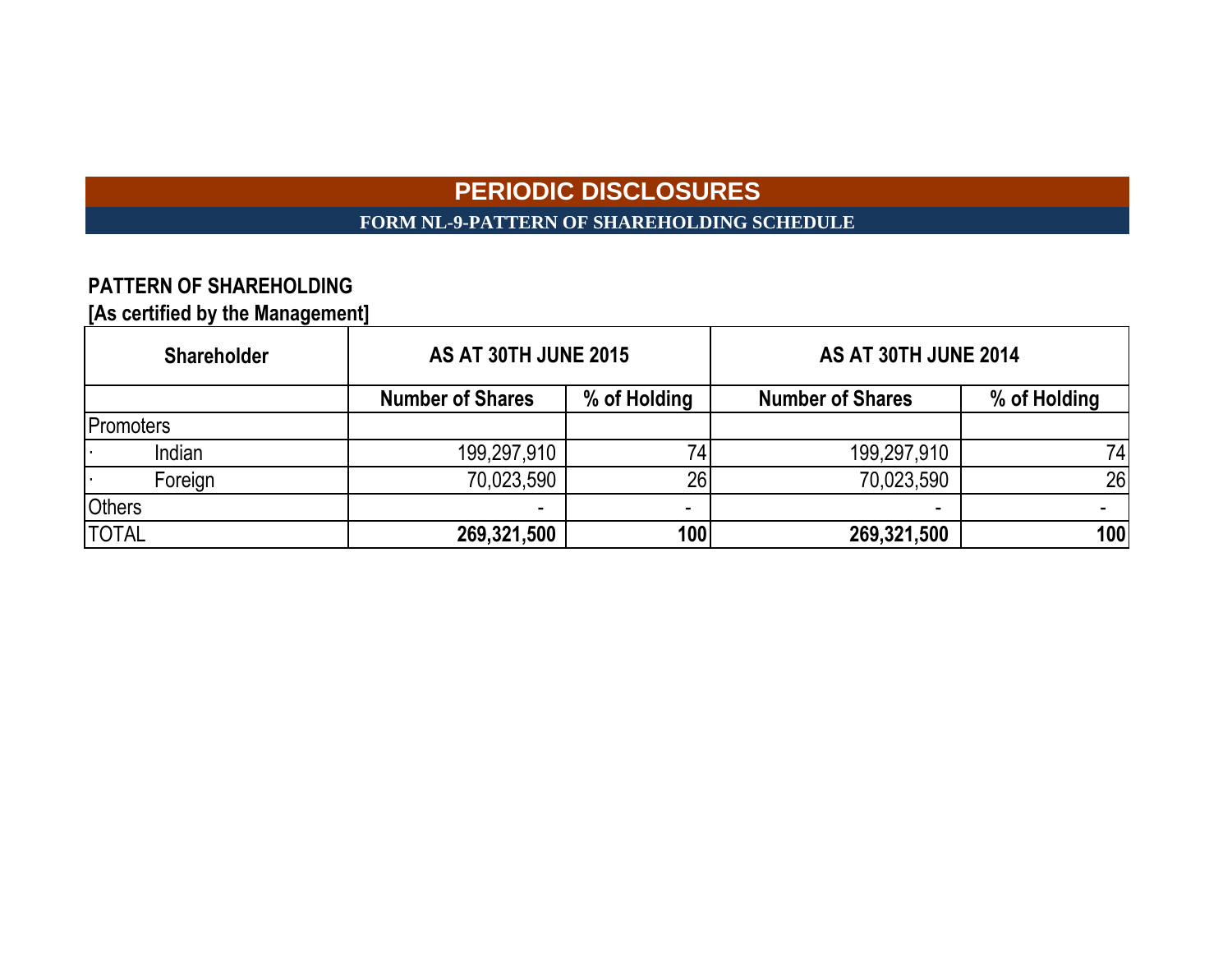# PERIODIC DISCLOSURES

## FORM NL-9-PATTERN OF SHAREHOLDING SCHEDULE

**PATTERN OF SHAREHOLDING**
**[As certified by the Management]**

| Shareholder | AS AT 30TH JUNE 2015 | | AS AT 30TH JUNE 2014 | |
|---|---|---|---|---|
| | Number of Shares | % of Holding | Number of Shares | % of Holding |
| Promoters | | | | |
| · Indian | 199,297,910 | 74 | 199,297,910 | 74 |
| · Foreign | 70,023,590 | 26 | 70,023,590 | 26 |
| Others | - | - | - | - |
| TOTAL | **269,321,500** | **100** | **269,321,500** | **100** |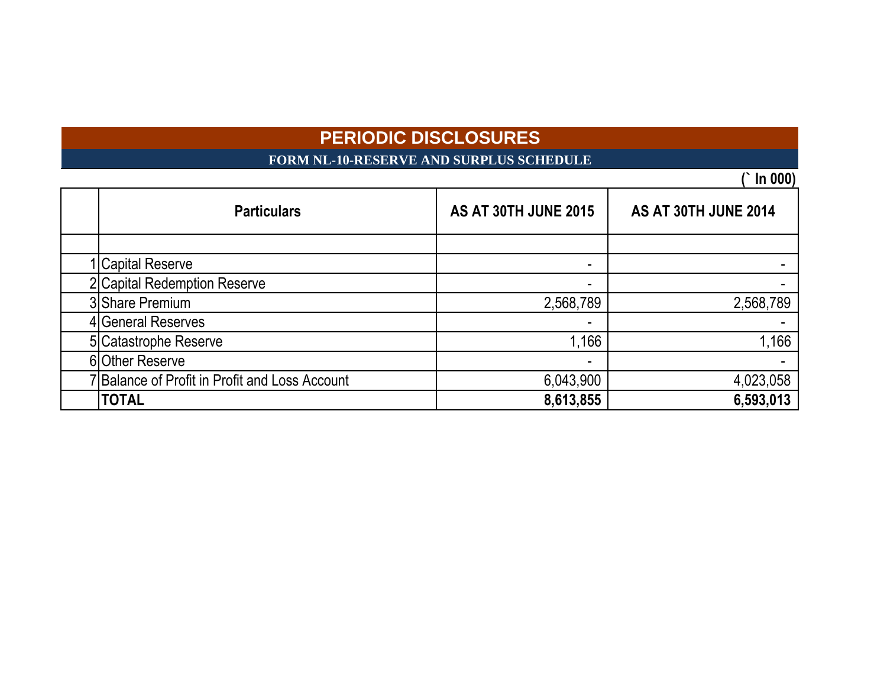# PERIODIC DISCLOSURES

## FORM NL-10-RESERVE AND SURPLUS SCHEDULE

(` In 000)

| | Particulars | AS AT 30TH JUNE 2015 | AS AT 30TH JUNE 2014 |
|---|---|---|---|
| | | | |
| 1 | Capital Reserve | - | - |
| 2 | Capital Redemption Reserve | - | - |
| 3 | Share Premium | 2,568,789 | 2,568,789 |
| 4 | General Reserves | - | - |
| 5 | Catastrophe Reserve | 1,166 | 1,166 |
| 6 | Other Reserve | - | - |
| 7 | Balance of Profit in Profit and Loss Account | 6,043,900 | 4,023,058 |
| | **TOTAL** | **8,613,855** | **6,593,013** |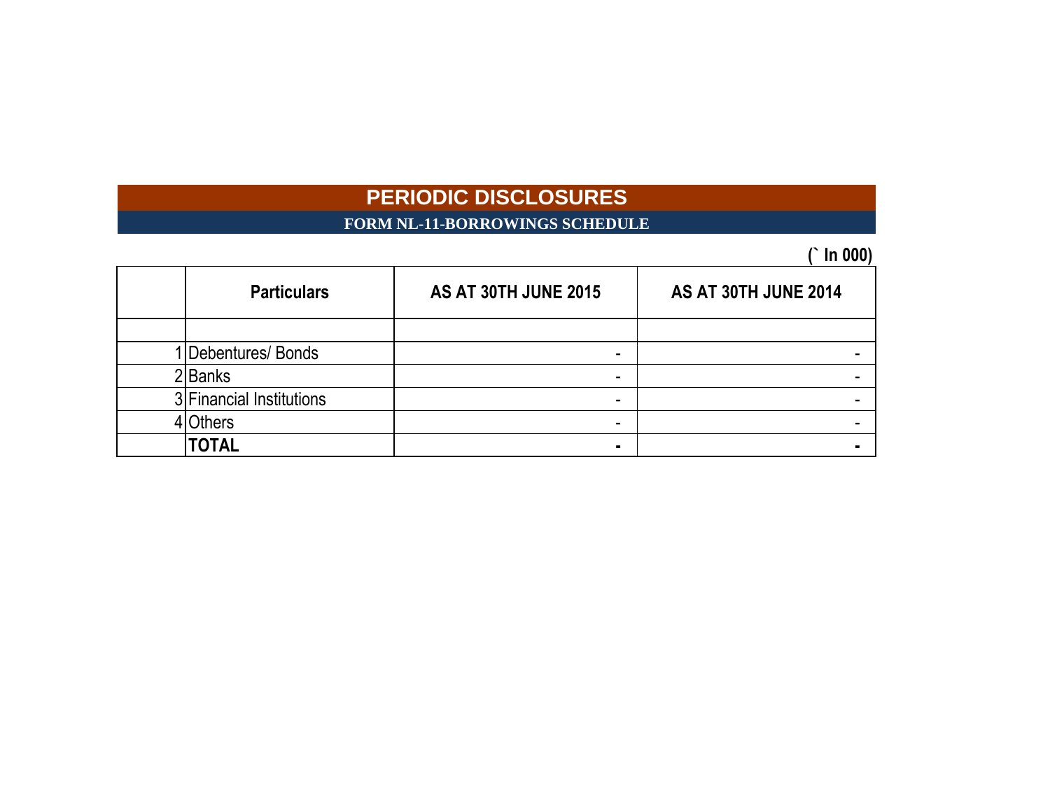# PERIODIC DISCLOSURES

## FORM NL-11-BORROWINGS SCHEDULE

(` In 000)

| | Particulars | AS AT 30TH JUNE 2015 | AS AT 30TH JUNE 2014 |
|---|---|---|---|
| | | | |
| 1 | Debentures/ Bonds | - | - |
| 2 | Banks | - | - |
| 3 | Financial Institutions | - | - |
| 4 | Others | - | - |
| | **TOTAL** | **-** | **-** |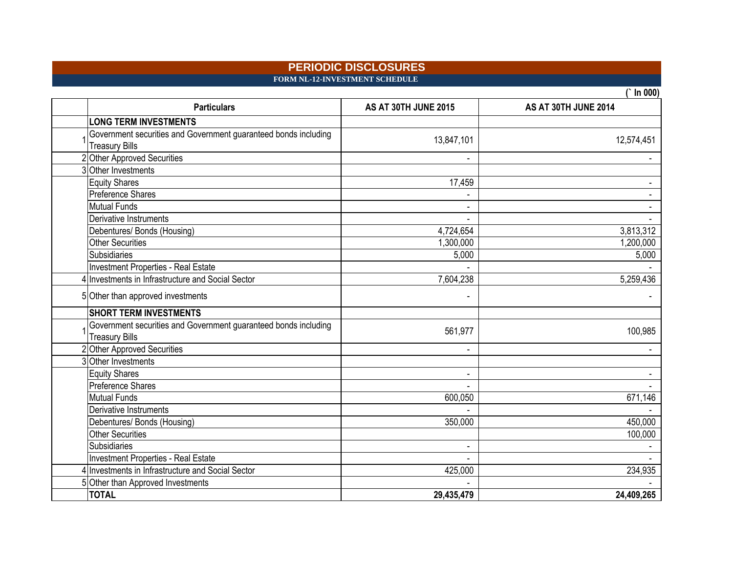# PERIODIC DISCLOSURES

## FORM NL-12-INVESTMENT SCHEDULE

(` In 000)

| | Particulars | AS AT 30TH JUNE 2015 | AS AT 30TH JUNE 2014 |
|---|---|---|---|
| | **LONG TERM INVESTMENTS** | | |
| 1 | Government securities and Government guaranteed bonds including Treasury Bills | 13,847,101 | 12,574,451 |
| 2 | Other Approved Securities | - | - |
| 3 | Other Investments | | |
| | Equity Shares | 17,459 | - |
| | Preference Shares | - | - |
| | Mutual Funds | - | - |
| | Derivative Instruments | - | - |
| | Debentures/ Bonds (Housing) | 4,724,654 | 3,813,312 |
| | Other Securities | 1,300,000 | 1,200,000 |
| | Subsidiaries | 5,000 | 5,000 |
| | Investment Properties - Real Estate | - | - |
| 4 | Investments in Infrastructure and Social Sector | 7,604,238 | 5,259,436 |
| 5 | Other than approved investments | - | - |
| | **SHORT TERM INVESTMENTS** | | |
| 1 | Government securities and Government guaranteed bonds including Treasury Bills | 561,977 | 100,985 |
| 2 | Other Approved Securities | - | - |
| 3 | Other Investments | | |
| | Equity Shares | - | - |
| | Preference Shares | - | - |
| | Mutual Funds | 600,050 | 671,146 |
| | Derivative Instruments | - | - |
| | Debentures/ Bonds (Housing) | 350,000 | 450,000 |
| | Other Securities | | 100,000 |
| | Subsidiaries | - | - |
| | Investment Properties - Real Estate | - | - |
| 4 | Investments in Infrastructure and Social Sector | 425,000 | 234,935 |
| 5 | Other than Approved Investments | - | - |
| | **TOTAL** | **29,435,479** | **24,409,265** |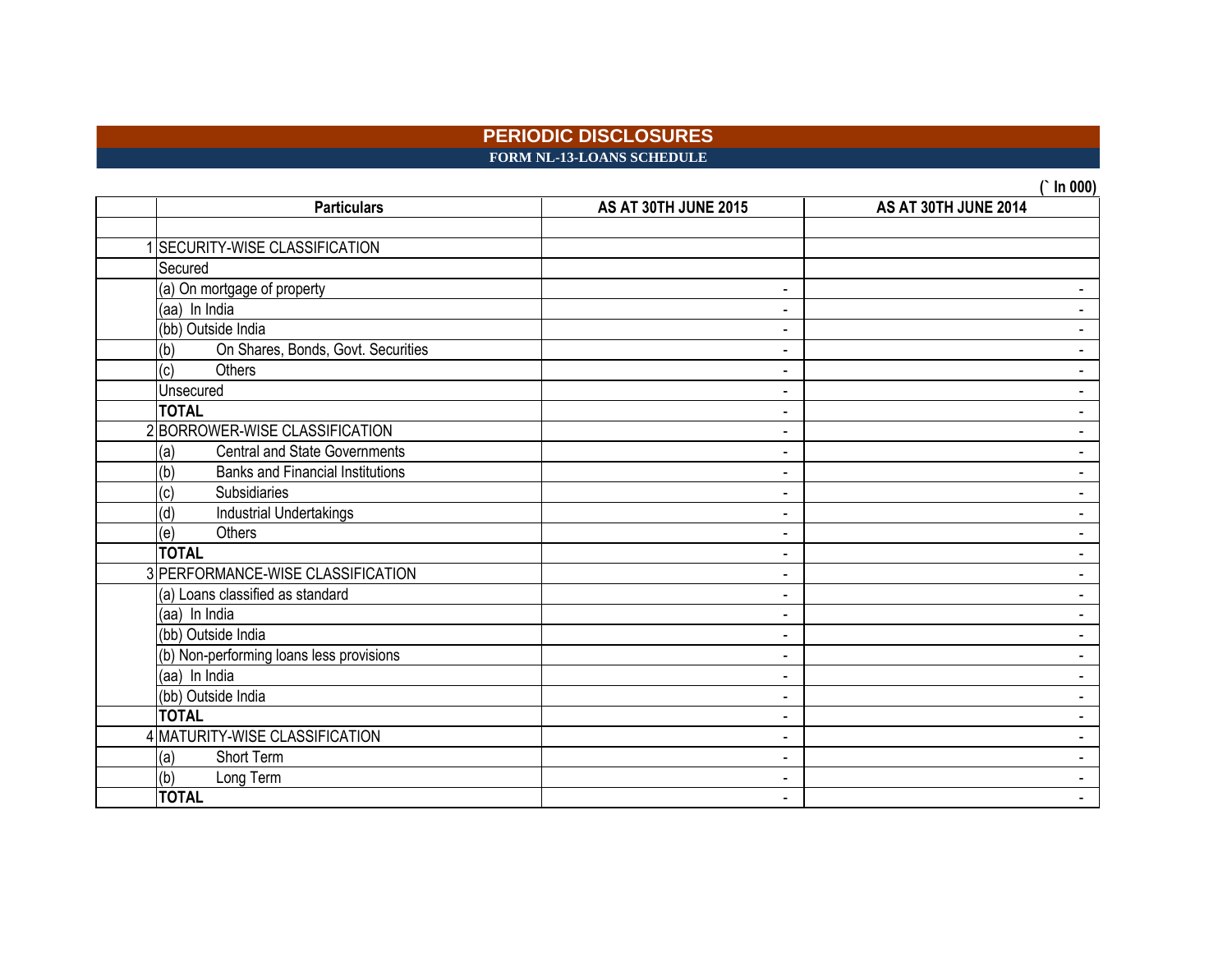# PERIODIC DISCLOSURES

## FORM NL-13-LOANS SCHEDULE

(` In 000)

| | Particulars | AS AT 30TH JUNE 2015 | AS AT 30TH JUNE 2014 |
|---|---|---|---|
| | | | |
| 1 | SECURITY-WISE CLASSIFICATION | | |
| | Secured | | |
| | (a) On mortgage of property | - | - |
| | (aa) In India | - | - |
| | (bb) Outside India | - | - |
| | (b) On Shares, Bonds, Govt. Securities | - | - |
| | (c) Others | - | - |
| | Unsecured | - | - |
| | **TOTAL** | - | - |
| 2 | BORROWER-WISE CLASSIFICATION | - | - |
| | (a) Central and State Governments | - | - |
| | (b) Banks and Financial Institutions | - | - |
| | (c) Subsidiaries | - | - |
| | (d) Industrial Undertakings | - | - |
| | (e) Others | - | - |
| | **TOTAL** | - | - |
| 3 | PERFORMANCE-WISE CLASSIFICATION | - | - |
| | (a) Loans classified as standard | - | - |
| | (aa) In India | - | - |
| | (bb) Outside India | - | - |
| | (b) Non-performing loans less provisions | - | - |
| | (aa) In India | - | - |
| | (bb) Outside India | - | - |
| | **TOTAL** | - | - |
| 4 | MATURITY-WISE CLASSIFICATION | - | - |
| | (a) Short Term | - | - |
| | (b) Long Term | - | - |
| | **TOTAL** | - | - |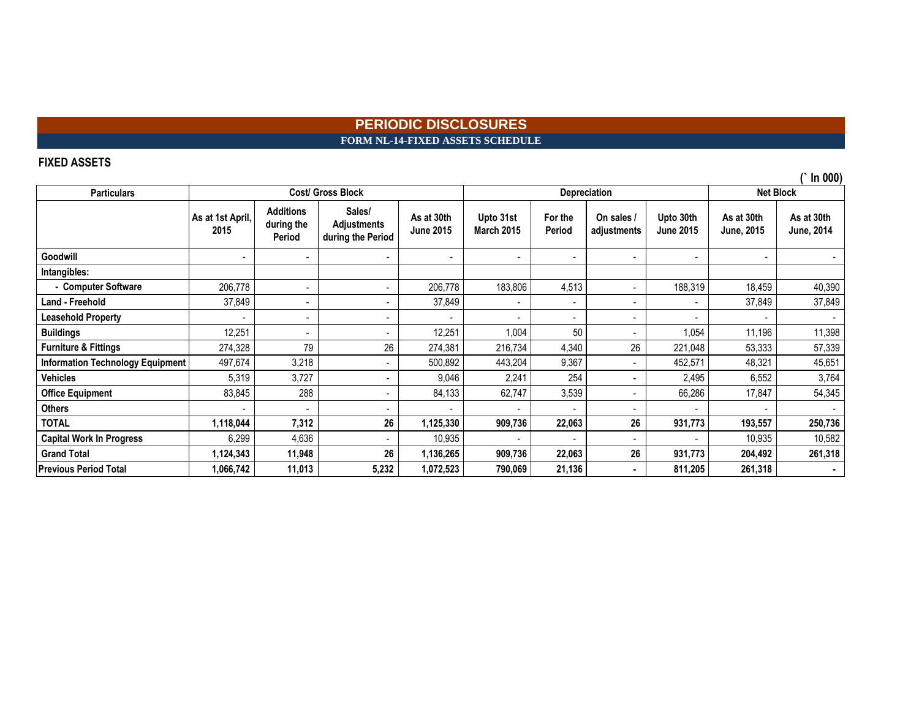# PERIODIC DISCLOSURES

## FORM NL-14-FIXED ASSETS SCHEDULE

**FIXED ASSETS**

(` In 000)

| Particulars | Cost/ Gross Block | | | | Depreciation | | | | Net Block | |
|---|---|---|---|---|---|---|---|---|---|---|
| | As at 1st April, 2015 | Additions during the Period | Sales/ Adjustments during the Period | As at 30th June 2015 | Upto 31st March 2015 | For the Period | On sales / adjustments | Upto 30th June 2015 | As at 30th June, 2015 | As at 30th June, 2014 |
| Goodwill | - | - | - | - | - | - | - | - | - | - |
| Intangibles: | | | | | | | | | | |
| - Computer Software | 206,778 | - | - | 206,778 | 183,806 | 4,513 | - | 188,319 | 18,459 | 40,390 |
| Land - Freehold | 37,849 | - | - | 37,849 | - | - | - | - | 37,849 | 37,849 |
| Leasehold Property | - | - | - | - | - | - | - | - | - | - |
| Buildings | 12,251 | - | - | 12,251 | 1,004 | 50 | - | 1,054 | 11,196 | 11,398 |
| Furniture & Fittings | 274,328 | 79 | 26 | 274,381 | 216,734 | 4,340 | 26 | 221,048 | 53,333 | 57,339 |
| Information Technology Equipment | 497,674 | 3,218 | - | 500,892 | 443,204 | 9,367 | - | 452,571 | 48,321 | 45,651 |
| Vehicles | 5,319 | 3,727 | - | 9,046 | 2,241 | 254 | - | 2,495 | 6,552 | 3,764 |
| Office Equipment | 83,845 | 288 | - | 84,133 | 62,747 | 3,539 | - | 66,286 | 17,847 | 54,345 |
| Others | - | - | - | - | - | - | - | - | - | - |
| **TOTAL** | **1,118,044** | **7,312** | **26** | **1,125,330** | **909,736** | **22,063** | **26** | **931,773** | **193,557** | **250,736** |
| Capital Work In Progress | 6,299 | 4,636 | - | 10,935 | - | - | - | - | 10,935 | 10,582 |
| **Grand Total** | **1,124,343** | **11,948** | **26** | **1,136,265** | **909,736** | **22,063** | **26** | **931,773** | **204,492** | **261,318** |
| **Previous Period Total** | **1,066,742** | **11,013** | **5,232** | **1,072,523** | **790,069** | **21,136** | **-** | **811,205** | **261,318** | **-** |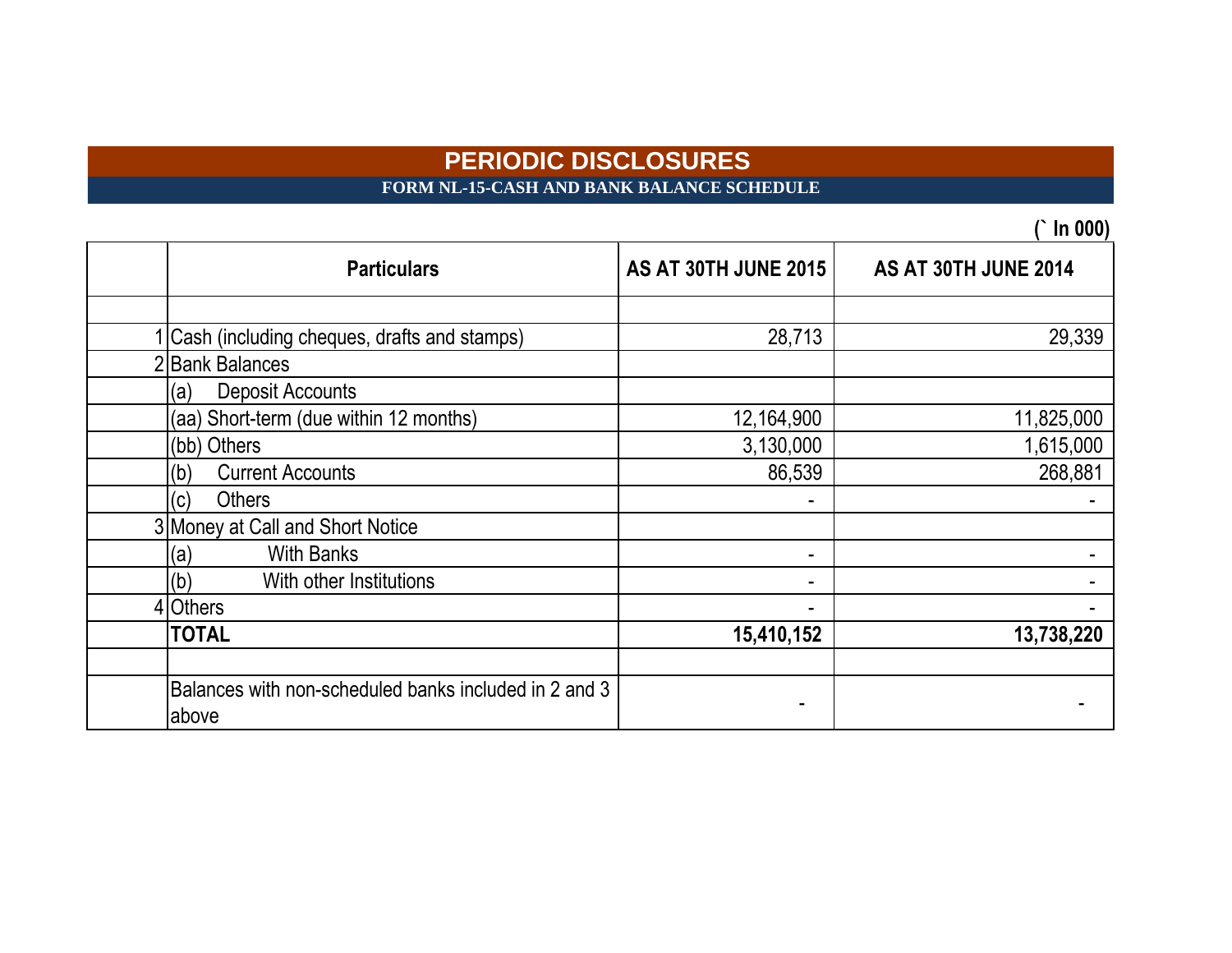# PERIODIC DISCLOSURES

## FORM NL-15-CASH AND BANK BALANCE SCHEDULE

(` In 000)

| | Particulars | AS AT 30TH JUNE 2015 | AS AT 30TH JUNE 2014 |
|---|---|---|---|
| | | | |
| 1 | Cash (including cheques, drafts and stamps) | 28,713 | 29,339 |
| 2 | Bank Balances | | |
| | (a) Deposit Accounts | | |
| | (aa) Short-term (due within 12 months) | 12,164,900 | 11,825,000 |
| | (bb) Others | 3,130,000 | 1,615,000 |
| | (b) Current Accounts | 86,539 | 268,881 |
| | (c) Others | - | - |
| 3 | Money at Call and Short Notice | | |
| | (a) With Banks | - | - |
| | (b) With other Institutions | - | - |
| 4 | Others | - | - |
| | **TOTAL** | **15,410,152** | **13,738,220** |
| | | | |
| | Balances with non-scheduled banks included in 2 and 3 above | - | - |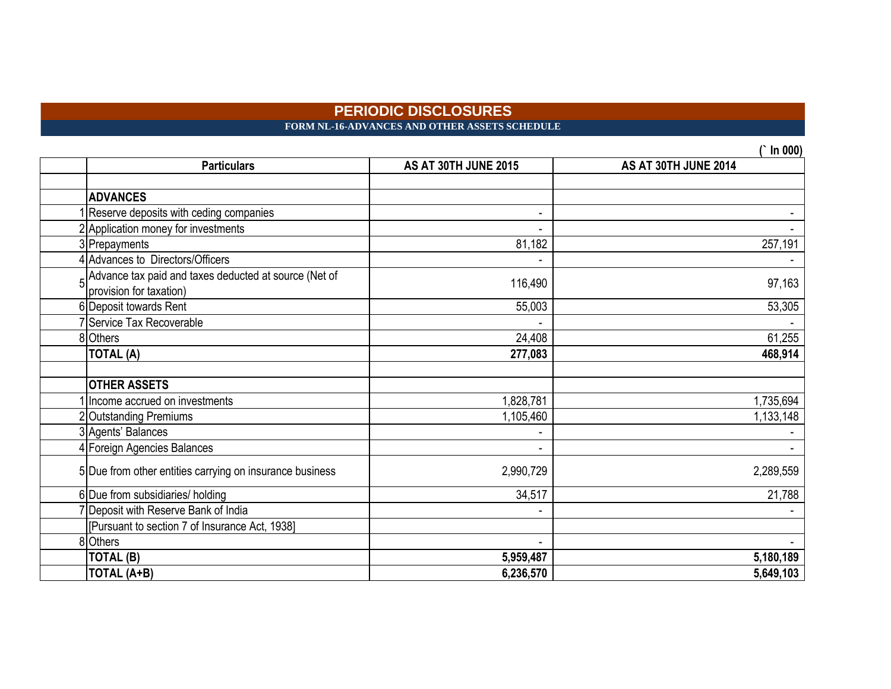# PERIODIC DISCLOSURES

## FORM NL-16-ADVANCES AND OTHER ASSETS SCHEDULE

(` In 000)

| | Particulars | AS AT 30TH JUNE 2015 | AS AT 30TH JUNE 2014 |
|---|---|---|---|
| | | | |
| | **ADVANCES** | | |
| 1 | Reserve deposits with ceding companies | - | - |
| 2 | Application money for investments | - | - |
| 3 | Prepayments | 81,182 | 257,191 |
| 4 | Advances to Directors/Officers | - | - |
| 5 | Advance tax paid and taxes deducted at source (Net of provision for taxation) | 116,490 | 97,163 |
| 6 | Deposit towards Rent | 55,003 | 53,305 |
| 7 | Service Tax Recoverable | - | - |
| 8 | Others | 24,408 | 61,255 |
| | **TOTAL (A)** | **277,083** | **468,914** |
| | | | |
| | **OTHER ASSETS** | | |
| 1 | Income accrued on investments | 1,828,781 | 1,735,694 |
| 2 | Outstanding Premiums | 1,105,460 | 1,133,148 |
| 3 | Agents' Balances | - | - |
| 4 | Foreign Agencies Balances | - | - |
| 5 | Due from other entities carrying on insurance business | 2,990,729 | 2,289,559 |
| 6 | Due from subsidiaries/ holding | 34,517 | 21,788 |
| 7 | Deposit with Reserve Bank of India | - | - |
| | [Pursuant to section 7 of Insurance Act, 1938] | | |
| 8 | Others | - | - |
| | **TOTAL (B)** | **5,959,487** | **5,180,189** |
| | **TOTAL (A+B)** | **6,236,570** | **5,649,103** |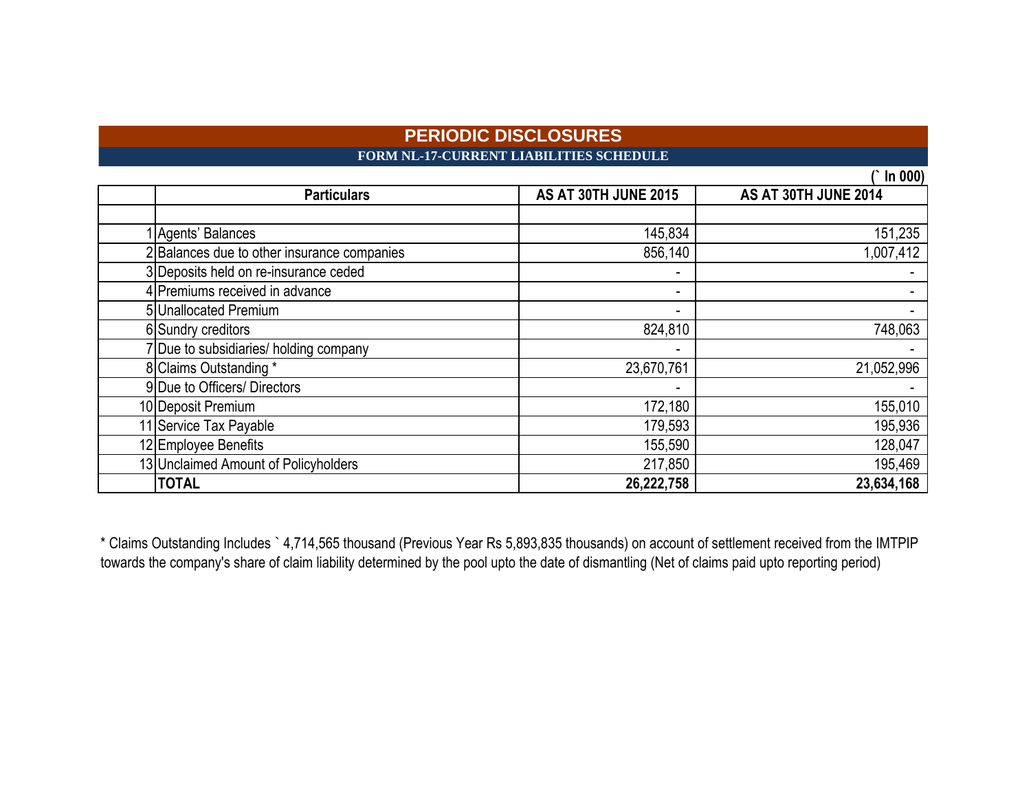# PERIODIC DISCLOSURES

## FORM NL-17-CURRENT LIABILITIES SCHEDULE

(` In 000)

| | Particulars | AS AT 30TH JUNE 2015 | AS AT 30TH JUNE 2014 |
|---|---|---|---|
| | | | |
| 1 | Agents' Balances | 145,834 | 151,235 |
| 2 | Balances due to other insurance companies | 856,140 | 1,007,412 |
| 3 | Deposits held on re-insurance ceded | - | - |
| 4 | Premiums received in advance | - | - |
| 5 | Unallocated Premium | - | - |
| 6 | Sundry creditors | 824,810 | 748,063 |
| 7 | Due to subsidiaries/ holding company | - | - |
| 8 | Claims Outstanding * | 23,670,761 | 21,052,996 |
| 9 | Due to Officers/ Directors | - | - |
| 10 | Deposit Premium | 172,180 | 155,010 |
| 11 | Service Tax Payable | 179,593 | 195,936 |
| 12 | Employee Benefits | 155,590 | 128,047 |
| 13 | Unclaimed Amount of Policyholders | 217,850 | 195,469 |
| | **TOTAL** | **26,222,758** | **23,634,168** |

* Claims Outstanding Includes ` 4,714,565 thousand (Previous Year Rs 5,893,835 thousands) on account of settlement received from the IMTPIP towards the company's share of claim liability determined by the pool upto the date of dismantling (Net of claims paid upto reporting period)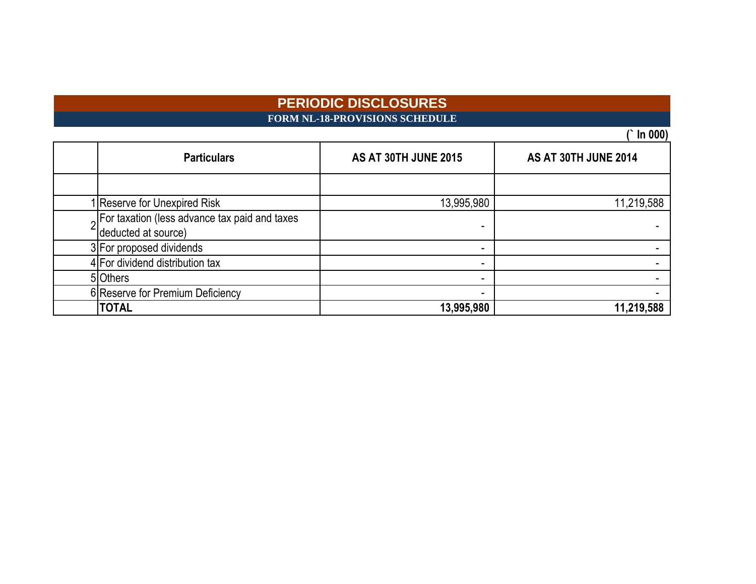# PERIODIC DISCLOSURES

## FORM NL-18-PROVISIONS SCHEDULE

**(` In 000)**

| | Particulars | AS AT 30TH JUNE 2015 | AS AT 30TH JUNE 2014 |
|---|---|---|---|
| | | | |
| 1 | Reserve for Unexpired Risk | 13,995,980 | 11,219,588 |
| 2 | For taxation (less advance tax paid and taxes deducted at source) | - | - |
| 3 | For proposed dividends | - | - |
| 4 | For dividend distribution tax | - | - |
| 5 | Others | - | - |
| 6 | Reserve for Premium Deficiency | - | - |
| | **TOTAL** | **13,995,980** | **11,219,588** |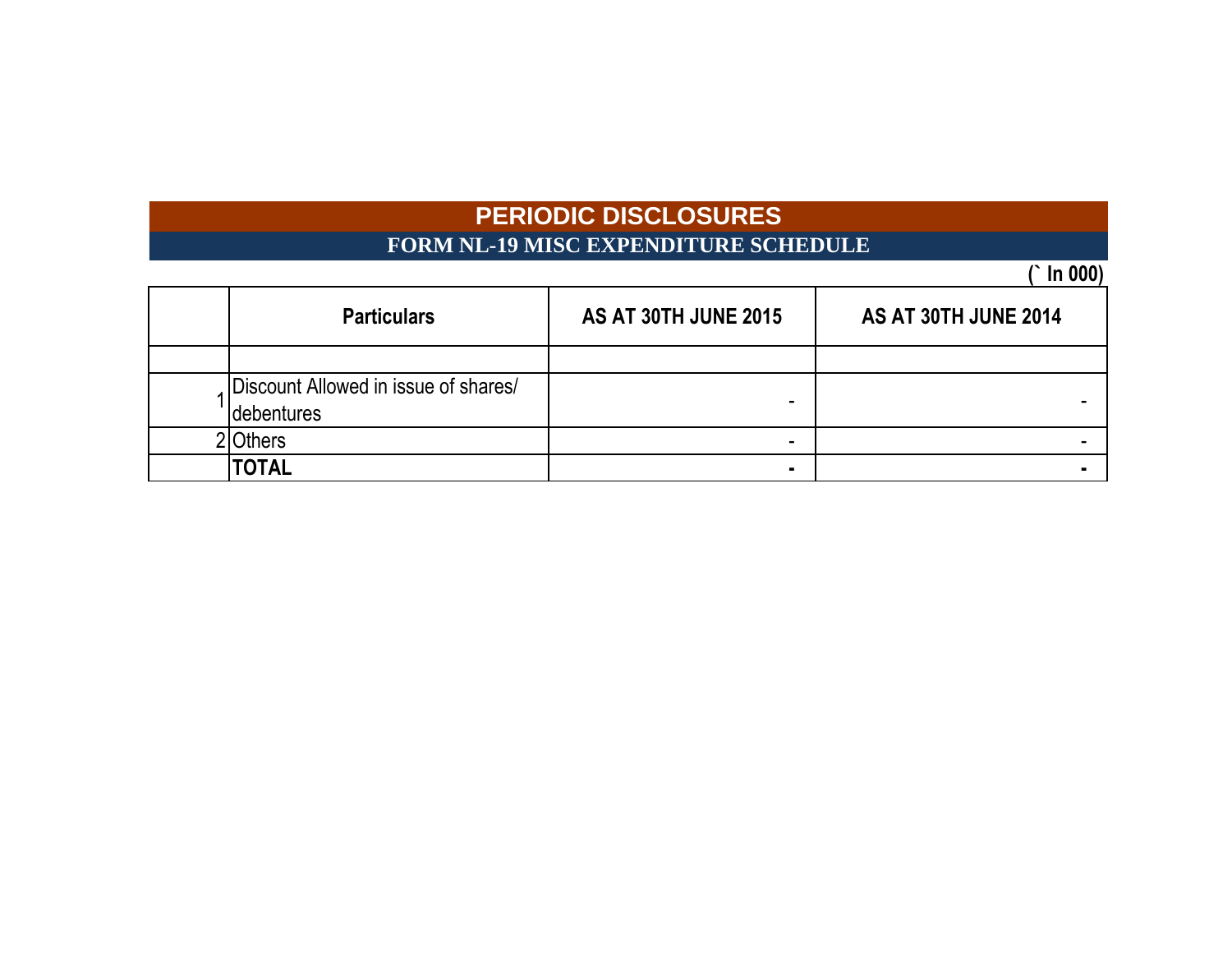# PERIODIC DISCLOSURES

## FORM NL-19 MISC EXPENDITURE SCHEDULE

(` In 000)

| | Particulars | AS AT 30TH JUNE 2015 | AS AT 30TH JUNE 2014 |
|---|---|---|---|
| | | | |
| 1 | Discount Allowed in issue of shares/ debentures | - | - |
| 2 | Others | - | - |
| | **TOTAL** | **-** | **-** |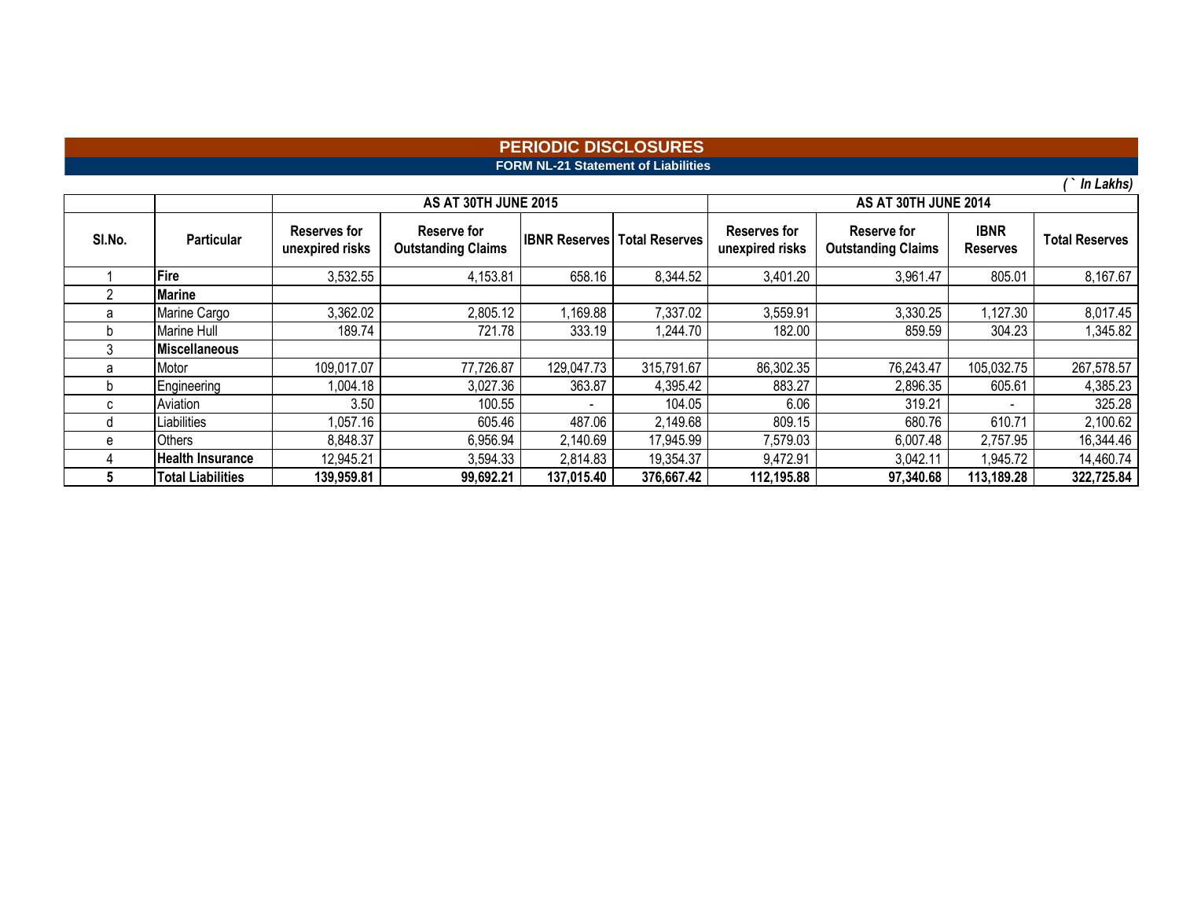## PERIODIC DISCLOSURES

### FORM NL-21 Statement of Liabilities

*(` In Lakhs)*

| Sl.No. | Particular | AS AT 30TH JUNE 2015 | | | | AS AT 30TH JUNE 2014 | | | |
|---|---|---|---|---|---|---|---|---|---|
| | | Reserves for unexpired risks | Reserve for Outstanding Claims | IBNR Reserves | Total Reserves | Reserves for unexpired risks | Reserve for Outstanding Claims | IBNR Reserves | Total Reserves |
| 1 | **Fire** | 3,532.55 | 4,153.81 | 658.16 | 8,344.52 | 3,401.20 | 3,961.47 | 805.01 | 8,167.67 |
| 2 | **Marine** | | | | | | | | |
| a | Marine Cargo | 3,362.02 | 2,805.12 | 1,169.88 | 7,337.02 | 3,559.91 | 3,330.25 | 1,127.30 | 8,017.45 |
| b | Marine Hull | 189.74 | 721.78 | 333.19 | 1,244.70 | 182.00 | 859.59 | 304.23 | 1,345.82 |
| 3 | **Miscellaneous** | | | | | | | | |
| a | Motor | 109,017.07 | 77,726.87 | 129,047.73 | 315,791.67 | 86,302.35 | 76,243.47 | 105,032.75 | 267,578.57 |
| b | Engineering | 1,004.18 | 3,027.36 | 363.87 | 4,395.42 | 883.27 | 2,896.35 | 605.61 | 4,385.23 |
| c | Aviation | 3.50 | 100.55 | - | 104.05 | 6.06 | 319.21 | - | 325.28 |
| d | Liabilities | 1,057.16 | 605.46 | 487.06 | 2,149.68 | 809.15 | 680.76 | 610.71 | 2,100.62 |
| e | Others | 8,848.37 | 6,956.94 | 2,140.69 | 17,945.99 | 7,579.03 | 6,007.48 | 2,757.95 | 16,344.46 |
| 4 | **Health Insurance** | 12,945.21 | 3,594.33 | 2,814.83 | 19,354.37 | 9,472.91 | 3,042.11 | 1,945.72 | 14,460.74 |
| **5** | **Total Liabilities** | **139,959.81** | **99,692.21** | **137,015.40** | **376,667.42** | **112,195.88** | **97,340.68** | **113,189.28** | **322,725.84** |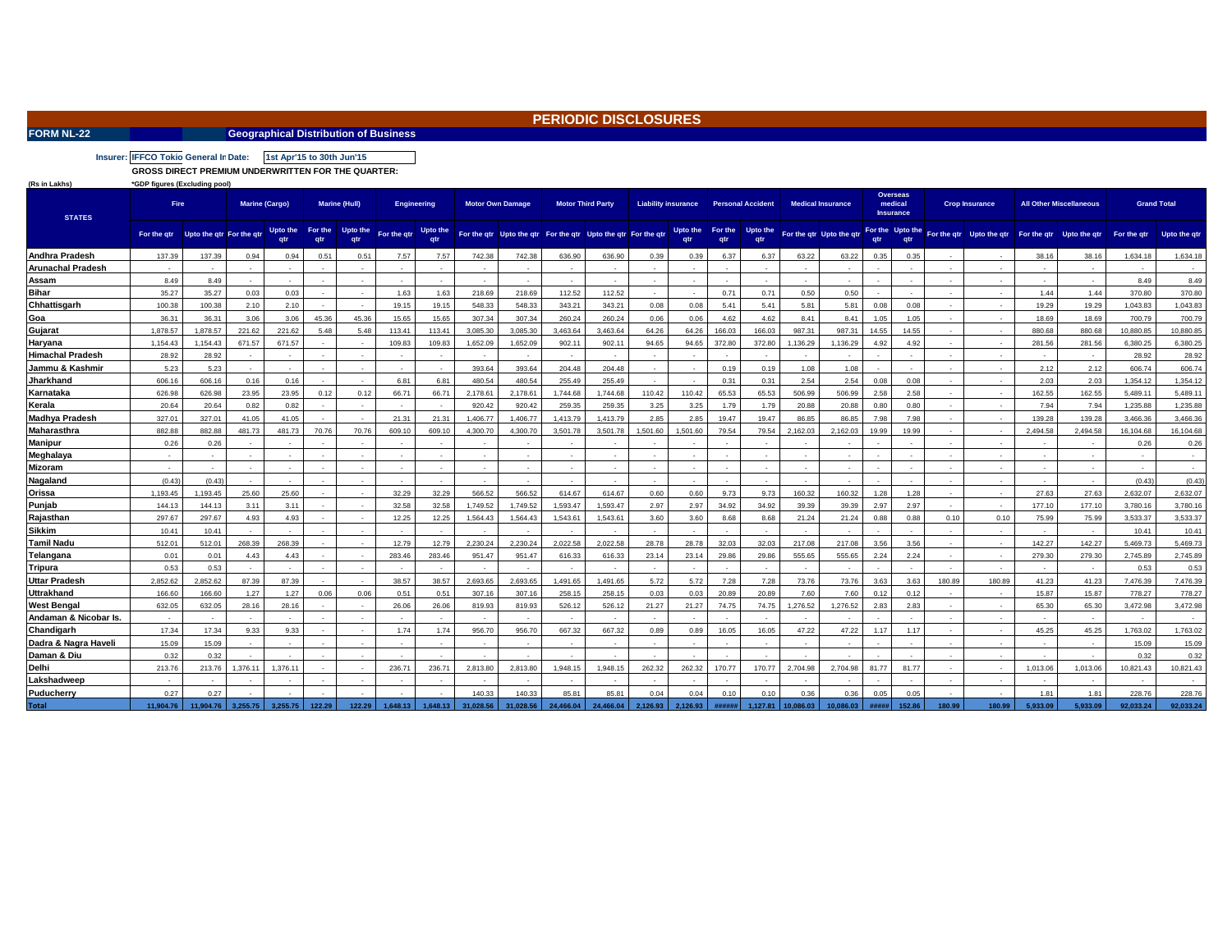# PERIODIC DISCLOSURES

**FORM NL-22** **Geographical Distribution of Business**

**Insurer:** IFFCO Tokio General In **Date:** 1st Apr'15 to 30th Jun'15

**GROSS DIRECT PREMIUM UNDERWRITTEN FOR THE QUARTER:**

(Rs in Lakhs) *GDP figures (Excluding pool)

| STATES | Fire | | Marine (Cargo) | | Marine (Hull) | | Engineering | | Motor Own Damage | | Motor Third Party | | Liability insurance | | Personal Accident | | Medical Insurance | | Overseas medical Insurance | | Crop Insurance | | All Other Miscellaneous | | Grand Total | |
|---|---|---|---|---|---|---|---|---|---|---|---|---|---|---|---|---|---|---|---|---|---|---|---|---|---|---|
| | For the qtr | Upto the qtr | For the qtr | Upto the qtr | For the qtr | Upto the qtr | For the qtr | Upto the qtr | For the qtr | Upto the qtr | For the qtr | Upto the qtr | For the qtr | Upto the qtr | For the qtr | Upto the qtr | For the qtr | Upto the qtr | For the qtr | Upto the qtr | For the qtr | Upto the qtr | For the qtr | Upto the qtr | For the qtr | Upto the qtr |
| Andhra Pradesh | 137.39 | 137.39 | 0.94 | 0.94 | 0.51 | 0.51 | 7.57 | 7.57 | 742.38 | 742.38 | 636.90 | 636.90 | 0.39 | 0.39 | 6.37 | 6.37 | 63.22 | 63.22 | 0.35 | 0.35 | - | - | 38.16 | 38.16 | 1,634.18 | 1,634.18 |
| Arunachal Pradesh | - | - | - | - | - | - | - | - | - | - | - | - | - | - | - | - | - | - | - | - | - | - | - | - | - | - |
| Assam | 8.49 | 8.49 | - | - | - | - | - | - | - | - | - | - | - | - | - | - | - | - | - | - | - | - | - | - | 8.49 | 8.49 |
| Bihar | 35.27 | 35.27 | 0.03 | 0.03 | - | - | 1.63 | 1.63 | 218.69 | 218.69 | 112.52 | 112.52 | - | - | 0.71 | 0.71 | 0.50 | 0.50 | - | - | - | - | 1.44 | 1.44 | 370.80 | 370.80 |
| Chhattisgarh | 100.38 | 100.38 | 2.10 | 2.10 | - | - | 19.15 | 19.15 | 548.33 | 548.33 | 343.21 | 343.21 | 0.08 | 0.08 | 5.41 | 5.41 | 5.81 | 5.81 | 0.08 | 0.08 | - | - | 19.29 | 19.29 | 1,043.83 | 1,043.83 |
| Goa | 36.31 | 36.31 | 3.06 | 3.06 | 45.36 | 45.36 | 15.65 | 15.65 | 307.34 | 307.34 | 260.24 | 260.24 | 0.06 | 0.06 | 4.62 | 4.62 | 8.41 | 8.41 | 1.05 | 1.05 | - | - | 18.69 | 18.69 | 700.79 | 700.79 |
| Gujarat | 1,878.57 | 1,878.57 | 221.62 | 221.62 | 5.48 | 5.48 | 113.41 | 113.41 | 3,085.30 | 3,085.30 | 3,463.64 | 3,463.64 | 64.26 | 64.26 | 166.03 | 166.03 | 987.31 | 987.31 | 14.55 | 14.55 | - | - | 880.68 | 880.68 | 10,880.85 | 10,880.85 |
| Haryana | 1,154.43 | 1,154.43 | 671.57 | 671.57 | - | - | 109.83 | 109.83 | 1,652.09 | 1,652.09 | 902.11 | 902.11 | 94.65 | 94.65 | 372.80 | 372.80 | 1,136.29 | 1,136.29 | 4.92 | 4.92 | - | - | 281.56 | 281.56 | 6,380.25 | 6,380.25 |
| Himachal Pradesh | 28.92 | 28.92 | - | - | - | - | - | - | - | - | - | - | - | - | - | - | - | - | - | - | - | - | - | - | 28.92 | 28.92 |
| Jammu & Kashmir | 5.23 | 5.23 | - | - | - | - | - | - | 393.64 | 393.64 | 204.48 | 204.48 | - | - | 0.19 | 0.19 | 1.08 | 1.08 | - | - | - | - | 2.12 | 2.12 | 606.74 | 606.74 |
| Jharkhand | 606.16 | 606.16 | 0.16 | 0.16 | - | - | 6.81 | 6.81 | 480.54 | 480.54 | 255.49 | 255.49 | - | - | 0.31 | 0.31 | 2.54 | 2.54 | 0.08 | 0.08 | - | - | 2.03 | 2.03 | 1,354.12 | 1,354.12 |
| Karnataka | 626.98 | 626.98 | 23.95 | 23.95 | 0.12 | 0.12 | 66.71 | 66.71 | 2,178.61 | 2,178.61 | 1,744.68 | 1,744.68 | 110.42 | 110.42 | 65.53 | 65.53 | 506.99 | 506.99 | 2.58 | 2.58 | - | - | 162.55 | 162.55 | 5,489.11 | 5,489.11 |
| Kerala | 20.64 | 20.64 | 0.82 | 0.82 | - | - | - | - | 920.42 | 920.42 | 259.35 | 259.35 | 3.25 | 3.25 | 1.79 | 1.79 | 20.88 | 20.88 | 0.80 | 0.80 | - | - | 7.94 | 7.94 | 1,235.88 | 1,235.88 |
| Madhya Pradesh | 327.01 | 327.01 | 41.05 | 41.05 | - | - | 21.31 | 21.31 | 1,406.77 | 1,406.77 | 1,413.79 | 1,413.79 | 2.85 | 2.85 | 19.47 | 19.47 | 86.85 | 86.85 | 7.98 | 7.98 | - | - | 139.28 | 139.28 | 3,466.36 | 3,466.36 |
| Maharasthra | 882.88 | 882.88 | 481.73 | 481.73 | 70.76 | 70.76 | 609.10 | 609.10 | 4,300.70 | 4,300.70 | 3,501.78 | 3,501.78 | 1,501.60 | 1,501.60 | 79.54 | 79.54 | 2,162.03 | 2,162.03 | 19.99 | 19.99 | - | - | 2,494.58 | 2,494.58 | 16,104.68 | 16,104.68 |
| Manipur | 0.26 | 0.26 | - | - | - | - | - | - | - | - | - | - | - | - | - | - | - | - | - | - | - | - | - | - | 0.26 | 0.26 |
| Meghalaya | - | - | - | - | - | - | - | - | - | - | - | - | - | - | - | - | - | - | - | - | - | - | - | - | - | - |
| Mizoram | - | - | - | - | - | - | - | - | - | - | - | - | - | - | - | - | - | - | - | - | - | - | - | - | - | - |
| Nagaland | (0.43) | (0.43) | - | - | - | - | - | - | - | - | - | - | - | - | - | - | - | - | - | - | - | - | - | - | (0.43) | (0.43) |
| Orissa | 1,193.45 | 1,193.45 | 25.60 | 25.60 | - | - | 32.29 | 32.29 | 566.52 | 566.52 | 614.67 | 614.67 | 0.60 | 0.60 | 9.73 | 9.73 | 160.32 | 160.32 | 1.28 | 1.28 | - | - | 27.63 | 27.63 | 2,632.07 | 2,632.07 |
| Punjab | 144.13 | 144.13 | 3.11 | 3.11 | - | - | 32.58 | 32.58 | 1,749.52 | 1,749.52 | 1,593.47 | 1,593.47 | 2.97 | 2.97 | 34.92 | 34.92 | 39.39 | 39.39 | 2.97 | 2.97 | - | - | 177.10 | 177.10 | 3,780.16 | 3,780.16 |
| Rajasthan | 297.67 | 297.67 | 4.93 | 4.93 | - | - | 12.25 | 12.25 | 1,564.43 | 1,564.43 | 1,543.61 | 1,543.61 | 3.60 | 3.60 | 8.68 | 8.68 | 21.24 | 21.24 | 0.88 | 0.88 | 0.10 | 0.10 | 75.99 | 75.99 | 3,533.37 | 3,533.37 |
| Sikkim | 10.41 | 10.41 | - | - | - | - | - | - | - | - | - | - | - | - | - | - | - | - | - | - | - | - | - | - | 10.41 | 10.41 |
| Tamil Nadu | 512.01 | 512.01 | 268.39 | 268.39 | - | - | 12.79 | 12.79 | 2,230.24 | 2,230.24 | 2,022.58 | 2,022.58 | 28.78 | 28.78 | 32.03 | 32.03 | 217.08 | 217.08 | 3.56 | 3.56 | - | - | 142.27 | 142.27 | 5,469.73 | 5,469.73 |
| Telangana | 0.01 | 0.01 | 4.43 | 4.43 | - | - | 283.46 | 283.46 | 951.47 | 951.47 | 616.33 | 616.33 | 23.14 | 23.14 | 29.86 | 29.86 | 555.65 | 555.65 | 2.24 | 2.24 | - | - | 279.30 | 279.30 | 2,745.89 | 2,745.89 |
| Tripura | 0.53 | 0.53 | - | - | - | - | - | - | - | - | - | - | - | - | - | - | - | - | - | - | - | - | - | - | 0.53 | 0.53 |
| Uttar Pradesh | 2,852.62 | 2,852.62 | 87.39 | 87.39 | - | - | 38.57 | 38.57 | 2,693.65 | 2,693.65 | 1,491.65 | 1,491.65 | 5.72 | 5.72 | 7.28 | 7.28 | 73.76 | 73.76 | 3.63 | 3.63 | 180.89 | 180.89 | 41.23 | 41.23 | 7,476.39 | 7,476.39 |
| Uttrakhand | 166.60 | 166.60 | 1.27 | 1.27 | 0.06 | 0.06 | 0.51 | 0.51 | 307.16 | 307.16 | 258.15 | 258.15 | 0.03 | 0.03 | 20.89 | 20.89 | 7.60 | 7.60 | 0.12 | 0.12 | - | - | 15.87 | 15.87 | 778.27 | 778.27 |
| West Bengal | 632.05 | 632.05 | 28.16 | 28.16 | - | - | 26.06 | 26.06 | 819.93 | 819.93 | 526.12 | 526.12 | 21.27 | 21.27 | 74.75 | 74.75 | 1,276.52 | 1,276.52 | 2.83 | 2.83 | - | - | 65.30 | 65.30 | 3,472.98 | 3,472.98 |
| Andaman & Nicobar Is. | - | - | - | - | - | - | - | - | - | - | - | - | - | - | - | - | - | - | - | - | - | - | - | - | - | - |
| Chandigarh | 17.34 | 17.34 | 9.33 | 9.33 | - | - | 1.74 | 1.74 | 956.70 | 956.70 | 667.32 | 667.32 | 0.89 | 0.89 | 16.05 | 16.05 | 47.22 | 47.22 | 1.17 | 1.17 | - | - | 45.25 | 45.25 | 1,763.02 | 1,763.02 |
| Dadra & Nagra Haveli | 15.09 | 15.09 | - | - | - | - | - | - | - | - | - | - | - | - | - | - | - | - | - | - | - | - | - | - | 15.09 | 15.09 |
| Daman & Diu | 0.32 | 0.32 | - | - | - | - | - | - | - | - | - | - | - | - | - | - | - | - | - | - | - | - | - | - | 0.32 | 0.32 |
| Delhi | 213.76 | 213.76 | 1,376.11 | 1,376.11 | - | - | 236.71 | 236.71 | 2,813.80 | 2,813.80 | 1,948.15 | 1,948.15 | 262.32 | 262.32 | 170.77 | 170.77 | 2,704.98 | 2,704.98 | 81.77 | 81.77 | - | - | 1,013.06 | 1,013.06 | 10,821.43 | 10,821.43 |
| Lakshadweep | - | - | - | - | - | - | - | - | - | - | - | - | - | - | - | - | - | - | - | - | - | - | - | - | - | - |
| Puducherry | 0.27 | 0.27 | - | - | - | - | - | - | 140.33 | 140.33 | 85.81 | 85.81 | 0.04 | 0.04 | 0.10 | 0.10 | 0.36 | 0.36 | 0.05 | 0.05 | - | - | 1.81 | 1.81 | 228.76 | 228.76 |
| **Total** | **11,904.76** | **11,904.76** | **3,255.75** | **3,255.75** | **122.29** | **122.29** | **1,648.13** | **1,648.13** | **31,028.56** | **31,028.56** | **24,466.04** | **24,466.04** | **2,126.93** | **2,126.93** | **######** | **1,127.81** | **10,086.03** | **10,086.03** | **#####** | **152.86** | **180.99** | **180.99** | **5,933.09** | **5,933.09** | **92,033.24** | **92,033.24** |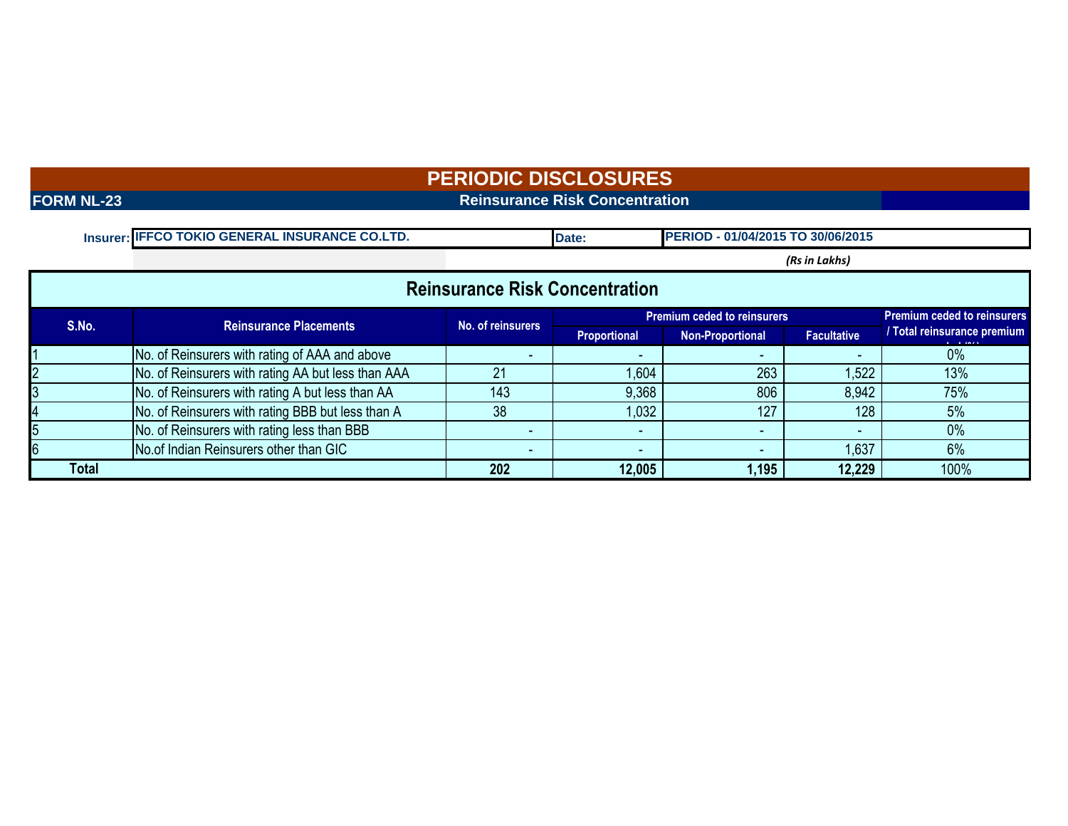# PERIODIC DISCLOSURES

**FORM NL-23** **Reinsurance Risk Concentration**

**Insurer:** IFFCO TOKIO GENERAL INSURANCE CO.LTD. **Date:** PERIOD - 01/04/2015 TO 30/06/2015

*(Rs in Lakhs)*

## Reinsurance Risk Concentration

| S.No. | Reinsurance Placements | No. of reinsurers | Premium ceded to reinsurers | | | Premium ceded to reinsurers / Total reinsurance premium ceded (%) |
|---|---|---|---|---|---|---|
| | | | Proportional | Non-Proportional | Facultative | |
| 1 | No. of Reinsurers with rating of AAA and above | - | - | - | - | 0% |
| 2 | No. of Reinsurers with rating AA but less than AAA | 21 | 1,604 | 263 | 1,522 | 13% |
| 3 | No. of Reinsurers with rating A but less than AA | 143 | 9,368 | 806 | 8,942 | 75% |
| 4 | No. of Reinsurers with rating BBB but less than A | 38 | 1,032 | 127 | 128 | 5% |
| 5 | No. of Reinsurers with rating less than BBB | - | - | - | - | 0% |
| 6 | No.of Indian Reinsurers other than GIC | - | - | - | 1,637 | 6% |
| **Total** | | **202** | **12,005** | **1,195** | **12,229** | 100% |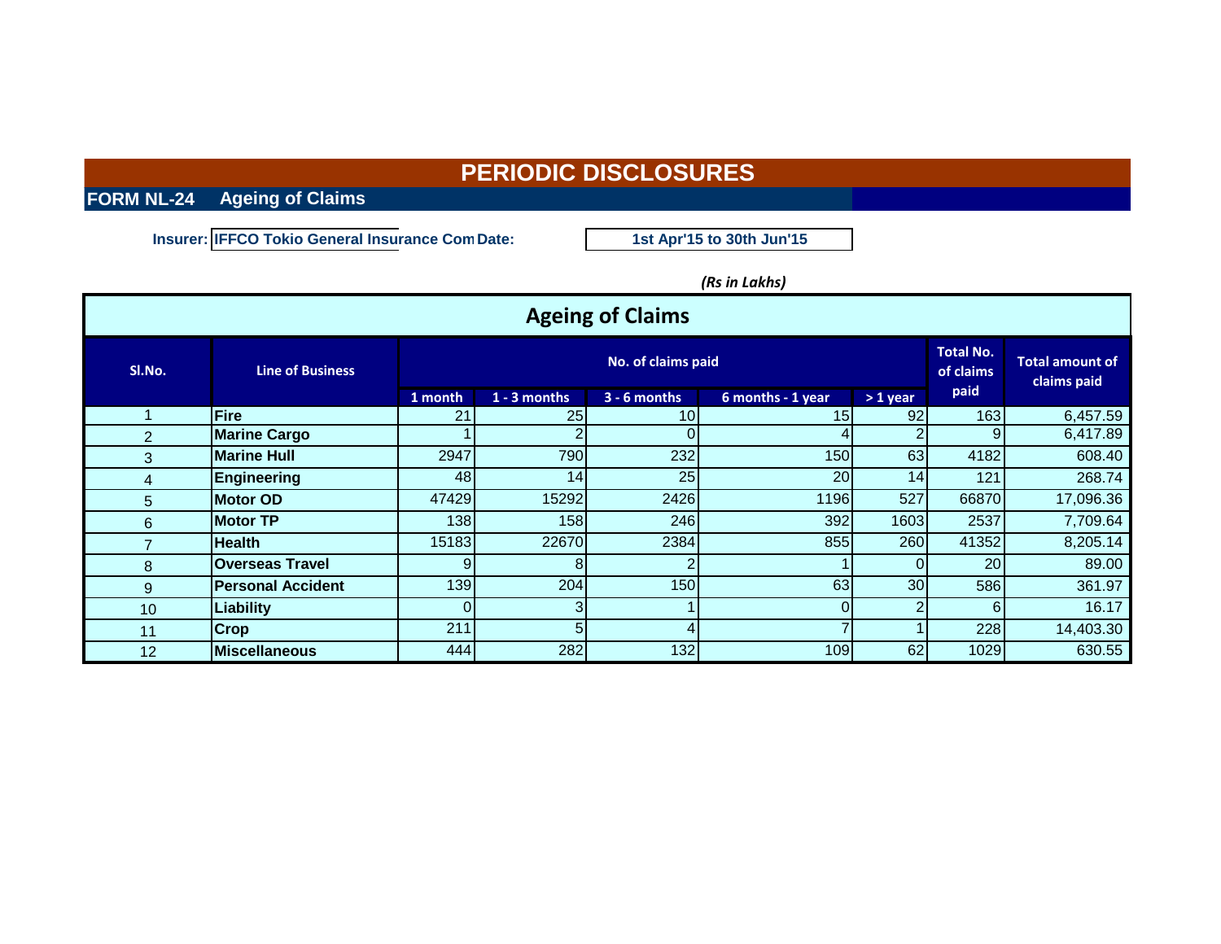# PERIODIC DISCLOSURES

## FORM NL-24 Ageing of Claims

**Insurer:** IFFCO Tokio General Insurance Com **Date:** 1st Apr'15 to 30th Jun'15

*(Rs in Lakhs)*

### Ageing of Claims

| Sl.No. | Line of Business | No. of claims paid | | | | | Total No. of claims paid | Total amount of claims paid |
|---|---|---|---|---|---|---|---|---|
| | | 1 month | 1 - 3 months | 3 - 6 months | 6 months - 1 year | > 1 year | | |
| 1 | Fire | 21 | 25 | 10 | 15 | 92 | 163 | 6,457.59 |
| 2 | Marine Cargo | 1 | 2 | 0 | 4 | 2 | 9 | 6,417.89 |
| 3 | Marine Hull | 2947 | 790 | 232 | 150 | 63 | 4182 | 608.40 |
| 4 | Engineering | 48 | 14 | 25 | 20 | 14 | 121 | 268.74 |
| 5 | Motor OD | 47429 | 15292 | 2426 | 1196 | 527 | 66870 | 17,096.36 |
| 6 | Motor TP | 138 | 158 | 246 | 392 | 1603 | 2537 | 7,709.64 |
| 7 | Health | 15183 | 22670 | 2384 | 855 | 260 | 41352 | 8,205.14 |
| 8 | Overseas Travel | 9 | 8 | 2 | 1 | 0 | 20 | 89.00 |
| 9 | Personal Accident | 139 | 204 | 150 | 63 | 30 | 586 | 361.97 |
| 10 | Liability | 0 | 3 | 1 | 0 | 2 | 6 | 16.17 |
| 11 | Crop | 211 | 5 | 4 | 7 | 1 | 228 | 14,403.30 |
| 12 | Miscellaneous | 444 | 282 | 132 | 109 | 62 | 1029 | 630.55 |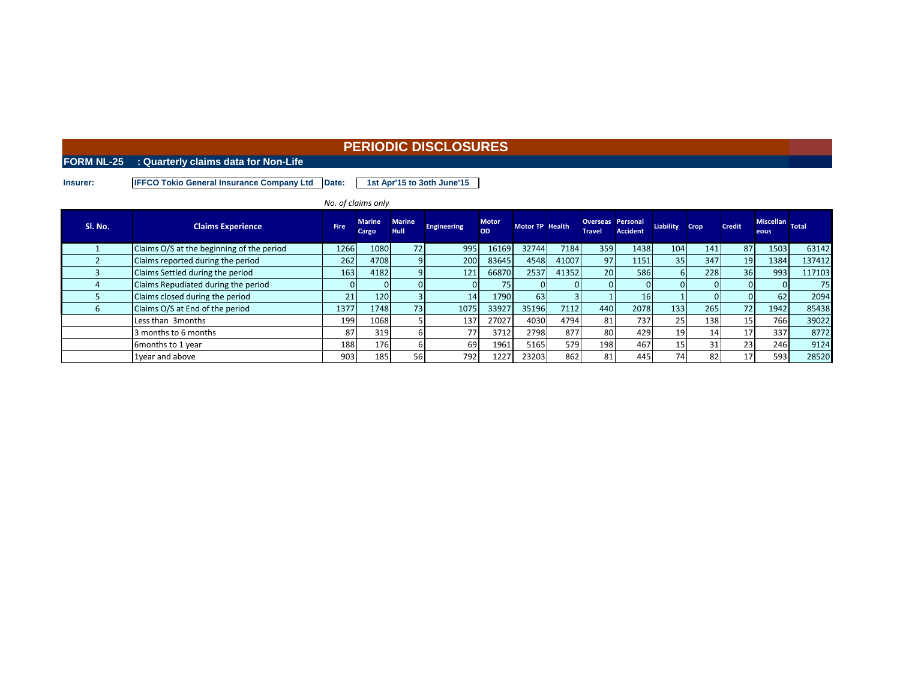# PERIODIC DISCLOSURES

## FORM NL-25 : Quarterly claims data for Non-Life

**Insurer:** IFFCO Tokio General Insurance Company Ltd **Date:** 1st Apr'15 to 3oth June'15

*No. of claims only*

| Sl. No. | Claims Experience | Fire | Marine Cargo | Marine Hull | Engineering | Motor OD | Motor TP | Health | Overseas Travel | Personal Accident | Liability | Crop | Credit | Miscellaneous | Total |
|---|---|---|---|---|---|---|---|---|---|---|---|---|---|---|---|
| 1 | Claims O/S at the beginning of the period | 1266 | 1080 | 72 | 995 | 16169 | 32744 | 7184 | 359 | 1438 | 104 | 141 | 87 | 1503 | 63142 |
| 2 | Claims reported during the period | 262 | 4708 | 9 | 200 | 83645 | 4548 | 41007 | 97 | 1151 | 35 | 347 | 19 | 1384 | 137412 |
| 3 | Claims Settled during the period | 163 | 4182 | 9 | 121 | 66870 | 2537 | 41352 | 20 | 586 | 6 | 228 | 36 | 993 | 117103 |
| 4 | Claims Repudiated during the period | 0 | 0 | 0 | 0 | 75 | 0 | 0 | 0 | 0 | 0 | 0 | 0 | 0 | 75 |
| 5 | Claims closed during the period | 21 | 120 | 3 | 14 | 1790 | 63 | 3 | 1 | 16 | 1 | 0 | 0 | 62 | 2094 |
| 6 | Claims O/S at End of the period | 1377 | 1748 | 73 | 1075 | 33927 | 35196 | 7112 | 440 | 2078 | 133 | 265 | 72 | 1942 | 85438 |
| | Less than 3months | 199 | 1068 | 5 | 137 | 27027 | 4030 | 4794 | 81 | 737 | 25 | 138 | 15 | 766 | 39022 |
| | 3 months to 6 months | 87 | 319 | 6 | 77 | 3712 | 2798 | 877 | 80 | 429 | 19 | 14 | 17 | 337 | 8772 |
| | 6months to 1 year | 188 | 176 | 6 | 69 | 1961 | 5165 | 579 | 198 | 467 | 15 | 31 | 23 | 246 | 9124 |
| | 1year and above | 903 | 185 | 56 | 792 | 1227 | 23203 | 862 | 81 | 445 | 74 | 82 | 17 | 593 | 28520 |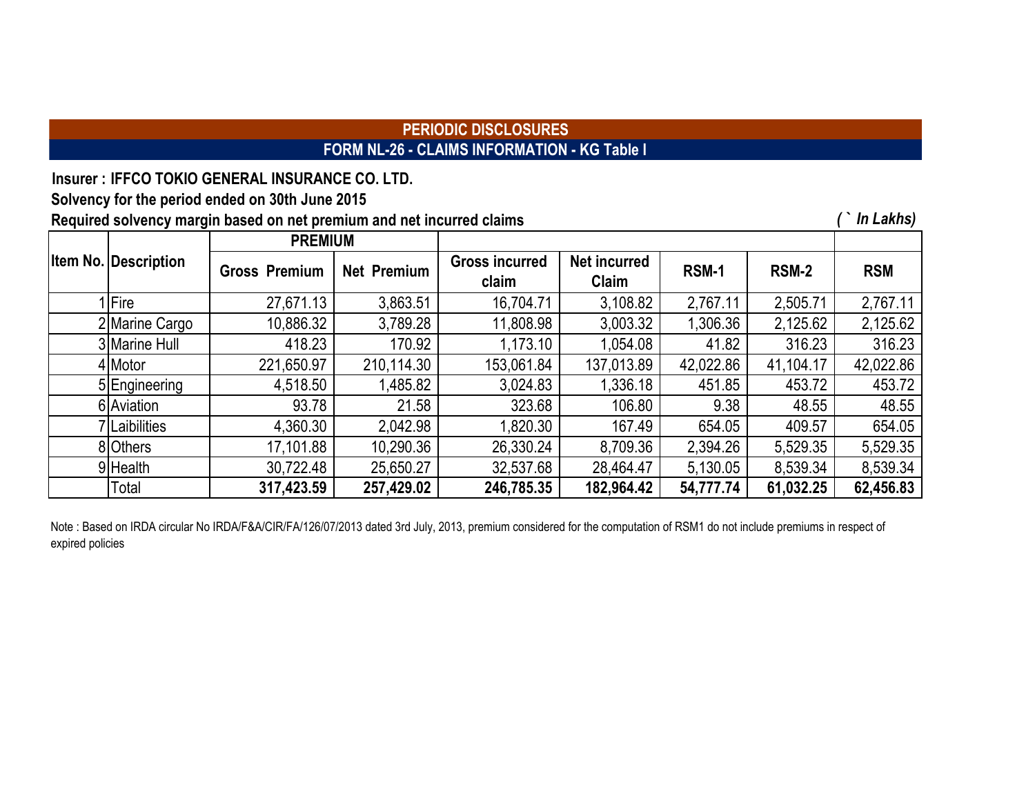## PERIODIC DISCLOSURES

## FORM NL-26 - CLAIMS INFORMATION - KG Table I

**Insurer : IFFCO TOKIO GENERAL INSURANCE CO. LTD.**

**Solvency for the period ended on 30th June 2015**

**Required solvency margin based on net premium and net incurred claims**

*( ` In Lakhs)*

| Item No. | Description | PREMIUM | | | | | | |
|---|---|---|---|---|---|---|---|---|
| | | Gross Premium | Net Premium | Gross incurred claim | Net incurred Claim | RSM-1 | RSM-2 | RSM |
| 1 | Fire | 27,671.13 | 3,863.51 | 16,704.71 | 3,108.82 | 2,767.11 | 2,505.71 | 2,767.11 |
| 2 | Marine Cargo | 10,886.32 | 3,789.28 | 11,808.98 | 3,003.32 | 1,306.36 | 2,125.62 | 2,125.62 |
| 3 | Marine Hull | 418.23 | 170.92 | 1,173.10 | 1,054.08 | 41.82 | 316.23 | 316.23 |
| 4 | Motor | 221,650.97 | 210,114.30 | 153,061.84 | 137,013.89 | 42,022.86 | 41,104.17 | 42,022.86 |
| 5 | Engineering | 4,518.50 | 1,485.82 | 3,024.83 | 1,336.18 | 451.85 | 453.72 | 453.72 |
| 6 | Aviation | 93.78 | 21.58 | 323.68 | 106.80 | 9.38 | 48.55 | 48.55 |
| 7 | Laibilities | 4,360.30 | 2,042.98 | 1,820.30 | 167.49 | 654.05 | 409.57 | 654.05 |
| 8 | Others | 17,101.88 | 10,290.36 | 26,330.24 | 8,709.36 | 2,394.26 | 5,529.35 | 5,529.35 |
| 9 | Health | 30,722.48 | 25,650.27 | 32,537.68 | 28,464.47 | 5,130.05 | 8,539.34 | 8,539.34 |
| | Total | **317,423.59** | **257,429.02** | **246,785.35** | **182,964.42** | **54,777.74** | **61,032.25** | **62,456.83** |

Note : Based on IRDA circular No IRDA/F&A/CIR/FA/126/07/2013 dated 3rd July, 2013, premium considered for the computation of RSM1 do not include premiums in respect of expired policies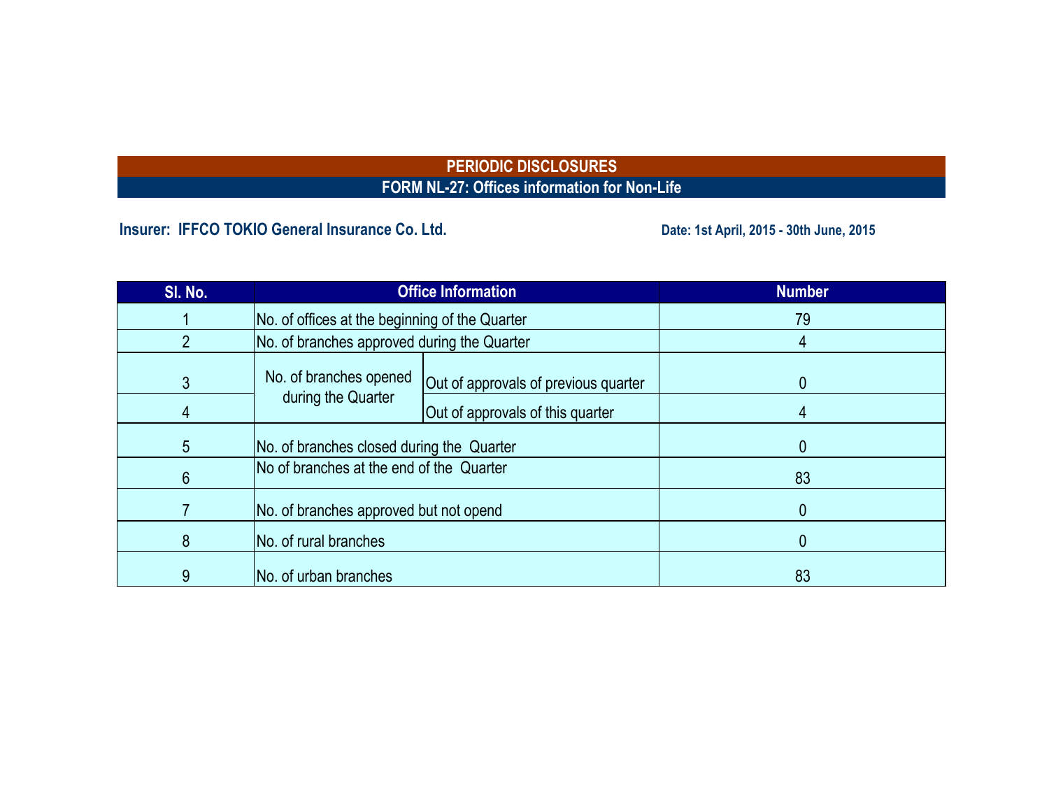## PERIODIC DISCLOSURES

### FORM NL-27: Offices information for Non-Life

**Insurer: IFFCO TOKIO General Insurance Co. Ltd.**

**Date: 1st April, 2015 - 30th June, 2015**

| Sl. No. | Office Information | | Number |
|---|---|---|---|
| 1 | No. of offices at the beginning of the Quarter | | 79 |
| 2 | No. of branches approved during the Quarter | | 4 |
| 3 | No. of branches opened during the Quarter | Out of approvals of previous quarter | 0 |
| 4 | | Out of approvals of this quarter | 4 |
| 5 | No. of branches closed during the Quarter | | 0 |
| 6 | No of branches at the end of the Quarter | | 83 |
| 7 | No. of branches approved but not opend | | 0 |
| 8 | No. of rural branches | | 0 |
| 9 | No. of urban branches | | 83 |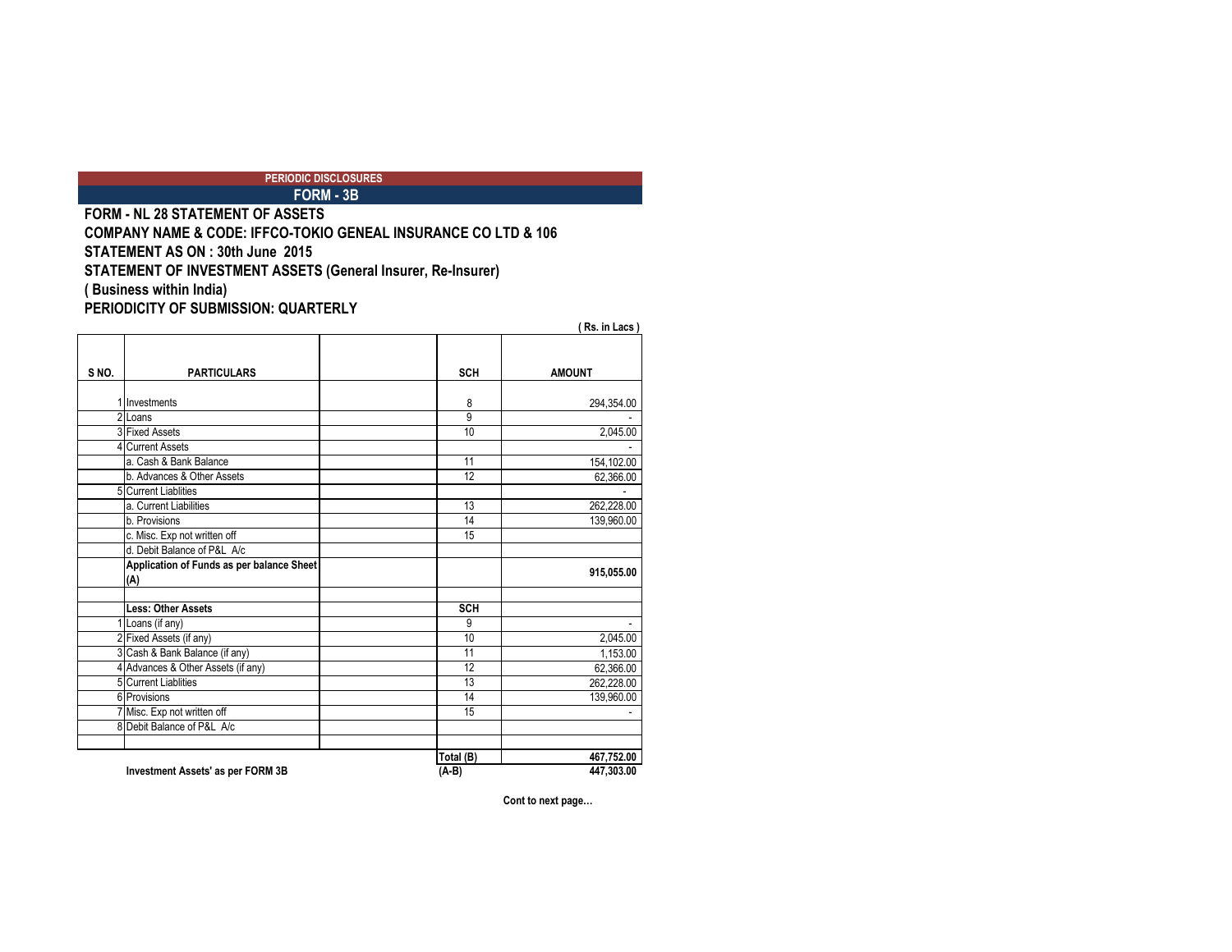**PERIODIC DISCLOSURES**

**FORM - 3B**

## FORM - NL 28 STATEMENT OF ASSETS

**COMPANY NAME & CODE: IFFCO-TOKIO GENEAL INSURANCE CO LTD & 106**

**STATEMENT AS ON : 30th June 2015**

**STATEMENT OF INVESTMENT ASSETS (General Insurer, Re-Insurer)**

**( Business within India)**

**PERIODICITY OF SUBMISSION: QUARTERLY**

( Rs. in Lacs )

| S NO. | PARTICULARS | | SCH | AMOUNT |
|---|---|---|---|---|
| 1 | Investments | | 8 | 294,354.00 |
| 2 | Loans | | 9 | - |
| 3 | Fixed Assets | | 10 | 2,045.00 |
| 4 | Current Assets | | | - |
| | a. Cash & Bank Balance | | 11 | 154,102.00 |
| | b. Advances & Other Assets | | 12 | 62,366.00 |
| 5 | Current Liablities | | | - |
| | a. Current Liabilities | | 13 | 262,228.00 |
| | b. Provisions | | 14 | 139,960.00 |
| | c. Misc. Exp not written off | | 15 | |
| | d. Debit Balance of P&L A/c | | | |
| | **Application of Funds as per balance Sheet (A)** | | | **915,055.00** |
| | | | | |
| | **Less: Other Assets** | | **SCH** | |
| 1 | Loans (if any) | | 9 | - |
| 2 | Fixed Assets (if any) | | 10 | 2,045.00 |
| 3 | Cash & Bank Balance (if any) | | 11 | 1,153.00 |
| 4 | Advances & Other Assets (if any) | | 12 | 62,366.00 |
| 5 | Current Liablities | | 13 | 262,228.00 |
| 6 | Provisions | | 14 | 139,960.00 |
| 7 | Misc. Exp not written off | | 15 | - |
| 8 | Debit Balance of P&L A/c | | | |
| | | | | |
| | | | **Total (B)** | **467,752.00** |
| | **Investment Assets' as per FORM 3B** | | **(A-B)** | **447,303.00** |

**Cont to next page…**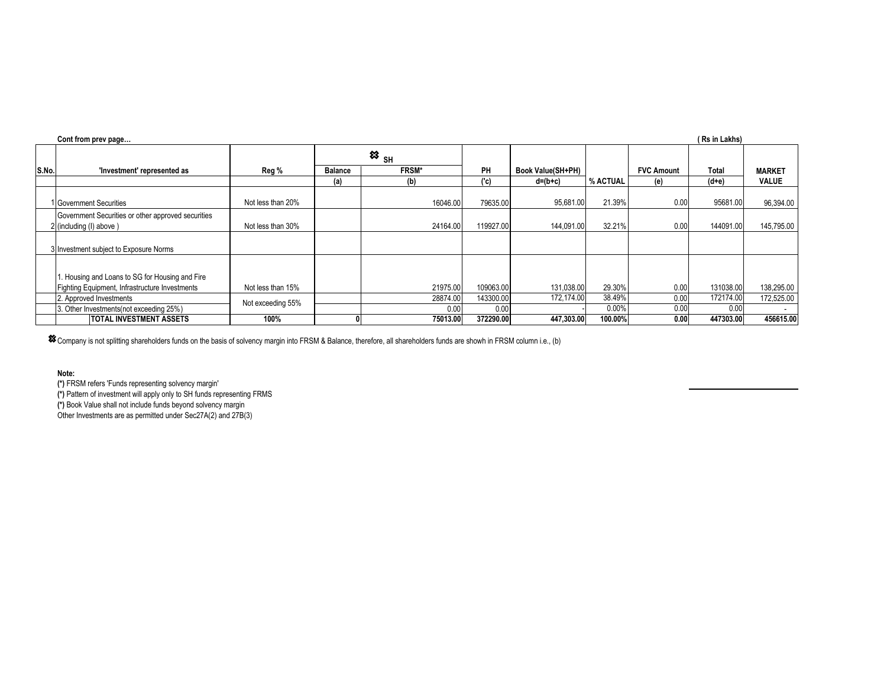Cont from prev page… ( Rs in Lakhs)

| S.No. | 'Investment' represented as | Reg % | SH Balance | SH FRSM* | PH | Book Value(SH+PH) | % ACTUAL | FVC Amount | Total | MARKET VALUE |
|---|---|---|---|---|---|---|---|---|---|---|
| | | | (a) | (b) | ('c) | d=(b+c) | | (e) | (d+e) | |
| 1 | Government Securities | Not less than 20% | | 16046.00 | 79635.00 | 95,681.00 | 21.39% | 0.00 | 95681.00 | 96,394.00 |
| 2 | Government Securities or other approved securities (including (I) above ) | Not less than 30% | | 24164.00 | 119927.00 | 144,091.00 | 32.21% | 0.00 | 144091.00 | 145,795.00 |
| 3 | Investment subject to Exposure Norms | | | | | | | | | |
| | 1. Housing and Loans to SG for Housing and Fire Fighting Equipment, Infrastructure Investments | Not less than 15% | | 21975.00 | 109063.00 | 131,038.00 | 29.30% | 0.00 | 131038.00 | 138,295.00 |
| | 2. Approved Investments | Not exceeding 55% | | 28874.00 | 143300.00 | 172,174.00 | 38.49% | 0.00 | 172174.00 | 172,525.00 |
| | 3. Other Investments(not exceeding 25%) | | | 0.00 | 0.00 | - | 0.00% | 0.00 | 0.00 | - |
| | **TOTAL INVESTMENT ASSETS** | **100%** | **0** | **75013.00** | **372290.00** | **447,303.00** | **100.00%** | **0.00** | **447303.00** | **456615.00** |

Company is not splitting shareholders funds on the basis of solvency margin into FRSM & Balance, therefore, all shareholders funds are shown in FRSM column i.e., (b)

**Note:**

**(*)** FRSM refers 'Funds representing solvency margin'

**(*)** Pattern of investment will apply only to SH funds representing FRMS

**(*)** Book Value shall not include funds beyond solvency margin

Other Investments are as permitted under Sec27A(2) and 27B(3)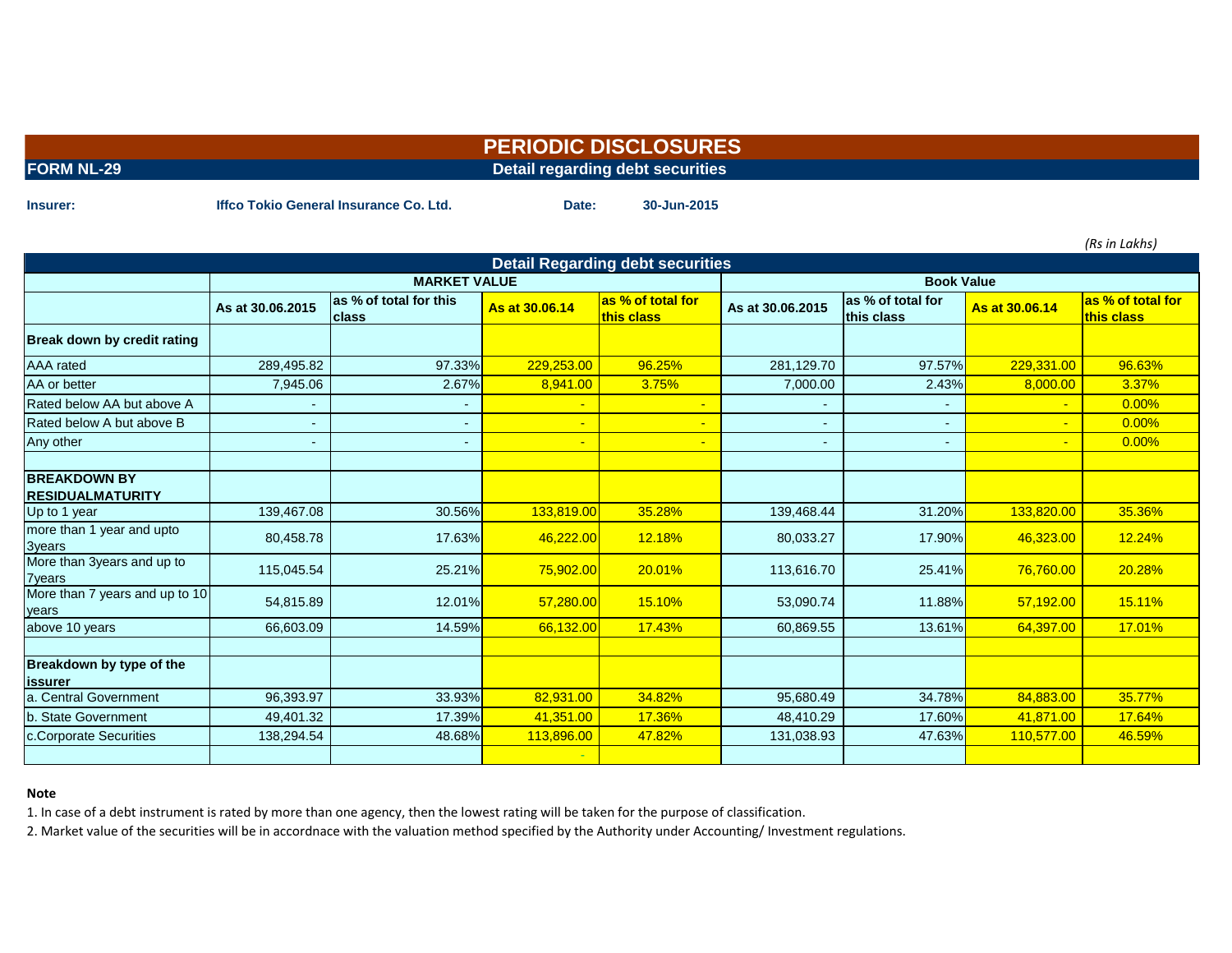# PERIODIC DISCLOSURES

**FORM NL-29** **Detail regarding debt securities**

**Insurer:** **Iffco Tokio General Insurance Co. Ltd.** **Date:** **30-Jun-2015**

*(Rs in Lakhs)*

**Detail Regarding debt securities**

| | MARKET VALUE | | | | Book Value | | | |
|---|---|---|---|---|---|---|---|---|
| | As at 30.06.2015 | as % of total for this class | As at 30.06.14 | as % of total for this class | As at 30.06.2015 | as % of total for this class | As at 30.06.14 | as % of total for this class |
| **Break down by credit rating** | | | | | | | | |
| AAA rated | 289,495.82 | 97.33% | 229,253.00 | 96.25% | 281,129.70 | 97.57% | 229,331.00 | 96.63% |
| AA or better | 7,945.06 | 2.67% | 8,941.00 | 3.75% | 7,000.00 | 2.43% | 8,000.00 | 3.37% |
| Rated below AA but above A | - | - | - | - | - | - | - | 0.00% |
| Rated below A but above B | - | - | - | - | - | - | - | 0.00% |
| Any other | - | - | - | - | - | - | - | 0.00% |
| | | | | | | | | |
| **BREAKDOWN BY RESIDUALMATURITY** | | | | | | | | |
| Up to 1 year | 139,467.08 | 30.56% | 133,819.00 | 35.28% | 139,468.44 | 31.20% | 133,820.00 | 35.36% |
| more than 1 year and upto 3years | 80,458.78 | 17.63% | 46,222.00 | 12.18% | 80,033.27 | 17.90% | 46,323.00 | 12.24% |
| More than 3years and up to 7years | 115,045.54 | 25.21% | 75,902.00 | 20.01% | 113,616.70 | 25.41% | 76,760.00 | 20.28% |
| More than 7 years and up to 10 years | 54,815.89 | 12.01% | 57,280.00 | 15.10% | 53,090.74 | 11.88% | 57,192.00 | 15.11% |
| above 10 years | 66,603.09 | 14.59% | 66,132.00 | 17.43% | 60,869.55 | 13.61% | 64,397.00 | 17.01% |
| | | | | | | | | |
| **Breakdown by type of the issurer** | | | | | | | | |
| a. Central Government | 96,393.97 | 33.93% | 82,931.00 | 34.82% | 95,680.49 | 34.78% | 84,883.00 | 35.77% |
| b. State Government | 49,401.32 | 17.39% | 41,351.00 | 17.36% | 48,410.29 | 17.60% | 41,871.00 | 17.64% |
| c.Corporate Securities | 138,294.54 | 48.68% | 113,896.00 | 47.82% | 131,038.93 | 47.63% | 110,577.00 | 46.59% |
| | | | - | | | | | |

**Note**

1. In case of a debt instrument is rated by more than one agency, then the lowest rating will be taken for the purpose of classification.

2. Market value of the securities will be in accordnace with the valuation method specified by the Authority under Accounting/ Investment regulations.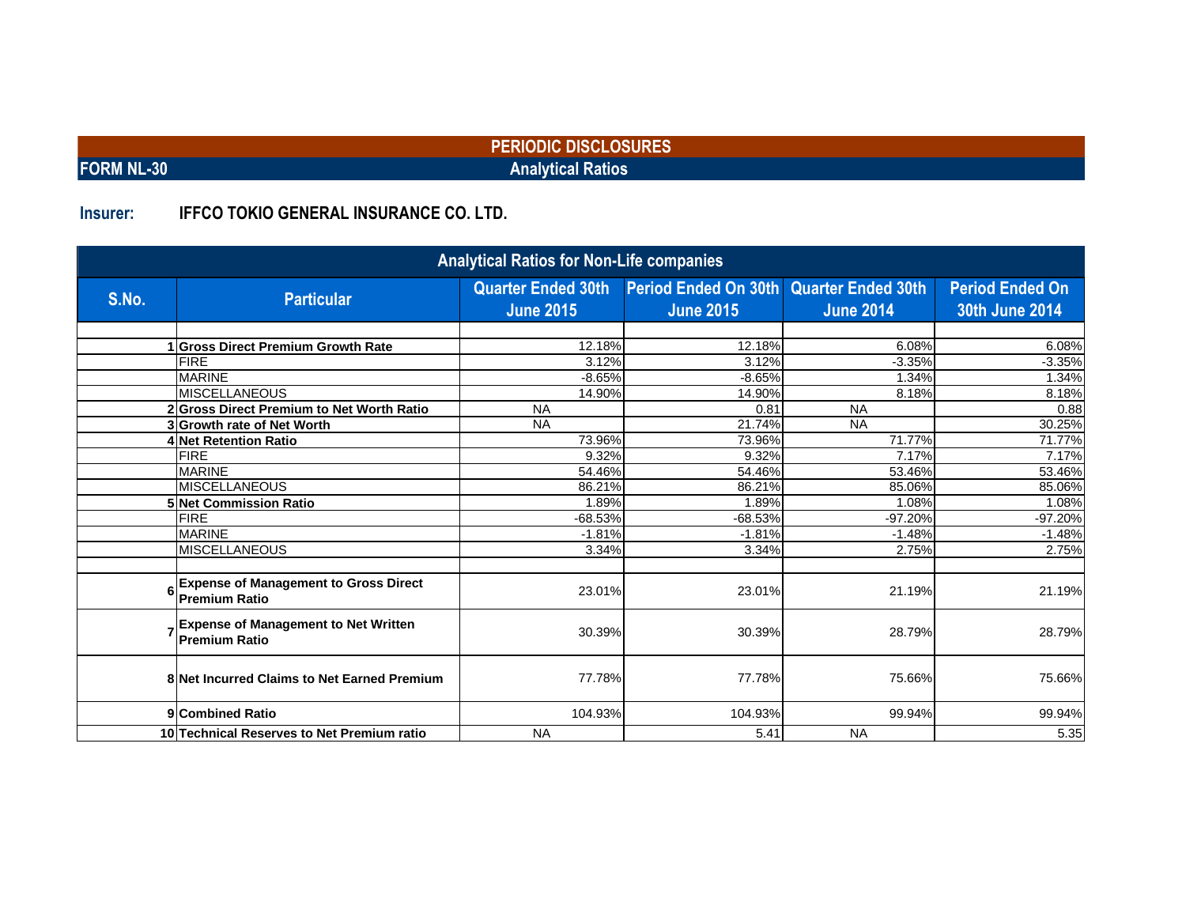# PERIODIC DISCLOSURES

**FORM NL-30** — **Analytical Ratios**

**Insurer:** **IFFCO TOKIO GENERAL INSURANCE CO. LTD.**

## Analytical Ratios for Non-Life companies

| S.No. | Particular | Quarter Ended 30th June 2015 | Period Ended On 30th June 2015 | Quarter Ended 30th June 2014 | Period Ended On 30th June 2014 |
|---|---|---|---|---|---|
| | | | | | |
| 1 | **Gross Direct Premium Growth Rate** | 12.18% | 12.18% | 6.08% | 6.08% |
| | FIRE | 3.12% | 3.12% | -3.35% | -3.35% |
| | MARINE | -8.65% | -8.65% | 1.34% | 1.34% |
| | MISCELLANEOUS | 14.90% | 14.90% | 8.18% | 8.18% |
| 2 | **Gross Direct Premium to Net Worth Ratio** | NA | 0.81 | NA | 0.88 |
| 3 | **Growth rate of Net Worth** | NA | 21.74% | NA | 30.25% |
| 4 | **Net Retention Ratio** | 73.96% | 73.96% | 71.77% | 71.77% |
| | FIRE | 9.32% | 9.32% | 7.17% | 7.17% |
| | MARINE | 54.46% | 54.46% | 53.46% | 53.46% |
| | MISCELLANEOUS | 86.21% | 86.21% | 85.06% | 85.06% |
| 5 | **Net Commission Ratio** | 1.89% | 1.89% | 1.08% | 1.08% |
| | FIRE | -68.53% | -68.53% | -97.20% | -97.20% |
| | MARINE | -1.81% | -1.81% | -1.48% | -1.48% |
| | MISCELLANEOUS | 3.34% | 3.34% | 2.75% | 2.75% |
| | | | | | |
| 6 | **Expense of Management to Gross Direct Premium Ratio** | 23.01% | 23.01% | 21.19% | 21.19% |
| 7 | **Expense of Management to Net Written Premium Ratio** | 30.39% | 30.39% | 28.79% | 28.79% |
| 8 | **Net Incurred Claims to Net Earned Premium** | 77.78% | 77.78% | 75.66% | 75.66% |
| 9 | **Combined Ratio** | 104.93% | 104.93% | 99.94% | 99.94% |
| 10 | **Technical Reserves to Net Premium ratio** | NA | 5.41 | NA | 5.35 |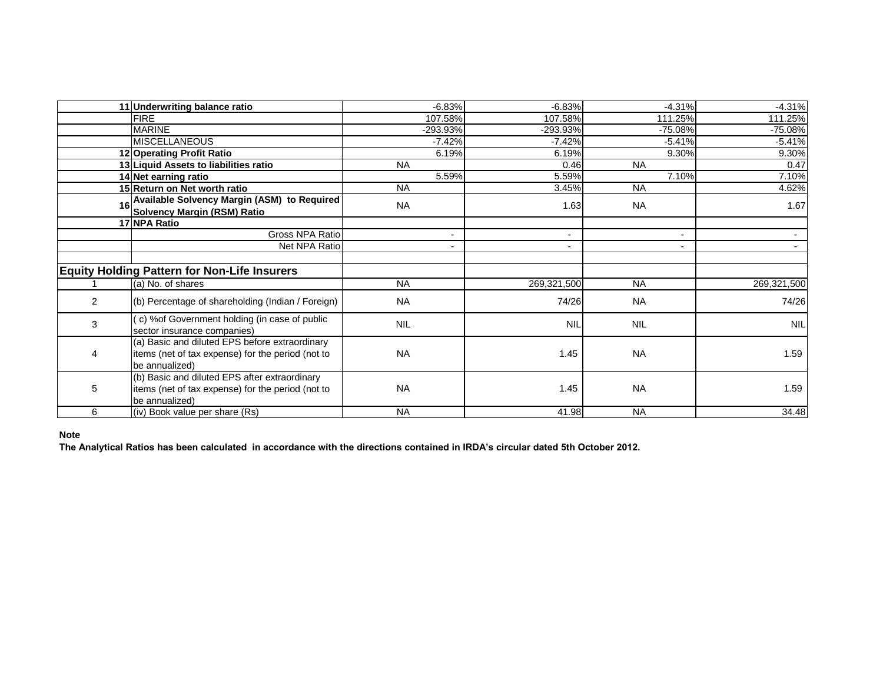| | | | | | |
|---|---|---|---|---|---|
| 11 | **Underwriting balance ratio** | -6.83% | -6.83% | -4.31% | -4.31% |
| | FIRE | 107.58% | 107.58% | 111.25% | 111.25% |
| | MARINE | -293.93% | -293.93% | -75.08% | -75.08% |
| | MISCELLANEOUS | -7.42% | -7.42% | -5.41% | -5.41% |
| 12 | **Operating Profit Ratio** | 6.19% | 6.19% | 9.30% | 9.30% |
| 13 | **Liquid Assets to liabilities ratio** | NA | 0.46 | NA | 0.47 |
| 14 | **Net earning ratio** | 5.59% | 5.59% | 7.10% | 7.10% |
| 15 | **Return on Net worth ratio** | NA | 3.45% | NA | 4.62% |
| 16 | **Available Solvency Margin (ASM) to Required Solvency Margin (RSM) Ratio** | NA | 1.63 | NA | 1.67 |
| 17 | **NPA Ratio** | | | | |
| | Gross NPA Ratio | - | - | - | - |
| | Net NPA Ratio | - | - | - | - |
| | | | | | |
| **Equity Holding Pattern for Non-Life Insurers** | | | | | |
| 1 | (a) No. of shares | NA | 269,321,500 | NA | 269,321,500 |
| 2 | (b) Percentage of shareholding (Indian / Foreign) | NA | 74/26 | NA | 74/26 |
| 3 | ( c) %of Government holding (in case of public sector insurance companies) | NIL | NIL | NIL | NIL |
| 4 | (a) Basic and diluted EPS before extraordinary items (net of tax expense) for the period (not to be annualized) | NA | 1.45 | NA | 1.59 |
| 5 | (b) Basic and diluted EPS after extraordinary items (net of tax expense) for the period (not to be annualized) | NA | 1.45 | NA | 1.59 |
| 6 | (iv) Book value per share (Rs) | NA | 41.98 | NA | 34.48 |

**Note**

**The Analytical Ratios has been calculated in accordance with the directions contained in IRDA's circular dated 5th October 2012.**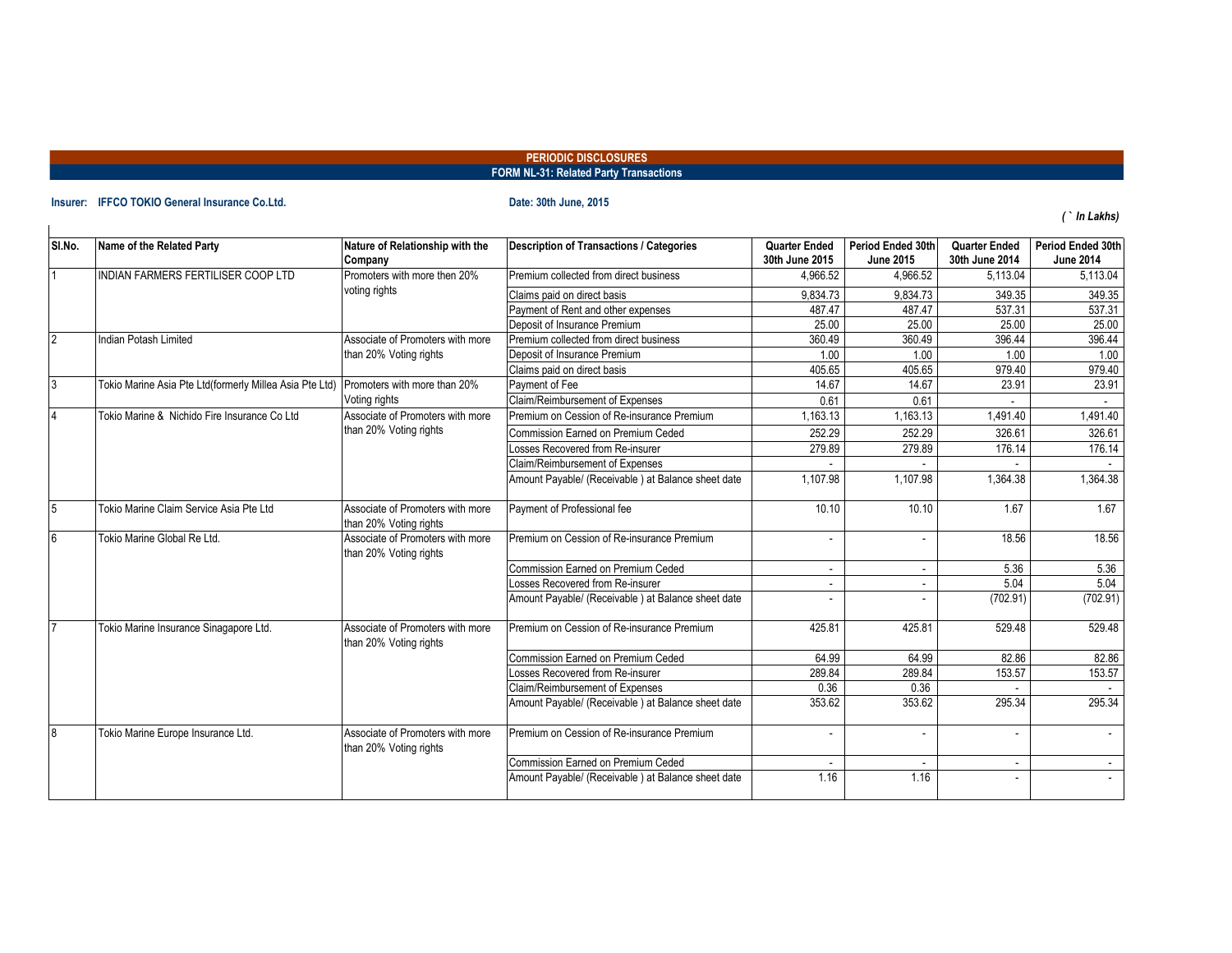**PERIODIC DISCLOSURES**

**FORM NL-31: Related Party Transactions**

**Insurer: IFFCO TOKIO General Insurance Co.Ltd.** **Date: 30th June, 2015**

*(` In Lakhs)*

| Sl.No. | Name of the Related Party | Nature of Relationship with the Company | Description of Transactions / Categories | Quarter Ended 30th June 2015 | Period Ended 30th June 2015 | Quarter Ended 30th June 2014 | Period Ended 30th June 2014 |
|---|---|---|---|---|---|---|---|
| 1 | INDIAN FARMERS FERTILISER COOP LTD | Promoters with more then 20% voting rights | Premium collected from direct business | 4,966.52 | 4,966.52 | 5,113.04 | 5,113.04 |
| | | | Claims paid on direct basis | 9,834.73 | 9,834.73 | 349.35 | 349.35 |
| | | | Payment of Rent and other expenses | 487.47 | 487.47 | 537.31 | 537.31 |
| | | | Deposit of Insurance Premium | 25.00 | 25.00 | 25.00 | 25.00 |
| 2 | Indian Potash Limited | Associate of Promoters with more than 20% Voting rights | Premium collected from direct business | 360.49 | 360.49 | 396.44 | 396.44 |
| | | | Deposit of Insurance Premium | 1.00 | 1.00 | 1.00 | 1.00 |
| | | | Claims paid on direct basis | 405.65 | 405.65 | 979.40 | 979.40 |
| 3 | Tokio Marine Asia Pte Ltd(formerly Millea Asia Pte Ltd) | Promoters with more than 20% Voting rights | Payment of Fee | 14.67 | 14.67 | 23.91 | 23.91 |
| | | | Claim/Reimbursement of Expenses | 0.61 | 0.61 | - | - |
| 4 | Tokio Marine & Nichido Fire Insurance Co Ltd | Associate of Promoters with more than 20% Voting rights | Premium on Cession of Re-insurance Premium | 1,163.13 | 1,163.13 | 1,491.40 | 1,491.40 |
| | | | Commission Earned on Premium Ceded | 252.29 | 252.29 | 326.61 | 326.61 |
| | | | Losses Recovered from Re-insurer | 279.89 | 279.89 | 176.14 | 176.14 |
| | | | Claim/Reimbursement of Expenses | - | - | - | - |
| | | | Amount Payable/ (Receivable ) at Balance sheet date | 1,107.98 | 1,107.98 | 1,364.38 | 1,364.38 |
| 5 | Tokio Marine Claim Service Asia Pte Ltd | Associate of Promoters with more than 20% Voting rights | Payment of Professional fee | 10.10 | 10.10 | 1.67 | 1.67 |
| 6 | Tokio Marine Global Re Ltd. | Associate of Promoters with more than 20% Voting rights | Premium on Cession of Re-insurance Premium | - | - | 18.56 | 18.56 |
| | | | Commission Earned on Premium Ceded | - | - | 5.36 | 5.36 |
| | | | Losses Recovered from Re-insurer | - | - | 5.04 | 5.04 |
| | | | Amount Payable/ (Receivable ) at Balance sheet date | - | - | (702.91) | (702.91) |
| 7 | Tokio Marine Insurance Sinagapore Ltd. | Associate of Promoters with more than 20% Voting rights | Premium on Cession of Re-insurance Premium | 425.81 | 425.81 | 529.48 | 529.48 |
| | | | Commission Earned on Premium Ceded | 64.99 | 64.99 | 82.86 | 82.86 |
| | | | Losses Recovered from Re-insurer | 289.84 | 289.84 | 153.57 | 153.57 |
| | | | Claim/Reimbursement of Expenses | 0.36 | 0.36 | - | - |
| | | | Amount Payable/ (Receivable ) at Balance sheet date | 353.62 | 353.62 | 295.34 | 295.34 |
| 8 | Tokio Marine Europe Insurance Ltd. | Associate of Promoters with more than 20% Voting rights | Premium on Cession of Re-insurance Premium | - | - | - | - |
| | | | Commission Earned on Premium Ceded | - | - | - | - |
| | | | Amount Payable/ (Receivable ) at Balance sheet date | 1.16 | 1.16 | - | - |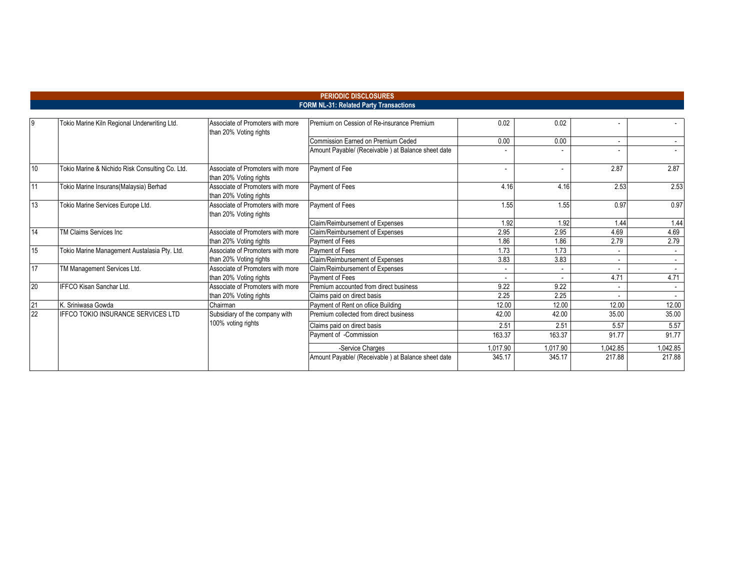## PERIODIC DISCLOSURES

### FORM NL-31: Related Party Transactions

| | | | | | | | |
|---|---|---|---|---|---|---|---|
| 9 | Tokio Marine Kiln Regional Underwriting Ltd. | Associate of Promoters with more than 20% Voting rights | Premium on Cession of Re-insurance Premium | 0.02 | 0.02 | - | - |
| | | | Commission Earned on Premium Ceded | 0.00 | 0.00 | - | - |
| | | | Amount Payable/ (Receivable ) at Balance sheet date | - | - | - | - |
| 10 | Tokio Marine & Nichido Risk Consulting Co. Ltd. | Associate of Promoters with more than 20% Voting rights | Payment of Fee | - | - | 2.87 | 2.87 |
| 11 | Tokio Marine Insurans(Malaysia) Berhad | Associate of Promoters with more than 20% Voting rights | Payment of Fees | 4.16 | 4.16 | 2.53 | 2.53 |
| 13 | Tokio Marine Services Europe Ltd. | Associate of Promoters with more than 20% Voting rights | Payment of Fees | 1.55 | 1.55 | 0.97 | 0.97 |
| | | | Claim/Reimbursement of Expenses | 1.92 | 1.92 | 1.44 | 1.44 |
| 14 | TM Claims Services Inc | Associate of Promoters with more than 20% Voting rights | Claim/Reimbursement of Expenses | 2.95 | 2.95 | 4.69 | 4.69 |
| | | | Payment of Fees | 1.86 | 1.86 | 2.79 | 2.79 |
| 15 | Tokio Marine Management Austalasia Pty. Ltd. | Associate of Promoters with more than 20% Voting rights | Payment of Fees | 1.73 | 1.73 | - | - |
| | | | Claim/Reimbursement of Expenses | 3.83 | 3.83 | - | - |
| 17 | TM Management Services Ltd. | Associate of Promoters with more than 20% Voting rights | Claim/Reimbursement of Expenses | - | - | - | - |
| | | | Payment of Fees | - | - | 4.71 | 4.71 |
| 20 | IFFCO Kisan Sanchar Ltd. | Associate of Promoters with more than 20% Voting rights | Premium accounted from direct business | 9.22 | 9.22 | - | - |
| | | | Claims paid on direct basis | 2.25 | 2.25 | - | - |
| 21 | K. Sriniwasa Gowda | Chairman | Payment of Rent on ofiice Building | 12.00 | 12.00 | 12.00 | 12.00 |
| 22 | IFFCO TOKIO INSURANCE SERVICES LTD | Subsidiary of the company with 100% voting rights | Premium collected from direct business | 42.00 | 42.00 | 35.00 | 35.00 |
| | | | Claims paid on direct basis | 2.51 | 2.51 | 5.57 | 5.57 |
| | | | Payment of -Commission | 163.37 | 163.37 | 91.77 | 91.77 |
| | | | -Service Charges | 1,017.90 | 1,017.90 | 1,042.85 | 1,042.85 |
| | | | Amount Payable/ (Receivable ) at Balance sheet date | 345.17 | 345.17 | 217.88 | 217.88 |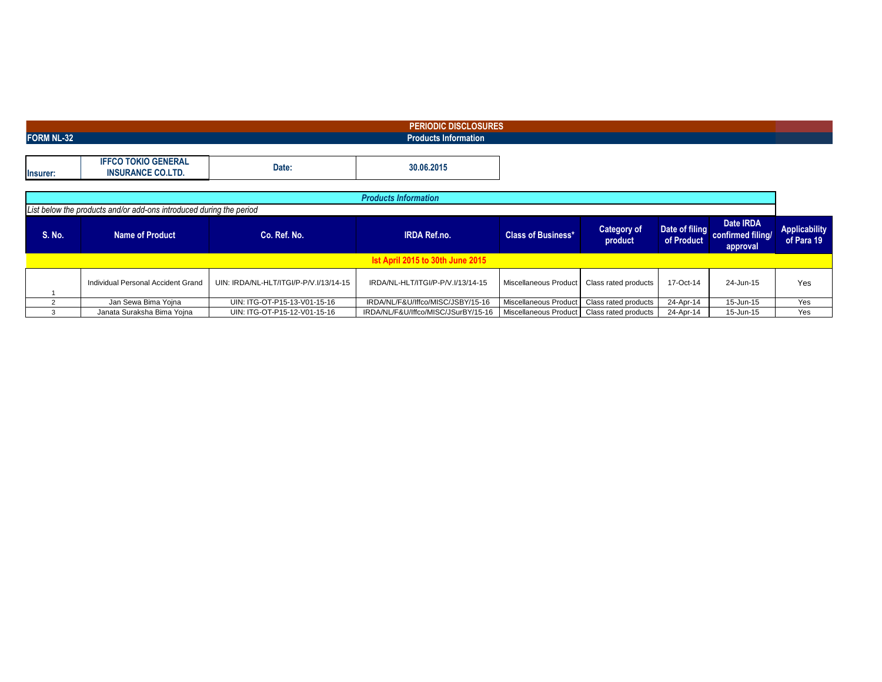# PERIODIC DISCLOSURES

**FORM NL-32** — **Products Information**

| Insurer: | IFFCO TOKIO GENERAL INSURANCE CO.LTD. | Date: | 30.06.2015 |
|---|---|---|---|

***Products Information***

*List below the products and/or add-ons introduced during the period*

| S. No. | Name of Product | Co. Ref. No. | IRDA Ref.no. | Class of Business* | Category of product | Date of filing of Product | Date IRDA confirmed filing/ approval | Applicability of Para 19 |
|---|---|---|---|---|---|---|---|---|
| **Ist April 2015 to 30th June 2015** | | | | | | | | |
| 1 | Individual Personal Accident Grand | UIN: IRDA/NL-HLT/ITGI/P-P/V.I/13/14-15 | IRDA/NL-HLT/ITGI/P-P/V.I/13/14-15 | Miscellaneous Product | Class rated products | 17-Oct-14 | 24-Jun-15 | Yes |
| 2 | Jan Sewa Bima Yojna | UIN: ITG-OT-P15-13-V01-15-16 | IRDA/NL/F&U/Iffco/MISC/JSBY/15-16 | Miscellaneous Product | Class rated products | 24-Apr-14 | 15-Jun-15 | Yes |
| 3 | Janata Suraksha Bima Yojna | UIN: ITG-OT-P15-12-V01-15-16 | IRDA/NL/F&U/Iffco/MISC/JSurBY/15-16 | Miscellaneous Product | Class rated products | 24-Apr-14 | 15-Jun-15 | Yes |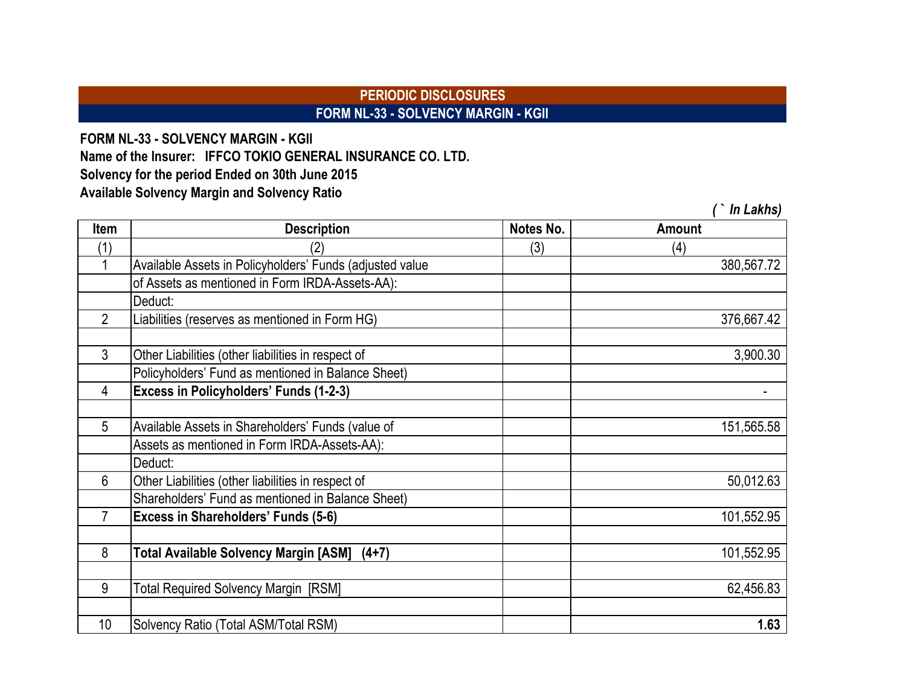## PERIODIC DISCLOSURES

## FORM NL-33 - SOLVENCY MARGIN - KGII

**FORM NL-33 - SOLVENCY MARGIN - KGII**

**Name of the Insurer: IFFCO TOKIO GENERAL INSURANCE CO. LTD.**

**Solvency for the period Ended on 30th June 2015**

**Available Solvency Margin and Solvency Ratio**

*( ` In Lakhs)*

| Item | Description | Notes No. | Amount |
|---|---|---|---|
| (1) | (2) | (3) | (4) |
| 1 | Available Assets in Policyholders' Funds (adjusted value | | 380,567.72 |
| | of Assets as mentioned in Form IRDA-Assets-AA): | | |
| | Deduct: | | |
| 2 | Liabilities (reserves as mentioned in Form HG) | | 376,667.42 |
| | | | |
| 3 | Other Liabilities (other liabilities in respect of | | 3,900.30 |
| | Policyholders' Fund as mentioned in Balance Sheet) | | |
| 4 | **Excess in Policyholders' Funds (1-2-3)** | | - |
| | | | |
| 5 | Available Assets in Shareholders' Funds (value of | | 151,565.58 |
| | Assets as mentioned in Form IRDA-Assets-AA): | | |
| | Deduct: | | |
| 6 | Other Liabilities (other liabilities in respect of | | 50,012.63 |
| | Shareholders' Fund as mentioned in Balance Sheet) | | |
| 7 | **Excess in Shareholders' Funds (5-6)** | | 101,552.95 |
| | | | |
| 8 | **Total Available Solvency Margin [ASM] (4+7)** | | 101,552.95 |
| | | | |
| 9 | Total Required Solvency Margin [RSM] | | 62,456.83 |
| | | | |
| 10 | Solvency Ratio (Total ASM/Total RSM) | | **1.63** |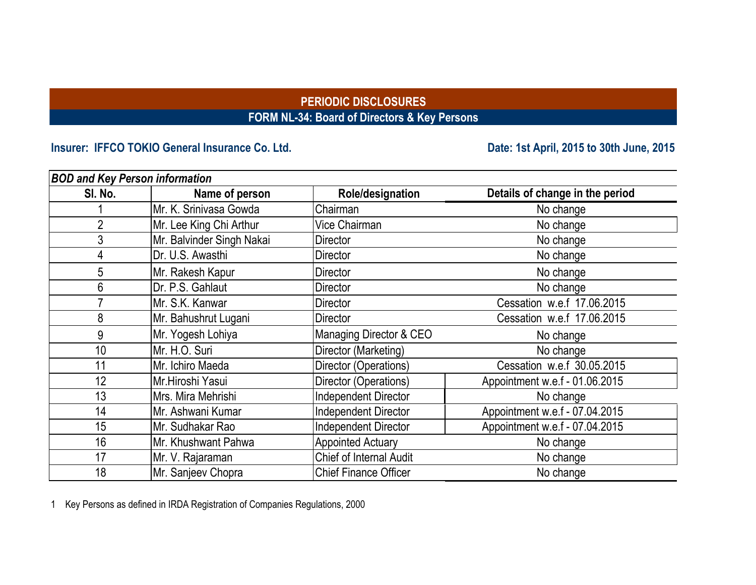## PERIODIC DISCLOSURES

### FORM NL-34: Board of Directors & Key Persons

**Insurer: IFFCO TOKIO General Insurance Co. Ltd.**

**Date: 1st April, 2015 to 30th June, 2015**

***BOD and Key Person information***

| Sl. No. | Name of person | Role/designation | Details of change in the period |
|---|---|---|---|
| 1 | Mr. K. Srinivasa Gowda | Chairman | No change |
| 2 | Mr. Lee King Chi Arthur | Vice Chairman | No change |
| 3 | Mr. Balvinder Singh Nakai | Director | No change |
| 4 | Dr. U.S. Awasthi | Director | No change |
| 5 | Mr. Rakesh Kapur | Director | No change |
| 6 | Dr. P.S. Gahlaut | Director | No change |
| 7 | Mr. S.K. Kanwar | Director | Cessation w.e.f 17.06.2015 |
| 8 | Mr. Bahushrut Lugani | Director | Cessation w.e.f 17.06.2015 |
| 9 | Mr. Yogesh Lohiya | Managing Director & CEO | No change |
| 10 | Mr. H.O. Suri | Director (Marketing) | No change |
| 11 | Mr. Ichiro Maeda | Director (Operations) | Cessation w.e.f 30.05.2015 |
| 12 | Mr.Hiroshi Yasui | Director (Operations) | Appointment w.e.f - 01.06.2015 |
| 13 | Mrs. Mira Mehrishi | Independent Director | No change |
| 14 | Mr. Ashwani Kumar | Independent Director | Appointment w.e.f - 07.04.2015 |
| 15 | Mr. Sudhakar Rao | Independent Director | Appointment w.e.f - 07.04.2015 |
| 16 | Mr. Khushwant Pahwa | Appointed Actuary | No change |
| 17 | Mr. V. Rajaraman | Chief of Internal Audit | No change |
| 18 | Mr. Sanjeev Chopra | Chief Finance Officer | No change |

1 Key Persons as defined in IRDA Registration of Companies Regulations, 2000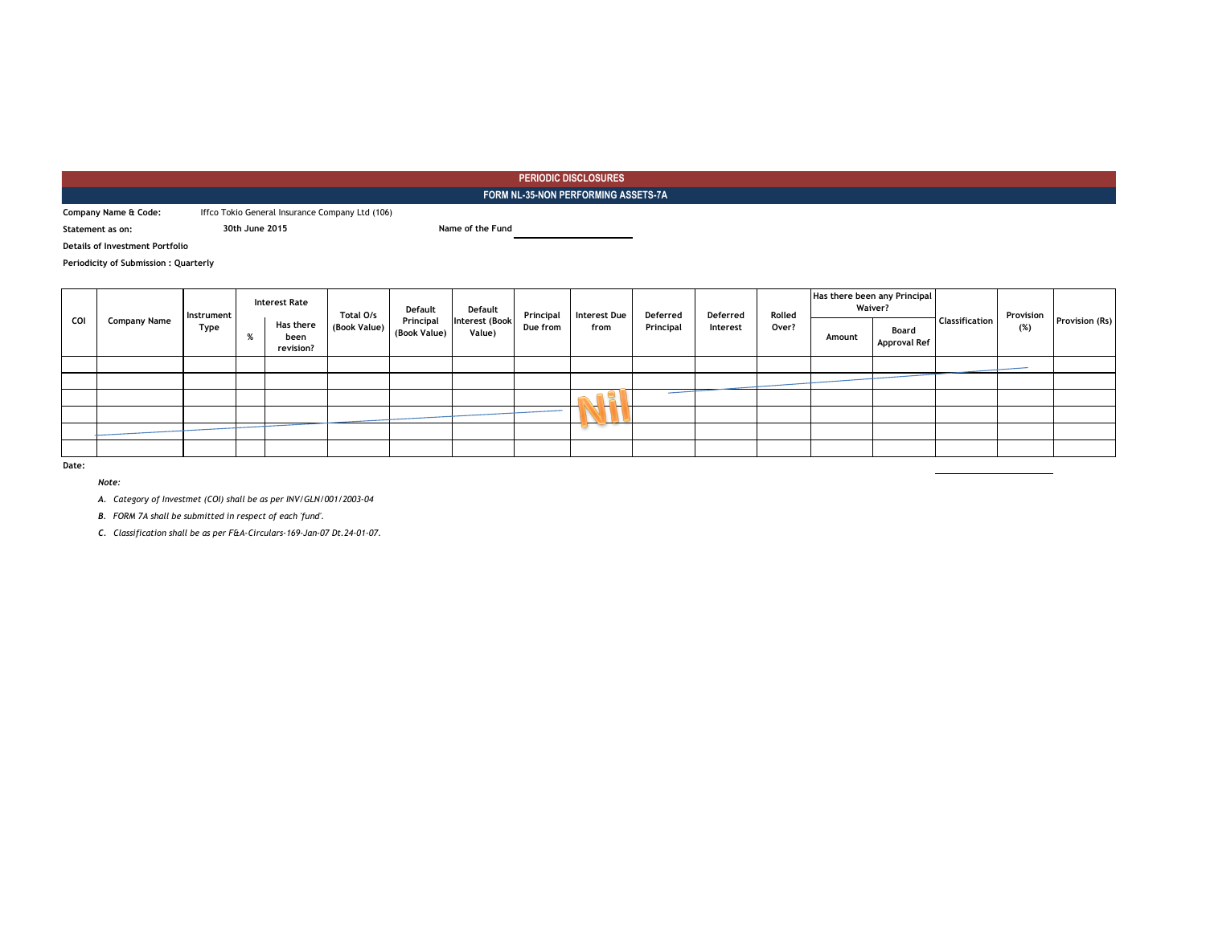## PERIODIC DISCLOSURES

## FORM NL-35-NON PERFORMING ASSETS-7A

**Company Name & Code:** Iffco Tokio General Insurance Company Ltd (106)

**Statement as on:** 30th June 2015 **Name of the Fund** ____________

**Details of Investment Portfolio**

**Periodicity of Submission : Quarterly**

| COI | Company Name | Instrument Type | Interest Rate | | Total O/s (Book Value) | Default Principal (Book Value) | Default Interest (Book Value) | Principal Due from | Interest Due from | Deferred Principal | Deferred Interest | Rolled Over? | Has there been any Principal Waiver? | | Classification | Provision (%) | Provision (Rs) |
|---|---|---|---|---|---|---|---|---|---|---|---|---|---|---|---|---|---|
| | | | % | Has there been revision? | | | | | | | | | Amount | Board Approval Ref | | | |
| | | | | | | | | | | | | | | | | | |
| | | | | | | | | | | | | | | | | | |
| | | | | | | | | | Nil | | | | | | | | |
| | | | | | | | | | | | | | | | | | |
| | | | | | | | | | | | | | | | | | |
| | | | | | | | | | | | | | | | | | |

**Date:**

*Note:*

*A. Category of Investmet (COI) shall be as per INV/GLN/001/2003-04*

*B. FORM 7A shall be submitted in respect of each 'fund'.*

*C. Classification shall be as per F&A-Circulars-169-Jan-07 Dt.24-01-07.*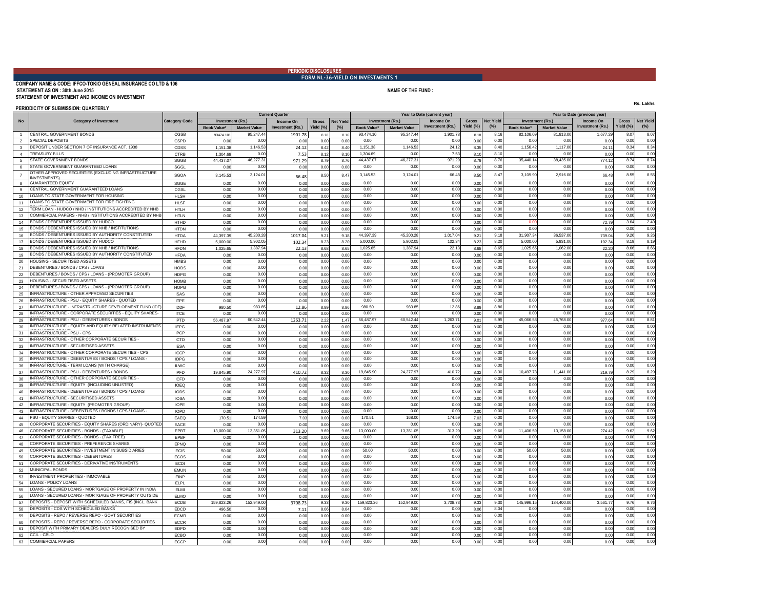**PERIODIC DISCLOSURES**

**FORM NL-36-YIELD ON INVESTMENTS 1**

**COMPANY NAME & CODE: IFFCO-TOKIO GENEAL INSURANCE CO LTD & 106**

**STATEMENT AS ON : 30th June 2015**

**NAME OF THE FUND :**

**STATEMENT OF INVESTMENT AND INCOME ON INVESTMENT**

**PERIODICITY OF SUBMISSION: QUARTERLY**

Rs. Lakhs

| No | Category of Investment | Category Code | Current Quarter | | | | | Year to Date (current year) | | | | | Year to Date (previous year) | | | | |
|---|---|---|---|---|---|---|---|---|---|---|---|---|---|---|---|---|---|
| | | | Investment (Rs.) | | Income On Investment (Rs.) | Gross Yield (%) | Net Yield (%) | Investment (Rs.) | | Income On Investment (Rs.) | Gross Yield (%) | Net Yield (%) | Investment (Rs.) | | Income On Investment (Rs.) | Gross Yield (%) | Net Yield (%) |
| | | | Book Value* | Market Value | | | | Book Value* | Market Value | | | | Book Value* | Market Value | | | |
| 1 | CENTRAL GOVERNMENT BONDS | CGSB | 93474.101 | 95,247.44 | 1901.78 | 8.18 | 8.16 | 93,474.10 | 95,247.44 | 1,901.78 | 8.18 | 8.16 | 82,106.09 | 81,813.00 | 1,677.29 | 8.07 | 8.07 |
| 2 | SPECIAL DEPOSITS | CSPD | 0.00 | 0.00 | 0.00 | 0.00 | 0.00 | 0.00 | 0.00 | 0.00 | 0.00 | 0.00 | 0.00 | 0.00 | 0.00 | 0.00 | 0.00 |
| 3 | DEPOSIT UNDER SECTION 7 OF INSURANCE ACT, 1938 | CDSS | 1,151.38 | 1,146.53 | 24.12 | 8.42 | 8.40 | 1,151.38 | 1,146.53 | 24.12 | 8.35 | 8.40 | 1,156.42 | 1,117.00 | 24.11 | 8.34 | 8.34 |
| 4 | TREASURY BILLS | CTRB | 1,304.69 | 0.00 | 7.53 | 8.12 | 8.10 | 1,304.69 | 0.00 | 7.53 | 8.10 | 8.10 | 0.00 | 0.00 | 0.00 | 0.00 | 0.00 |
| 5 | STATE GOVERNMENT BONDS | SGGB | 44,437.07 | 46,277.31 | 971.29 | 8.79 | 8.76 | 44,437.07 | 46,277.31 | 971.29 | 8.79 | 8.76 | 35,440.14 | 38,435.00 | 774.12 | 8.74 | 8.74 |
| 6 | STATE GOVERNMENT GUARANTEED LOANS | SGGL | 0.00 | 0.00 | 0.00 | 0.00 | 0.00 | 0.00 | 0.00 | 0.00 | 0.00 | 0.00 | 0.00 | 0.00 | 0.00 | 0.00 | 0.00 |
| 7 | OTHER APPROVED SECURITIES (EXCLUDING INFRASTRUCTURE INVESTMENTS) | SGOA | 3,145.53 | 3,124.01 | 66.48 | 8.50 | 8.47 | 3,145.53 | 3,124.01 | 66.48 | 8.50 | 8.47 | 3,109.90 | 2,916.00 | 66.48 | 8.55 | 8.55 |
| 8 | GUARANTEED EQUITY | SGGE | 0.00 | 0.00 | 0.00 | 0.00 | 0.00 | 0.00 | 0.00 | 0.00 | 0.00 | 0.00 | 0.00 | 0.00 | 0.00 | 0.00 | 0.00 |
| 9 | CENTRAL GOVERNMENT GUARANTEED LOANS | CGSL | 0.00 | 0.00 | 0.00 | 0.00 | 0.00 | 0.00 | 0.00 | 0.00 | 0.00 | 0.00 | 0.00 | 0.00 | 0.00 | 0.00 | 0.00 |
| 10 | LOANS TO STATE GOVERNMENT FOR HOUSING | HLSH | 0.00 | 0.00 | 0.00 | 0.00 | 0.00 | 0.00 | 0.00 | 0.00 | 0.00 | 0.00 | 0.00 | 0.00 | 0.00 | 0.00 | 0.00 |
| 11 | LOANS TO STATE GOVERNMENT FOR FIRE FIGHTING | HLSF | 0.00 | 0.00 | 0.00 | 0.00 | 0.00 | 0.00 | 0.00 | 0.00 | 0.00 | 0.00 | 0.00 | 0.00 | 0.00 | 0.00 | 0.00 |
| 12 | TERM LOAN - HUDCO / NHB / INSTITUTIONS ACCREDITED BY NHB | HTLH | 0.00 | 0.00 | 0.00 | 0.00 | 0.00 | 0.00 | 0.00 | 0.00 | 0.00 | 0.00 | 0.00 | 0.00 | 0.00 | 0.00 | 0.00 |
| 13 | COMMERCIAL PAPERS - NHB / INSTITUTIONS ACCREDITED BY NHB | HTLN | 0.00 | 0.00 | 0.00 | 0.00 | 0.00 | 0.00 | 0.00 | 0.00 | 0.00 | 0.00 | 0.00 | 0.00 | 0.00 | 0.00 | 0.00 |
| 14 | BONDS / DEBENTURES ISSUED BY HUDCO | HTHD | 0.00 | 0.00 | 0.00 | 0.00 | 0.00 | 0.00 | 0.00 | 0.00 | 0.00 | 0.00 | 0.00 | 0.00 | 72.79 | 3.64 | 2.40 |
| 15 | BONDS / DEBENTURES ISSUED BY NHB / INSTITUTIONS | HTDN | 0.00 | 0.00 | 0.00 | 0.00 | 0.00 | 0.00 | 0.00 | 0.00 | 0.00 | 0.00 | 0.00 | 0.00 | 0.00 | 0.00 | 0.00 |
| 16 | BONDS / DEBENTURES ISSUED BY AUTHORITY CONSTITUTED | HTDA | 44,397.39 | 45,200.28 | 1017.04 | 9.21 | 9.18 | 44,397.39 | 45,200.28 | 1,017.04 | 9.21 | 9.18 | 31,907.34 | 36,537.00 | 739.04 | 9.26 | 9.26 |
| 17 | BONDS / DEBENTURES ISSUED BY HUDCO | HFHD | 5,000.00 | 5,902.05 | 102.34 | 8.23 | 8.20 | 5,000.00 | 5,902.05 | 102.34 | 8.23 | 8.20 | 5,000.00 | 5,931.00 | 102.34 | 8.19 | 8.19 |
| 18 | BONDS / DEBENTURES ISSUED BY NHB / INSTITUTIONS | HFDN | 1,025.65 | 1,387.94 | 22.13 | 8.68 | 8.65 | 1,025.65 | 1,387.94 | 22.13 | 8.68 | 8.65 | 1,025.65 | 1,062.00 | 22.20 | 8.66 | 8.66 |
| 19 | BONDS / DEBENTURES ISSUED BY AUTHORITY CONSTITUTED | HFDA | 0.00 | 0.00 | 0.00 | 0.00 | 0.00 | 0.00 | 0.00 | 0.00 | 0.00 | 0.00 | 0.00 | 0.00 | 0.00 | 0.00 | 0.00 |
| 20 | HOUSING - SECURITISED ASSETS | HMBS | 0.00 | 0.00 | 0.00 | 0.00 | 0.00 | 0.00 | 0.00 | 0.00 | 0.00 | 0.00 | 0.00 | 0.00 | 0.00 | 0.00 | 0.00 |
| 21 | DEBENTURES / BONDS / CPS / LOANS | HODS | 0.00 | 0.00 | 0.00 | 0.00 | 0.00 | 0.00 | 0.00 | 0.00 | 0.00 | 0.00 | 0.00 | 0.00 | 0.00 | 0.00 | 0.00 |
| 22 | DEBENTURES / BONDS / CPS / LOANS - (PROMOTER GROUP) | HDPG | 0.00 | 0.00 | 0.00 | 0.00 | 0.00 | 0.00 | 0.00 | 0.00 | 0.00 | 0.00 | 0.00 | 0.00 | 0.00 | 0.00 | 0.00 |
| 23 | HOUSING - SECURITISED ASSETS | HOMB | 0.00 | 0.00 | 0.00 | 0.00 | 0.00 | 0.00 | 0.00 | 0.00 | 0.00 | 0.00 | 0.00 | 0.00 | 0.00 | 0.00 | 0.00 |
| 24 | DEBENTURES / BONDS / CPS / LOANS - (PROMOTER GROUP) | HOPG | 0.00 | 0.00 | 0.00 | 0.00 | 0.00 | 0.00 | 0.00 | 0.00 | 0.00 | 0.00 | 0.00 | 0.00 | 0.00 | 0.00 | 0.00 |
| 25 | INFRASTRUCTURE - OTHER APPROVED SECURITIES | ISAS | 0.00 | 0.00 | 0.00 | 0.00 | 0.00 | 0.00 | 0.00 | 0.00 | 0.00 | 0.00 | 0.00 | 0.00 | 0.00 | 0.00 | 0.00 |
| 26 | INFRASTRUCTURE - PSU - EQUITY SHARES - QUOTED | ITPE | 0.00 | 0.00 | 0.00 | 0.00 | 0.00 | 0.00 | 0.00 | 0.00 | 0.00 | 0.00 | 0.00 | 0.00 | 0.00 | 0.00 | 0.00 |
| 27 | INFRASTRUCTURE - INFRASTRUCTURE DEVELOPMENT FUND (IDF) | IDDF | 980.50 | 983.85 | 12.86 | 8.89 | 8.86 | 980.50 | 983.85 | 12.86 | 8.89 | 8.86 | 0.00 | 0.00 | 0.00 | 0.00 | 0.00 |
| 28 | INFRASTRUCTURE - CORPORATE SECURITIES - EQUITY SHARES- | ITCE | 0.00 | 0.00 | 0.00 | 0.00 | 0.00 | 0.00 | 0.00 | 0.00 | 0.00 | 0.00 | 0.00 | 0.00 | 0.00 | 0.00 | 0.00 |
| 29 | INFRASTRUCTURE - PSU - DEBENTURES / BONDS | IPTD | 56,487.97 | 60,542.44 | 1263.71 | 2.22 | 1.47 | 56,487.97 | 60,542.44 | 1,263.71 | 9.01 | 5.95 | 45,066.58 | 45,768.00 | 977.64 | 8.81 | 8.81 |
| 30 | INFRASTRUCTURE - EQUITY AND EQUITY RELATED INSTRUMENTS | IEPG | 0.00 | 0.00 | 0.00 | 0.00 | 0.00 | 0.00 | 0.00 | 0.00 | 0.00 | 0.00 | 0.00 | 0.00 | 0.00 | 0.00 | 0.00 |
| 31 | INFRASTRUCTURE - PSU - CPS | IPCP | 0.00 | 0.00 | 0.00 | 0.00 | 0.00 | 0.00 | 0.00 | 0.00 | 0.00 | 0.00 | 0.00 | 0.00 | 0.00 | 0.00 | 0.00 |
| 32 | INFRASTRUCTURE - OTHER CORPORATE SECURITIES - | ICTD | 0.00 | 0.00 | 0.00 | 0.00 | 0.00 | 0.00 | 0.00 | 0.00 | 0.00 | 0.00 | 0.00 | 0.00 | 0.00 | 0.00 | 0.00 |
| 33 | INFRASTRUCTURE - SECURITISED ASSETS | IESA | 0.00 | 0.00 | 0.00 | 0.00 | 0.00 | 0.00 | 0.00 | 0.00 | 0.00 | 0.00 | 0.00 | 0.00 | 0.00 | 0.00 | 0.00 |
| 34 | INFRASTRUCTURE - OTHER CORPORATE SECURITIES - CPS | ICCP | 0.00 | 0.00 | 0.00 | 0.00 | 0.00 | 0.00 | 0.00 | 0.00 | 0.00 | 0.00 | 0.00 | 0.00 | 0.00 | 0.00 | 0.00 |
| 35 | INFRASTRUCTURE - DEBENTURES / BONDS / CPS / LOANS - | IDPG | 0.00 | 0.00 | 0.00 | 0.00 | 0.00 | 0.00 | 0.00 | 0.00 | 0.00 | 0.00 | 0.00 | 0.00 | 0.00 | 0.00 | 0.00 |
| 36 | INFRASTRUCTURE - TERM LOANS (WITH CHARGE) | ILWC | 0.00 | 0.00 | 0.00 | 0.00 | 0.00 | 0.00 | 0.00 | 0.00 | 0.00 | 0.00 | 0.00 | 0.00 | 0.00 | 0.00 | 0.00 |
| 37 | INFRASTRUCTURE - PSU - DEBENTURES / BONDS | IPFD | 19,845.90 | 24,277.97 | 410.72 | 8.32 | 8.30 | 19,845.90 | 24,277.97 | 410.72 | 8.32 | 8.30 | 10,497.73 | 11,441.00 | 219.79 | 8.29 | 8.29 |
| 38 | INFRASTRUCTURE - OTHER CORPORATE SECURITIES - | ICFD | 0.00 | 0.00 | 0.00 | 0.00 | 0.00 | 0.00 | 0.00 | 0.00 | 0.00 | 0.00 | 0.00 | 0.00 | 0.00 | 0.00 | 0.00 |
| 39 | INFRASTRUCTURE - EQUITY (INCLUDING UNLISTED) | IOEQ | 0.00 | 0.00 | 0.00 | 0.00 | 0.00 | 0.00 | 0.00 | 0.00 | 0.00 | 0.00 | 0.00 | 0.00 | 0.00 | 0.00 | 0.00 |
| 40 | INFRASTRUCTURE - DEBENTURES / BONDS / CPS / LOANS | IODS | 0.00 | 0.00 | 0.00 | 0.00 | 0.00 | 0.00 | 0.00 | 0.00 | 0.00 | 0.00 | 0.00 | 0.00 | 0.00 | 0.00 | 0.00 |
| 41 | INFRASTRUCTURE - SECURITISED ASSETS | IOSA | 0.00 | 0.00 | 0.00 | 0.00 | 0.00 | 0.00 | 0.00 | 0.00 | 0.00 | 0.00 | 0.00 | 0.00 | 0.00 | 0.00 | 0.00 |
| 42 | INFRASTRUCTURE - EQUITY (PROMOTER GROUP) | IOPE | 0.00 | 0.00 | 0.00 | 0.00 | 0.00 | 0.00 | 0.00 | 0.00 | 0.00 | 0.00 | 0.00 | 0.00 | 0.00 | 0.00 | 0.00 |
| 43 | INFRASTRUCTURE - DEBENTURES / BONDS / CPS / LOANS - | IOPD | 0.00 | 0.00 | 0.00 | 0.00 | 0.00 | 0.00 | 0.00 | 0.00 | 0.00 | 0.00 | 0.00 | 0.00 | 0.00 | 0.00 | 0.00 |
| 44 | PSU - EQUITY SHARES - QUOTED | EAEQ | 170.51 | 174.59 | 7.03 | 0.00 | 0.00 | 170.51 | 168.00 | 174.59 | 7.03 | 0.00 | 0.00 | 0.00 | 0.00 | 0.00 | 0.00 |
| 45 | CORPORATE SECURITIES - EQUITY SHARES (ORDINARY)- QUOTED | EACE | 0.00 | 0.00 | 0.00 | 0.00 | 0.00 | 0.00 | 0.00 | 0.00 | 0.00 | 0.00 | 0.00 | 0.00 | 0.00 | 0.00 | 0.00 |
| 46 | CORPORATE SECURITIES - BONDS - (TAXABLE) | EPBT | 13,000.00 | 13,351.05 | 313.20 | 9.69 | 9.66 | 13,000.00 | 13,351.05 | 313.20 | 9.69 | 9.66 | 11,406.59 | 13,158.00 | 274.42 | 9.62 | 9.62 |
| 47 | CORPORATE SECURITIES - BONDS - (TAX FREE) | EPBF | 0.00 | 0.00 | 0.00 | 0.00 | 0.00 | 0.00 | 0.00 | 0.00 | 0.00 | 0.00 | 0.00 | 0.00 | 0.00 | 0.00 | 0.00 |
| 48 | CORPORATE SECURITIES - PREFERENCE SHARES | EPNQ | 0.00 | 0.00 | 0.00 | 0.00 | 0.00 | 0.00 | 0.00 | 0.00 | 0.00 | 0.00 | 0.00 | 0.00 | 0.00 | 0.00 | 0.00 |
| 49 | CORPORATE SECURITIES - INVESTMENT IN SUBSIDIARIES | ECIS | 50.00 | 50.00 | 0.00 | 0.00 | 0.00 | 50.00 | 50.00 | 0.00 | 0.00 | 0.00 | 50.00 | 50.00 | 0.00 | 0.00 | 0.00 |
| 50 | CORPORATE SECURITIES - DEBENTURES | ECOS | 0.00 | 0.00 | 0.00 | 0.00 | 0.00 | 0.00 | 0.00 | 0.00 | 0.00 | 0.00 | 0.00 | 0.00 | 0.00 | 0.00 | 0.00 |
| 51 | CORPORATE SECURITIES - DERIVATIVE INSTRUMENTS | ECDI | 0.00 | 0.00 | 0.00 | 0.00 | 0.00 | 0.00 | 0.00 | 0.00 | 0.00 | 0.00 | 0.00 | 0.00 | 0.00 | 0.00 | 0.00 |
| 52 | MUNICIPAL BONDS | EMUN | 0.00 | 0.00 | 0.00 | 0.00 | 0.00 | 0.00 | 0.00 | 0.00 | 0.00 | 0.00 | 0.00 | 0.00 | 0.00 | 0.00 | 0.00 |
| 53 | INVESTMENT PROPERTIES - IMMOVABLE | EINP | 0.00 | 0.00 | 0.00 | 0.00 | 0.00 | 0.00 | 0.00 | 0.00 | 0.00 | 0.00 | 0.00 | 0.00 | 0.00 | 0.00 | 0.00 |
| 54 | LOANS - POLICY LOANS | ELPL | 0.00 | 0.00 | 0.00 | 0.00 | 0.00 | 0.00 | 0.00 | 0.00 | 0.00 | 0.00 | 0.00 | 0.00 | 0.00 | 0.00 | 0.00 |
| 55 | LOANS - SECURED LOANS - MORTGAGE OF PROPERTY IN INDIA | ELMI | 0.00 | 0.00 | 0.00 | 0.00 | 0.00 | 0.00 | 0.00 | 0.00 | 0.00 | 0.00 | 0.00 | 0.00 | 0.00 | 0.00 | 0.00 |
| 56 | LOANS - SECURED LOANS - MORTGAGE OF PROPERTY OUTSIDE | ELMO | 0.00 | 0.00 | 0.00 | 0.00 | 0.00 | 0.00 | 0.00 | 0.00 | 0.00 | 0.00 | 0.00 | 0.00 | 0.00 | 0.00 | 0.00 |
| 57 | DEPOSITS - DEPOSIT WITH SCHEDULED BANKS, FIS (INCL. BANK | ECDB | 159,823.26 | 152,949.00 | 3708.73 | 9.33 | 9.30 | 159,823.26 | 152,949.00 | 3,708.73 | 9.33 | 9.30 | 145,996.15 | 134,400.00 | 3,561.77 | 9.76 | 9.76 |
| 58 | DEPOSITS - CDS WITH SCHEDULED BANKS | EDCD | 496.50 | 0.00 | 7.11 | 8.06 | 8.04 | 0.00 | 0.00 | 0.00 | 8.06 | 8.04 | 0.00 | 0.00 | 0.00 | 0.00 | 0.00 |
| 59 | DEPOSITS - REPO / REVERSE REPO - GOVT SECURITIES | ECMR | 0.00 | 0.00 | 0.00 | 0.00 | 0.00 | 0.00 | 0.00 | 0.00 | 0.00 | 0.00 | 0.00 | 0.00 | 0.00 | 0.00 | 0.00 |
| 60 | DEPOSITS - REPO / REVERSE REPO - CORPORATE SECURITIES | ECCR | 0.00 | 0.00 | 0.00 | 0.00 | 0.00 | 0.00 | 0.00 | 0.00 | 0.00 | 0.00 | 0.00 | 0.00 | 0.00 | 0.00 | 0.00 |
| 61 | DEPOSIT WITH PRIMARY DEALERS DULY RECOGNISED BY | EDPD | 0.00 | 0.00 | 0.00 | 0.00 | 0.00 | 0.00 | 0.00 | 0.00 | 0.00 | 0.00 | 0.00 | 0.00 | 0.00 | 0.00 | 0.00 |
| 62 | CCIL - CBLO | ECBO | 0.00 | 0.00 | 0.00 | 0.00 | 0.00 | 0.00 | 0.00 | 0.00 | 0.00 | 0.00 | 0.00 | 0.00 | 0.00 | 0.00 | 0.00 |
| 63 | COMMERCIAL PAPERS | ECCP | 0.00 | 0.00 | 0.00 | 0.00 | 0.00 | 0.00 | 0.00 | 0.00 | 0.00 | 0.00 | 0.00 | 0.00 | 0.00 | 0.00 | 0.00 |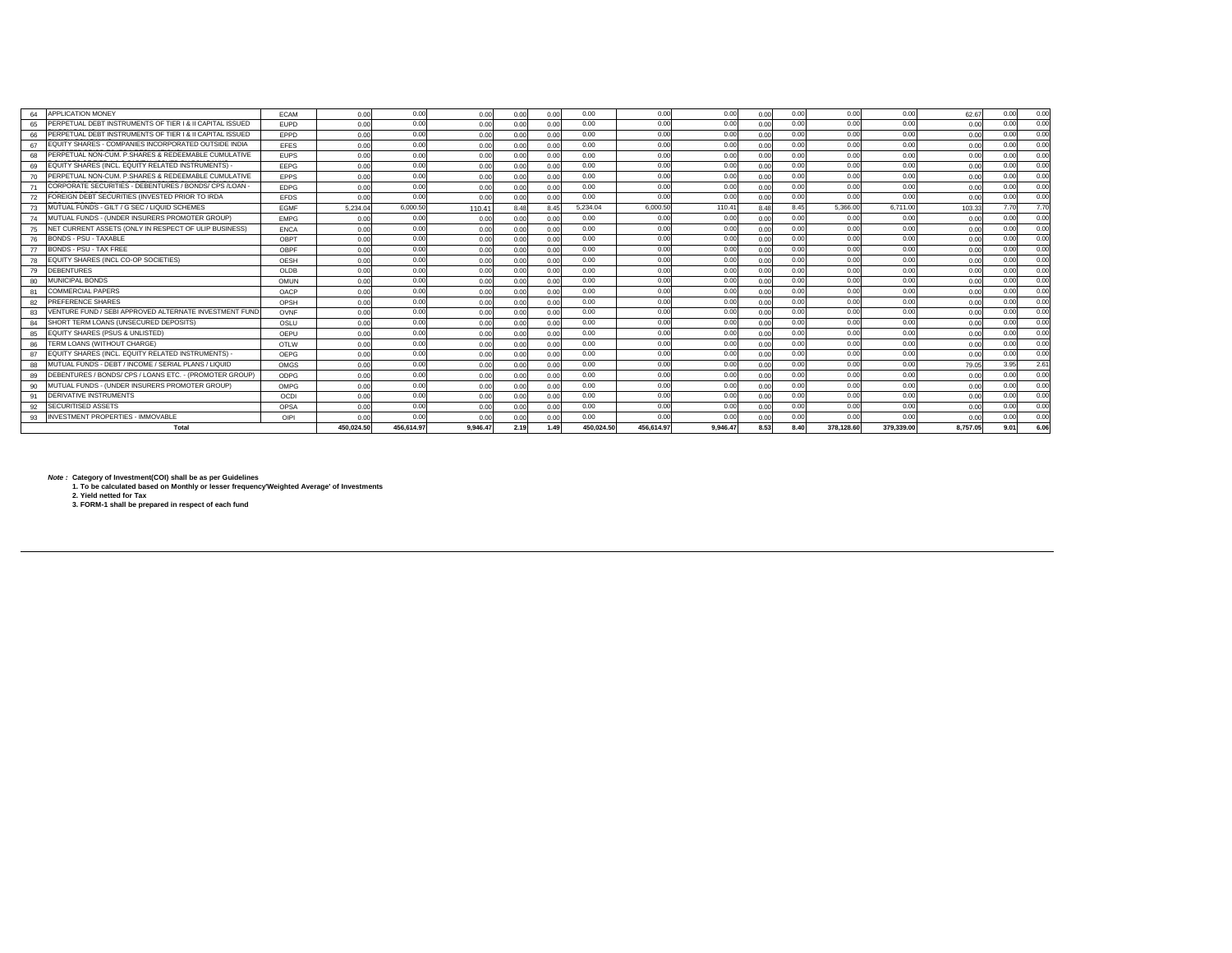| 64 | APPLICATION MONEY | ECAM | 0.00 | 0.00 | 0.00 | 0.00 | 0.00 | 0.00 | 0.00 | 0.00 | 0.00 | 0.00 | 0.00 | 0.00 | 62.67 | 0.00 | 0.00 |
|---|---|---|---|---|---|---|---|---|---|---|---|---|---|---|---|---|---|
| 65 | PERPETUAL DEBT INSTRUMENTS OF TIER I & II CAPITAL ISSUED | EUPD | 0.00 | 0.00 | 0.00 | 0.00 | 0.00 | 0.00 | 0.00 | 0.00 | 0.00 | 0.00 | 0.00 | 0.00 | 0.00 | 0.00 | 0.00 |
| 66 | PERPETUAL DEBT INSTRUMENTS OF TIER I & II CAPITAL ISSUED | EPPD | 0.00 | 0.00 | 0.00 | 0.00 | 0.00 | 0.00 | 0.00 | 0.00 | 0.00 | 0.00 | 0.00 | 0.00 | 0.00 | 0.00 | 0.00 |
| 67 | EQUITY SHARES - COMPANIES INCORPORATED OUTSIDE INDIA | EFES | 0.00 | 0.00 | 0.00 | 0.00 | 0.00 | 0.00 | 0.00 | 0.00 | 0.00 | 0.00 | 0.00 | 0.00 | 0.00 | 0.00 | 0.00 |
| 68 | PERPETUAL NON-CUM. P.SHARES & REDEEMABLE CUMULATIVE | EUPS | 0.00 | 0.00 | 0.00 | 0.00 | 0.00 | 0.00 | 0.00 | 0.00 | 0.00 | 0.00 | 0.00 | 0.00 | 0.00 | 0.00 | 0.00 |
| 69 | EQUITY SHARES (INCL. EQUITY RELATED INSTRUMENTS) - | EEPG | 0.00 | 0.00 | 0.00 | 0.00 | 0.00 | 0.00 | 0.00 | 0.00 | 0.00 | 0.00 | 0.00 | 0.00 | 0.00 | 0.00 | 0.00 |
| 70 | PERPETUAL NON-CUM. P.SHARES & REDEEMABLE CUMULATIVE | EPPS | 0.00 | 0.00 | 0.00 | 0.00 | 0.00 | 0.00 | 0.00 | 0.00 | 0.00 | 0.00 | 0.00 | 0.00 | 0.00 | 0.00 | 0.00 |
| 71 | CORPORATE SECURITIES - DEBENTURES / BONDS/ CPS /LOAN - | EDPG | 0.00 | 0.00 | 0.00 | 0.00 | 0.00 | 0.00 | 0.00 | 0.00 | 0.00 | 0.00 | 0.00 | 0.00 | 0.00 | 0.00 | 0.00 |
| 72 | FOREIGN DEBT SECURITIES (INVESTED PRIOR TO IRDA | EFDS | 0.00 | 0.00 | 0.00 | 0.00 | 0.00 | 0.00 | 0.00 | 0.00 | 0.00 | 0.00 | 0.00 | 0.00 | 0.00 | 0.00 | 0.00 |
| 73 | MUTUAL FUNDS - GILT / G SEC / LIQUID SCHEMES | EGMF | 5,234.04 | 6,000.50 | 110.41 | 8.48 | 8.45 | 5,234.04 | 6,000.50 | 110.41 | 8.48 | 8.45 | 5,366.00 | 6,711.00 | 103.33 | 7.70 | 7.70 |
| 74 | MUTUAL FUNDS - (UNDER INSURERS PROMOTER GROUP) | EMPG | 0.00 | 0.00 | 0.00 | 0.00 | 0.00 | 0.00 | 0.00 | 0.00 | 0.00 | 0.00 | 0.00 | 0.00 | 0.00 | 0.00 | 0.00 |
| 75 | NET CURRENT ASSETS (ONLY IN RESPECT OF ULIP BUSINESS) | ENCA | 0.00 | 0.00 | 0.00 | 0.00 | 0.00 | 0.00 | 0.00 | 0.00 | 0.00 | 0.00 | 0.00 | 0.00 | 0.00 | 0.00 | 0.00 |
| 76 | BONDS - PSU - TAXABLE | OBPT | 0.00 | 0.00 | 0.00 | 0.00 | 0.00 | 0.00 | 0.00 | 0.00 | 0.00 | 0.00 | 0.00 | 0.00 | 0.00 | 0.00 | 0.00 |
| 77 | BONDS - PSU - TAX FREE | OBPF | 0.00 | 0.00 | 0.00 | 0.00 | 0.00 | 0.00 | 0.00 | 0.00 | 0.00 | 0.00 | 0.00 | 0.00 | 0.00 | 0.00 | 0.00 |
| 78 | EQUITY SHARES (INCL CO-OP SOCIETIES) | OESH | 0.00 | 0.00 | 0.00 | 0.00 | 0.00 | 0.00 | 0.00 | 0.00 | 0.00 | 0.00 | 0.00 | 0.00 | 0.00 | 0.00 | 0.00 |
| 79 | DEBENTURES | OLDB | 0.00 | 0.00 | 0.00 | 0.00 | 0.00 | 0.00 | 0.00 | 0.00 | 0.00 | 0.00 | 0.00 | 0.00 | 0.00 | 0.00 | 0.00 |
| 80 | MUNICIPAL BONDS | OMUN | 0.00 | 0.00 | 0.00 | 0.00 | 0.00 | 0.00 | 0.00 | 0.00 | 0.00 | 0.00 | 0.00 | 0.00 | 0.00 | 0.00 | 0.00 |
| 81 | COMMERCIAL PAPERS | OACP | 0.00 | 0.00 | 0.00 | 0.00 | 0.00 | 0.00 | 0.00 | 0.00 | 0.00 | 0.00 | 0.00 | 0.00 | 0.00 | 0.00 | 0.00 |
| 82 | PREFERENCE SHARES | OPSH | 0.00 | 0.00 | 0.00 | 0.00 | 0.00 | 0.00 | 0.00 | 0.00 | 0.00 | 0.00 | 0.00 | 0.00 | 0.00 | 0.00 | 0.00 |
| 83 | VENTURE FUND / SEBI APPROVED ALTERNATE INVESTMENT FUND | OVNF | 0.00 | 0.00 | 0.00 | 0.00 | 0.00 | 0.00 | 0.00 | 0.00 | 0.00 | 0.00 | 0.00 | 0.00 | 0.00 | 0.00 | 0.00 |
| 84 | SHORT TERM LOANS (UNSECURED DEPOSITS) | OSLU | 0.00 | 0.00 | 0.00 | 0.00 | 0.00 | 0.00 | 0.00 | 0.00 | 0.00 | 0.00 | 0.00 | 0.00 | 0.00 | 0.00 | 0.00 |
| 85 | EQUITY SHARES (PSUS & UNLISTED) | OEPU | 0.00 | 0.00 | 0.00 | 0.00 | 0.00 | 0.00 | 0.00 | 0.00 | 0.00 | 0.00 | 0.00 | 0.00 | 0.00 | 0.00 | 0.00 |
| 86 | TERM LOANS (WITHOUT CHARGE) | OTLW | 0.00 | 0.00 | 0.00 | 0.00 | 0.00 | 0.00 | 0.00 | 0.00 | 0.00 | 0.00 | 0.00 | 0.00 | 0.00 | 0.00 | 0.00 |
| 87 | EQUITY SHARES (INCL. EQUITY RELATED INSTRUMENTS) - | OEPG | 0.00 | 0.00 | 0.00 | 0.00 | 0.00 | 0.00 | 0.00 | 0.00 | 0.00 | 0.00 | 0.00 | 0.00 | 0.00 | 0.00 | 0.00 |
| 88 | MUTUAL FUNDS - DEBT / INCOME / SERIAL PLANS / LIQUID | OMGS | 0.00 | 0.00 | 0.00 | 0.00 | 0.00 | 0.00 | 0.00 | 0.00 | 0.00 | 0.00 | 0.00 | 0.00 | 79.05 | 3.95 | 2.61 |
| 89 | DEBENTURES / BONDS/ CPS / LOANS ETC. - (PROMOTER GROUP) | ODPG | 0.00 | 0.00 | 0.00 | 0.00 | 0.00 | 0.00 | 0.00 | 0.00 | 0.00 | 0.00 | 0.00 | 0.00 | 0.00 | 0.00 | 0.00 |
| 90 | MUTUAL FUNDS - (UNDER INSURERS PROMOTER GROUP) | OMPG | 0.00 | 0.00 | 0.00 | 0.00 | 0.00 | 0.00 | 0.00 | 0.00 | 0.00 | 0.00 | 0.00 | 0.00 | 0.00 | 0.00 | 0.00 |
| 91 | DERIVATIVE INSTRUMENTS | OCDI | 0.00 | 0.00 | 0.00 | 0.00 | 0.00 | 0.00 | 0.00 | 0.00 | 0.00 | 0.00 | 0.00 | 0.00 | 0.00 | 0.00 | 0.00 |
| 92 | SECURITISED ASSETS | OPSA | 0.00 | 0.00 | 0.00 | 0.00 | 0.00 | 0.00 | 0.00 | 0.00 | 0.00 | 0.00 | 0.00 | 0.00 | 0.00 | 0.00 | 0.00 |
| 93 | INVESTMENT PROPERTIES - IMMOVABLE | OIPI | 0.00 | 0.00 | 0.00 | 0.00 | 0.00 | 0.00 | 0.00 | 0.00 | 0.00 | 0.00 | 0.00 | 0.00 | 0.00 | 0.00 | 0.00 |
| | **Total** | | **450,024.50** | **456,614.97** | **9,946.47** | **2.19** | **1.49** | **450,024.50** | **456,614.97** | **9,946.47** | **8.53** | **8.40** | **378,128.60** | **379,339.00** | **8,757.05** | **9.01** | **6.06** |

***Note :*** **Category of Investment(COI) shall be as per Guidelines**

**1. To be calculated based on Monthly or lesser frequency'Weighted Average' of Investments**

**2. Yield netted for Tax**

**3. FORM-1 shall be prepared in respect of each fund**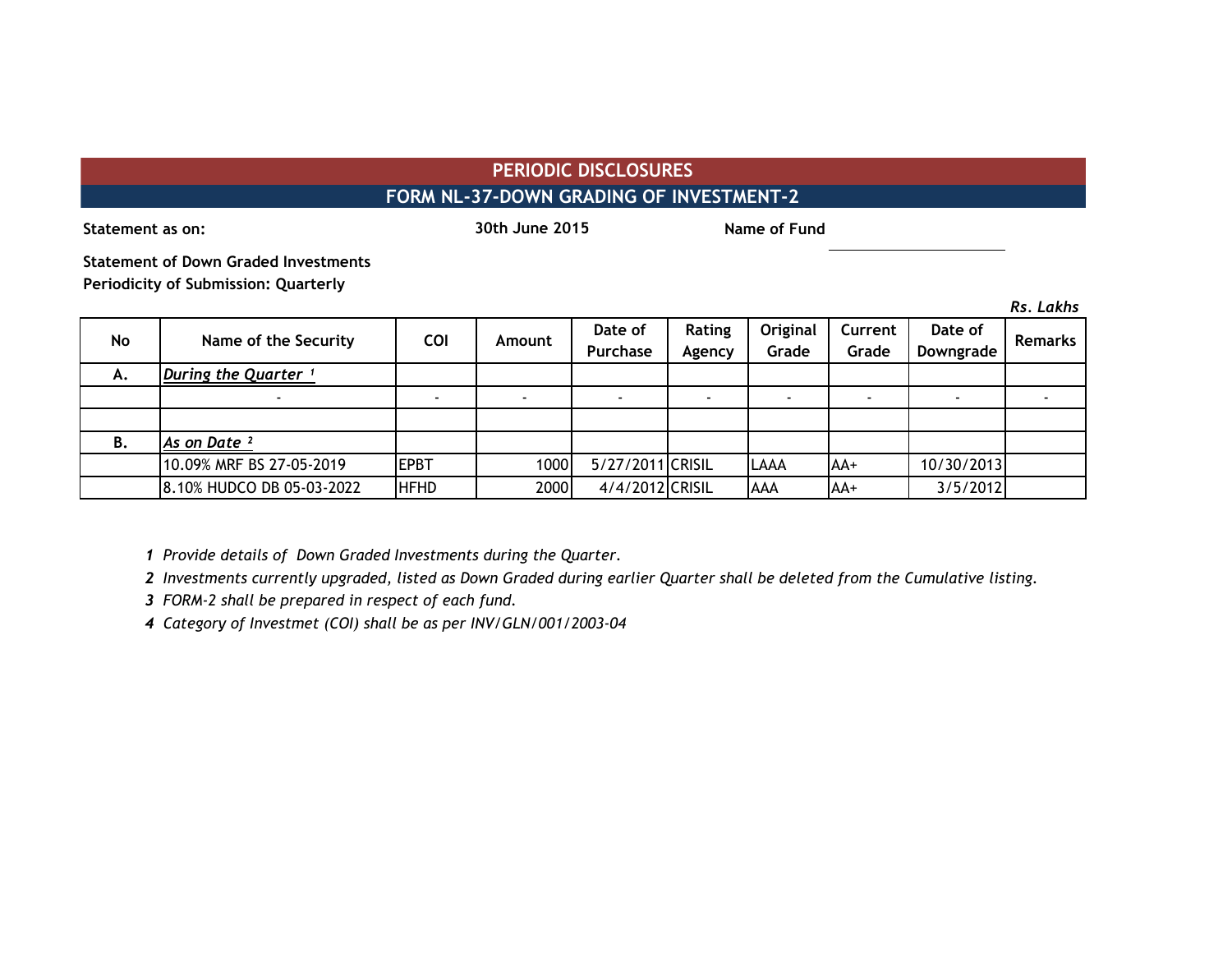# PERIODIC DISCLOSURES

## FORM NL-37-DOWN GRADING OF INVESTMENT-2

**Statement as on:** **30th June 2015** **Name of Fund**

**Statement of Down Graded Investments**
**Periodicity of Submission: Quarterly**

*Rs. Lakhs*

| No | Name of the Security | COI | Amount | Date of Purchase | Rating Agency | Original Grade | Current Grade | Date of Downgrade | Remarks |
|---|---|---|---|---|---|---|---|---|---|
| A. | *During the Quarter* [1] | | | | | | | | |
| | - | - | - | - | - | - | - | - | - |
| | | | | | | | | | |
| B. | *As on Date* [2] | | | | | | | | |
| | 10.09% MRF BS 27-05-2019 | EPBT | 1000 | 5/27/2011 | CRISIL | LAAA | AA+ | 10/30/2013 | |
| | 8.10% HUDCO DB 05-03-2022 | HFHD | 2000 | 4/4/2012 | CRISIL | AAA | AA+ | 3/5/2012 | |

1 *Provide details of Down Graded Investments during the Quarter.*

2 *Investments currently upgraded, listed as Down Graded during earlier Quarter shall be deleted from the Cumulative listing.*

3 *FORM-2 shall be prepared in respect of each fund.*

4 *Category of Investmet (COI) shall be as per INV/GLN/001/2003-04*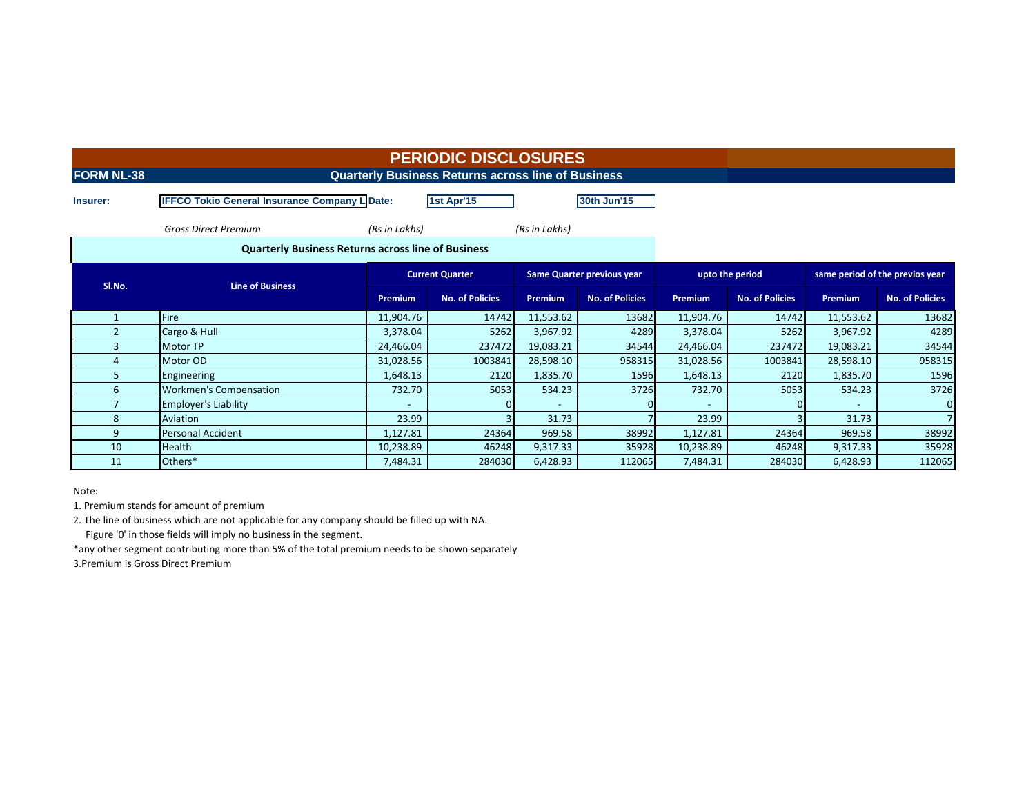# PERIODIC DISCLOSURES

## FORM NL-38 Quarterly Business Returns across line of Business

**Insurer:** IFFCO Tokio General Insurance Company L **Date:** 1st Apr'15 30th Jun'15

*Gross Direct Premium* *(Rs in Lakhs)* *(Rs in Lakhs)*

### Quarterly Business Returns across line of Business

| Sl.No. | Line of Business | Current Quarter | | Same Quarter previous year | | upto the period | | same period of the previos year | |
|---|---|---|---|---|---|---|---|---|---|
| | | Premium | No. of Policies | Premium | No. of Policies | Premium | No. of Policies | Premium | No. of Policies |
| 1 | Fire | 11,904.76 | 14742 | 11,553.62 | 13682 | 11,904.76 | 14742 | 11,553.62 | 13682 |
| 2 | Cargo & Hull | 3,378.04 | 5262 | 3,967.92 | 4289 | 3,378.04 | 5262 | 3,967.92 | 4289 |
| 3 | Motor TP | 24,466.04 | 237472 | 19,083.21 | 34544 | 24,466.04 | 237472 | 19,083.21 | 34544 |
| 4 | Motor OD | 31,028.56 | 1003841 | 28,598.10 | 958315 | 31,028.56 | 1003841 | 28,598.10 | 958315 |
| 5 | Engineering | 1,648.13 | 2120 | 1,835.70 | 1596 | 1,648.13 | 2120 | 1,835.70 | 1596 |
| 6 | Workmen's Compensation | 732.70 | 5053 | 534.23 | 3726 | 732.70 | 5053 | 534.23 | 3726 |
| 7 | Employer's Liability | - | 0 | - | 0 | - | 0 | - | 0 |
| 8 | Aviation | 23.99 | 3 | 31.73 | 7 | 23.99 | 3 | 31.73 | 7 |
| 9 | Personal Accident | 1,127.81 | 24364 | 969.58 | 38992 | 1,127.81 | 24364 | 969.58 | 38992 |
| 10 | Health | 10,238.89 | 46248 | 9,317.33 | 35928 | 10,238.89 | 46248 | 9,317.33 | 35928 |
| 11 | Others* | 7,484.31 | 284030 | 6,428.93 | 112065 | 7,484.31 | 284030 | 6,428.93 | 112065 |

Note:

1. Premium stands for amount of premium
2. The line of business which are not applicable for any company should be filled up with NA.
   Figure '0' in those fields will imply no business in the segment.

*any other segment contributing more than 5% of the total premium needs to be shown separately

3. Premium is Gross Direct Premium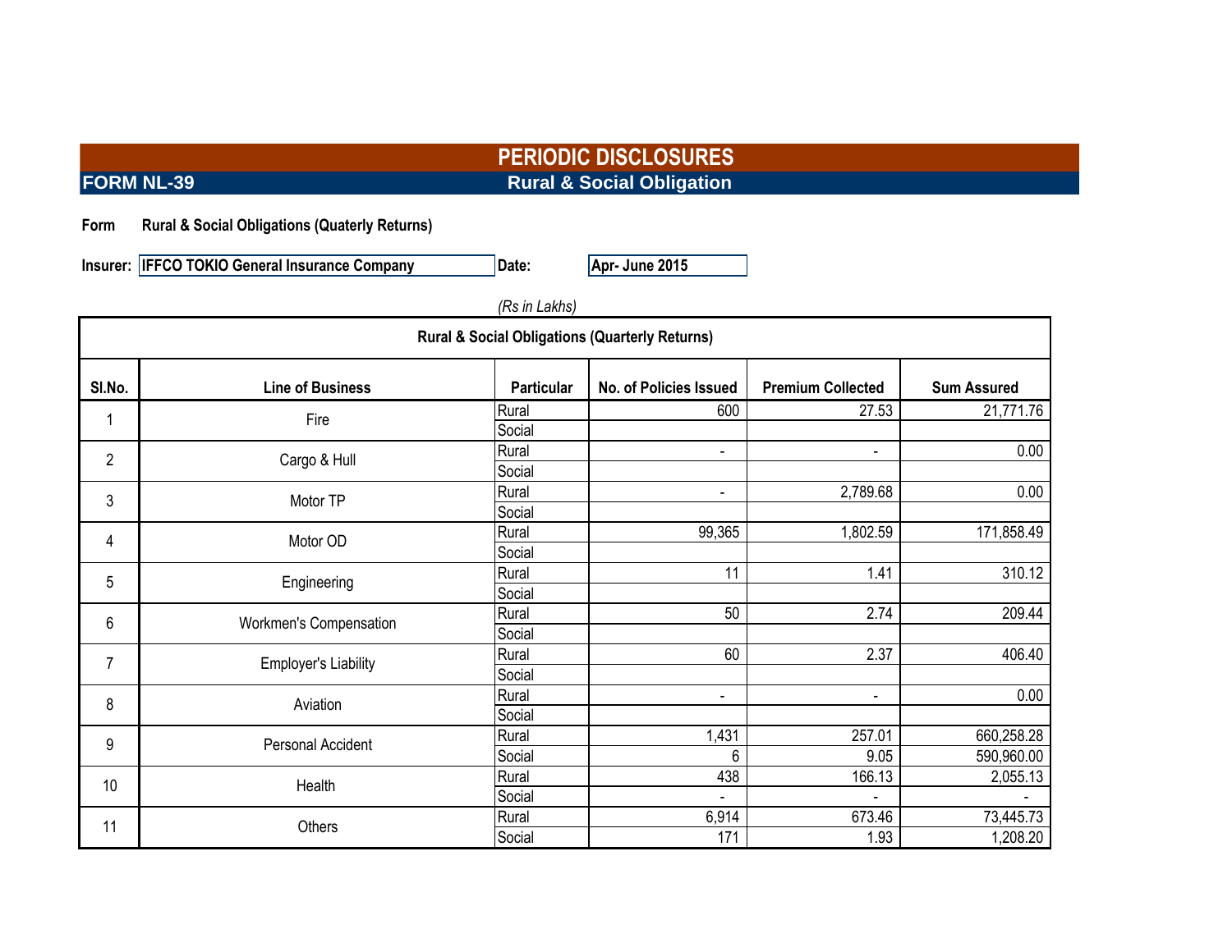# PERIODIC DISCLOSURES

## FORM NL-39 — Rural & Social Obligation

**Form** **Rural & Social Obligations (Quaterly Returns)**

**Insurer:** **IFFCO TOKIO General Insurance Company** **Date:** **Apr- June 2015**

*(Rs in Lakhs)*

**Rural & Social Obligations (Quarterly Returns)**

| Sl.No. | Line of Business | Particular | No. of Policies Issued | Premium Collected | Sum Assured |
|---|---|---|---|---|---|
| 1 | Fire | Rural | 600 | 27.53 | 21,771.76 |
| | | Social | | | |
| 2 | Cargo & Hull | Rural | - | - | 0.00 |
| | | Social | | | |
| 3 | Motor TP | Rural | - | 2,789.68 | 0.00 |
| | | Social | | | |
| 4 | Motor OD | Rural | 99,365 | 1,802.59 | 171,858.49 |
| | | Social | | | |
| 5 | Engineering | Rural | 11 | 1.41 | 310.12 |
| | | Social | | | |
| 6 | Workmen's Compensation | Rural | 50 | 2.74 | 209.44 |
| | | Social | | | |
| 7 | Employer's Liability | Rural | 60 | 2.37 | 406.40 |
| | | Social | | | |
| 8 | Aviation | Rural | - | - | 0.00 |
| | | Social | | | |
| 9 | Personal Accident | Rural | 1,431 | 257.01 | 660,258.28 |
| | | Social | 6 | 9.05 | 590,960.00 |
| 10 | Health | Rural | 438 | 166.13 | 2,055.13 |
| | | Social | - | - | - |
| 11 | Others | Rural | 6,914 | 673.46 | 73,445.73 |
| | | Social | 171 | 1.93 | 1,208.20 |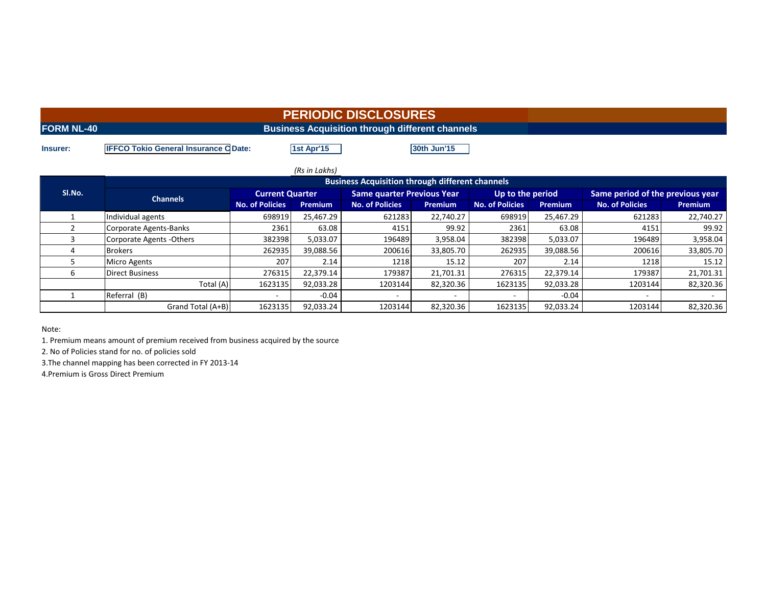# PERIODIC DISCLOSURES

## FORM NL-40 Business Acquisition through different channels

**Insurer:** IFFCO Tokio General Insurance C **Date:** 1st Apr'15 30th Jun'15

(Rs in Lakhs)

| Sl.No. | Channels | Current Quarter | | Same quarter Previous Year | | Up to the period | | Same period of the previous year | |
|---|---|---|---|---|---|---|---|---|---|
| | | No. of Policies | Premium | No. of Policies | Premium | No. of Policies | Premium | No. of Policies | Premium |
| 1 | Individual agents | 698919 | 25,467.29 | 621283 | 22,740.27 | 698919 | 25,467.29 | 621283 | 22,740.27 |
| 2 | Corporate Agents-Banks | 2361 | 63.08 | 4151 | 99.92 | 2361 | 63.08 | 4151 | 99.92 |
| 3 | Corporate Agents -Others | 382398 | 5,033.07 | 196489 | 3,958.04 | 382398 | 5,033.07 | 196489 | 3,958.04 |
| 4 | Brokers | 262935 | 39,088.56 | 200616 | 33,805.70 | 262935 | 39,088.56 | 200616 | 33,805.70 |
| 5 | Micro Agents | 207 | 2.14 | 1218 | 15.12 | 207 | 2.14 | 1218 | 15.12 |
| 6 | Direct Business | 276315 | 22,379.14 | 179387 | 21,701.31 | 276315 | 22,379.14 | 179387 | 21,701.31 |
| | Total (A) | 1623135 | 92,033.28 | 1203144 | 82,320.36 | 1623135 | 92,033.28 | 1203144 | 82,320.36 |
| 1 | Referral (B) | - | -0.04 | - | - | - | -0.04 | - | - |
| | Grand Total (A+B) | 1623135 | 92,033.24 | 1203144 | 82,320.36 | 1623135 | 92,033.24 | 1203144 | 82,320.36 |

Note:

1. Premium means amount of premium received from business acquired by the source
2. No of Policies stand for no. of policies sold
3. The channel mapping has been corrected in FY 2013-14
4. Premium is Gross Direct Premium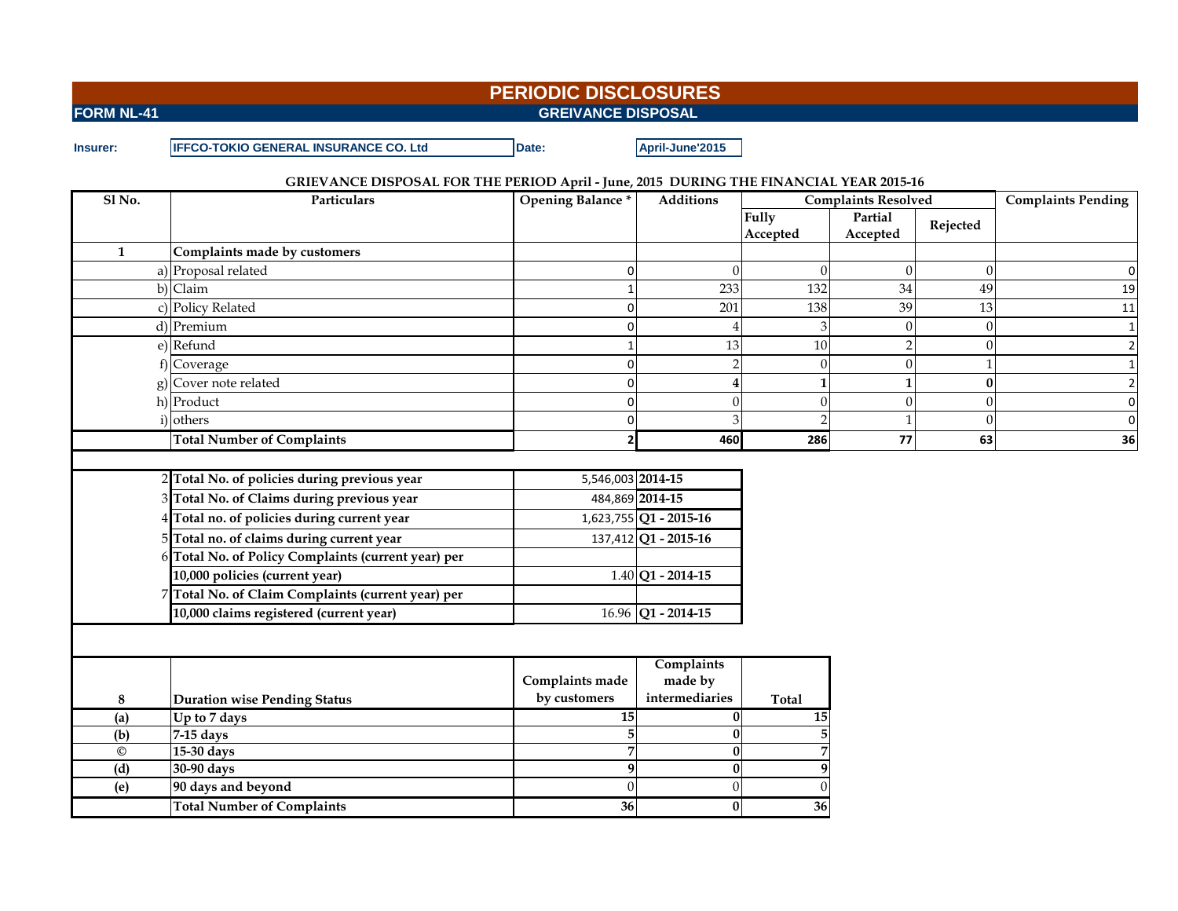# PERIODIC DISCLOSURES

**FORM NL-41** — **GREIVANCE DISPOSAL**

**Insurer:** IFFCO-TOKIO GENERAL INSURANCE CO. Ltd **Date:** April-June'2015

**GRIEVANCE DISPOSAL FOR THE PERIOD April - June, 2015 DURING THE FINANCIAL YEAR 2015-16**

| Sl No. | | Particulars | Opening Balance * | Additions | Complaints Resolved | | | Complaints Pending |
|---|---|---|---|---|---|---|---|---|
| | | | | | Fully Accepted | Partial Accepted | Rejected | |
| 1 | | **Complaints made by customers** | | | | | | |
| | a) | Proposal related | 0 | 0 | 0 | 0 | 0 | 0 |
| | b) | Claim | 1 | 233 | 132 | 34 | 49 | 19 |
| | c) | Policy Related | 0 | 201 | 138 | 39 | 13 | 11 |
| | d) | Premium | 0 | 4 | 3 | 0 | 0 | 1 |
| | e) | Refund | 1 | 13 | 10 | 2 | 0 | 2 |
| | f) | Coverage | 0 | 2 | 0 | 0 | 1 | 1 |
| | g) | Cover note related | 0 | 4 | 1 | 1 | 0 | 2 |
| | h) | Product | 0 | 0 | 0 | 0 | 0 | 0 |
| | i) | others | 0 | 3 | 2 | 1 | 0 | 0 |
| | | **Total Number of Complaints** | **2** | **460** | **286** | **77** | **63** | **36** |

| | | | |
|---|---|---|---|
| 2 | **Total No. of policies during previous year** | 5,546,003 | **2014-15** |
| 3 | **Total No. of Claims during previous year** | 484,869 | **2014-15** |
| 4 | **Total no. of policies during current year** | 1,623,755 | **Q1 - 2015-16** |
| 5 | **Total no. of claims during current year** | 137,412 | **Q1 - 2015-16** |
| 6 | **Total No. of Policy Complaints (current year) per 10,000 policies (current year)** | 1.40 | **Q1 - 2014-15** |
| 7 | **Total No. of Claim Complaints (current year) per 10,000 claims registered (current year)** | 16.96 | **Q1 - 2014-15** |

| 8 | Duration wise Pending Status | Complaints made by customers | Complaints made by intermediaries | Total |
|---|---|---|---|---|
| (a) | Up to 7 days | 15 | 0 | 15 |
| (b) | 7-15 days | 5 | 0 | 5 |
| © | 15-30 days | 7 | 0 | 7 |
| (d) | 30-90 days | 9 | 0 | 9 |
| (e) | 90 days and beyond | 0 | 0 | 0 |
| | **Total Number of Complaints** | **36** | **0** | **36** |